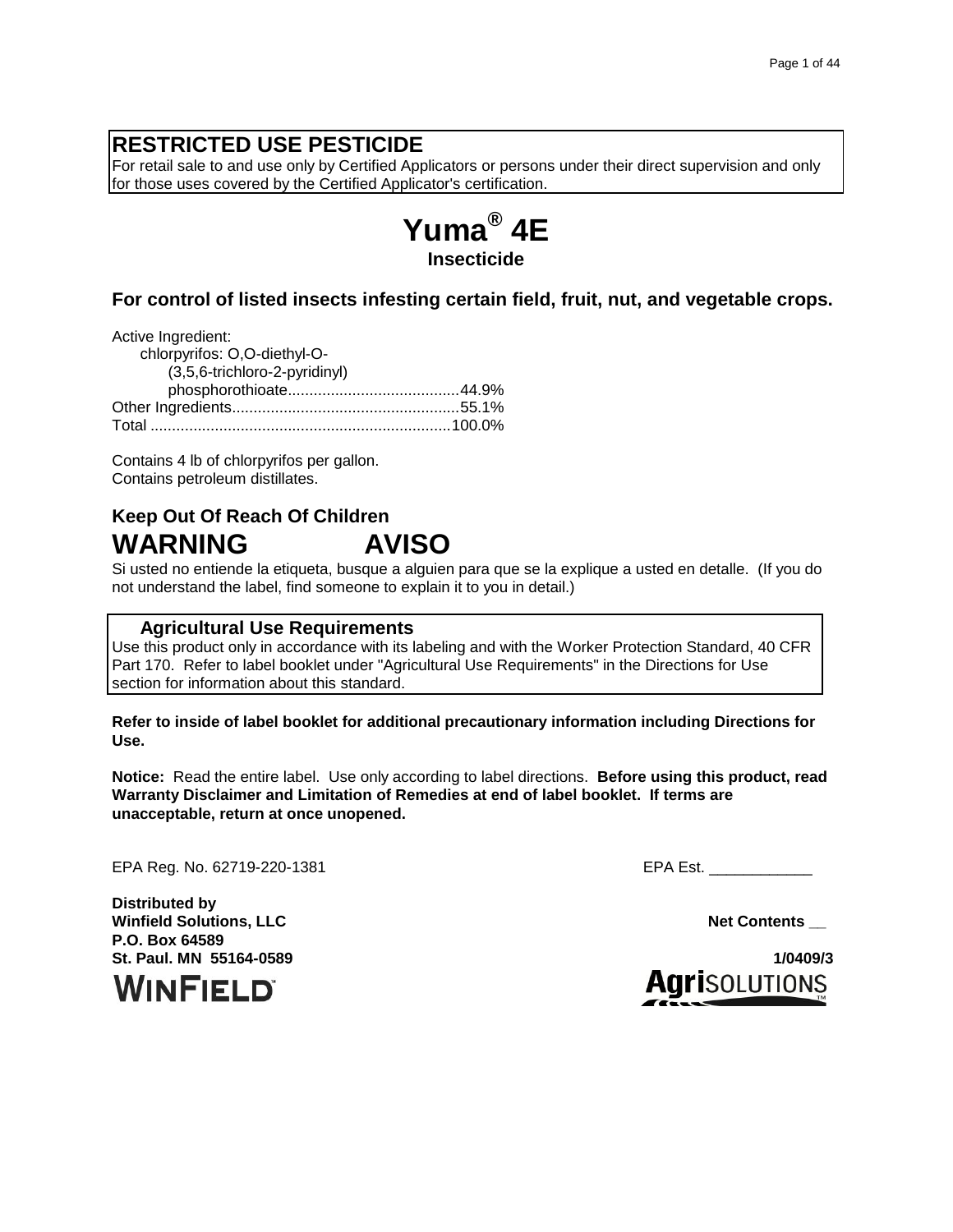## RESTRICTED USE PESTICIDE

For retail sale to and use only by Certified Applicators or persons under their direct supervision and only for those uses covered by the Certified Applicator's certification.

# Yuma® 4E

**Insecticide**

### For control of listed insects infesting certain field, fruit, nut, and vegetable crops.

Active Ingredient:
chlorpyrifos: O,O-diethyl-O-(3,5,6-trichloro-2-pyridinyl) phosphorothioate........................................44.9%
Other Ingredients.....................................................55.1%
Total .....................................................................100.0%

Contains 4 lb of chlorpyrifos per gallon.
Contains petroleum distillates.

### Keep Out Of Reach Of Children

## WARNING AVISO

Si usted no entiende la etiqueta, busque a alguien para que se la explique a usted en detalle. (If you do not understand the label, find someone to explain it to you in detail.)

### Agricultural Use Requirements

Use this product only in accordance with its labeling and with the Worker Protection Standard, 40 CFR Part 170. Refer to label booklet under "Agricultural Use Requirements" in the Directions for Use section for information about this standard.

**Refer to inside of label booklet for additional precautionary information including Directions for Use.**

**Notice:** Read the entire label. Use only according to label directions. **Before using this product, read Warranty Disclaimer and Limitation of Remedies at end of label booklet. If terms are unacceptable, return at once unopened.**

EPA Reg. No. 62719-220-1381

EPA Est. ____________

**Distributed by**
**Winfield Solutions, LLC**
**P.O. Box 64589**
**St. Paul. MN 55164-0589**

WINFIELD

**Net Contents __**

**1/0409/3**

AgriSOLUTIONS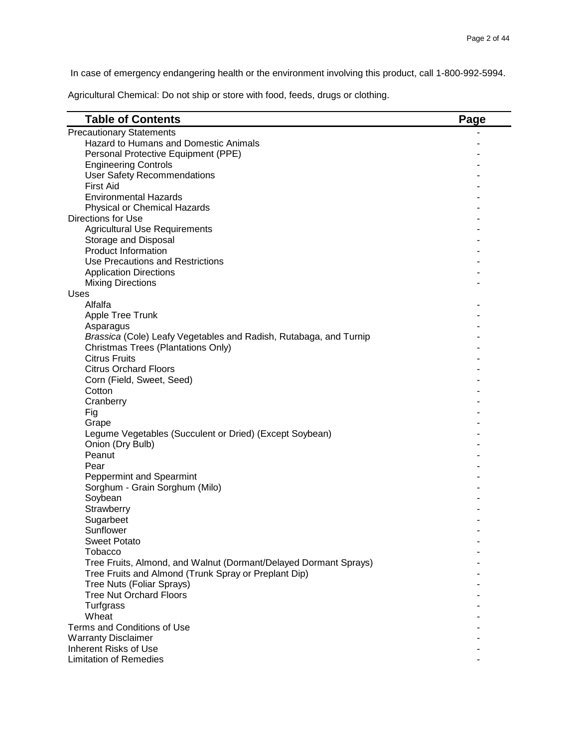In case of emergency endangering health or the environment involving this product, call 1-800-992-5994.

Agricultural Chemical: Do not ship or store with food, feeds, drugs or clothing.

| Table of Contents | Page |
| --- | --- |
| Precautionary Statements | - |
| Hazard to Humans and Domestic Animals | - |
| Personal Protective Equipment (PPE) | - |
| Engineering Controls | - |
| User Safety Recommendations | - |
| First Aid | - |
| Environmental Hazards | - |
| Physical or Chemical Hazards | - |
| Directions for Use | - |
| Agricultural Use Requirements | - |
| Storage and Disposal | - |
| Product Information | - |
| Use Precautions and Restrictions | - |
| Application Directions | - |
| Mixing Directions | - |
| Uses | |
| Alfalfa | - |
| Apple Tree Trunk | - |
| Asparagus | - |
| *Brassica* (Cole) Leafy Vegetables and Radish, Rutabaga, and Turnip | - |
| Christmas Trees (Plantations Only) | - |
| Citrus Fruits | - |
| Citrus Orchard Floors | - |
| Corn (Field, Sweet, Seed) | - |
| Cotton | - |
| Cranberry | - |
| Fig | - |
| Grape | - |
| Legume Vegetables (Succulent or Dried) (Except Soybean) | - |
| Onion (Dry Bulb) | - |
| Peanut | - |
| Pear | - |
| Peppermint and Spearmint | - |
| Sorghum - Grain Sorghum (Milo) | - |
| Soybean | - |
| Strawberry | - |
| Sugarbeet | - |
| Sunflower | - |
| Sweet Potato | - |
| Tobacco | - |
| Tree Fruits, Almond, and Walnut (Dormant/Delayed Dormant Sprays) | - |
| Tree Fruits and Almond (Trunk Spray or Preplant Dip) | - |
| Tree Nuts (Foliar Sprays) | - |
| Tree Nut Orchard Floors | - |
| Turfgrass | - |
| Wheat | - |
| Terms and Conditions of Use | - |
| Warranty Disclaimer | - |
| Inherent Risks of Use | - |
| Limitation of Remedies | - |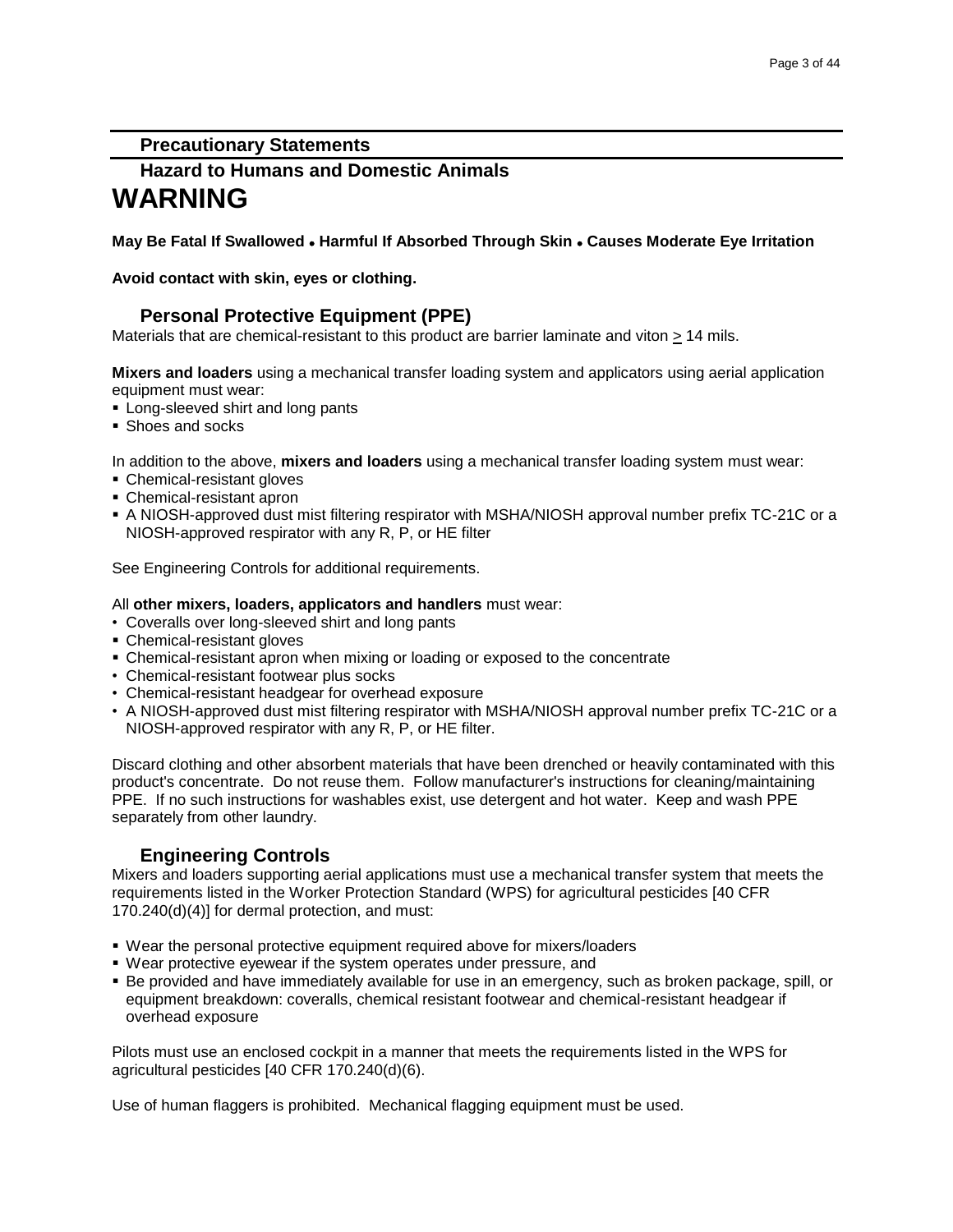## Precautionary Statements

## Hazard to Humans and Domestic Animals

# WARNING

**May Be Fatal If Swallowed • Harmful If Absorbed Through Skin • Causes Moderate Eye Irritation**

**Avoid contact with skin, eyes or clothing.**

### Personal Protective Equipment (PPE)

Materials that are chemical-resistant to this product are barrier laminate and viton ≥ 14 mils.

**Mixers and loaders** using a mechanical transfer loading system and applicators using aerial application equipment must wear:

- Long-sleeved shirt and long pants
- Shoes and socks

In addition to the above, **mixers and loaders** using a mechanical transfer loading system must wear:

- Chemical-resistant gloves
- Chemical-resistant apron
- A NIOSH-approved dust mist filtering respirator with MSHA/NIOSH approval number prefix TC-21C or a NIOSH-approved respirator with any R, P, or HE filter

See Engineering Controls for additional requirements.

All **other mixers, loaders, applicators and handlers** must wear:

- Coveralls over long-sleeved shirt and long pants
- Chemical-resistant gloves
- Chemical-resistant apron when mixing or loading or exposed to the concentrate
- Chemical-resistant footwear plus socks
- Chemical-resistant headgear for overhead exposure
- A NIOSH-approved dust mist filtering respirator with MSHA/NIOSH approval number prefix TC-21C or a NIOSH-approved respirator with any R, P, or HE filter.

Discard clothing and other absorbent materials that have been drenched or heavily contaminated with this product's concentrate. Do not reuse them. Follow manufacturer's instructions for cleaning/maintaining PPE. If no such instructions for washables exist, use detergent and hot water. Keep and wash PPE separately from other laundry.

### Engineering Controls

Mixers and loaders supporting aerial applications must use a mechanical transfer system that meets the requirements listed in the Worker Protection Standard (WPS) for agricultural pesticides [40 CFR 170.240(d)(4)] for dermal protection, and must:

- Wear the personal protective equipment required above for mixers/loaders
- Wear protective eyewear if the system operates under pressure, and
- Be provided and have immediately available for use in an emergency, such as broken package, spill, or equipment breakdown: coveralls, chemical resistant footwear and chemical-resistant headgear if overhead exposure

Pilots must use an enclosed cockpit in a manner that meets the requirements listed in the WPS for agricultural pesticides [40 CFR 170.240(d)(6).

Use of human flaggers is prohibited. Mechanical flagging equipment must be used.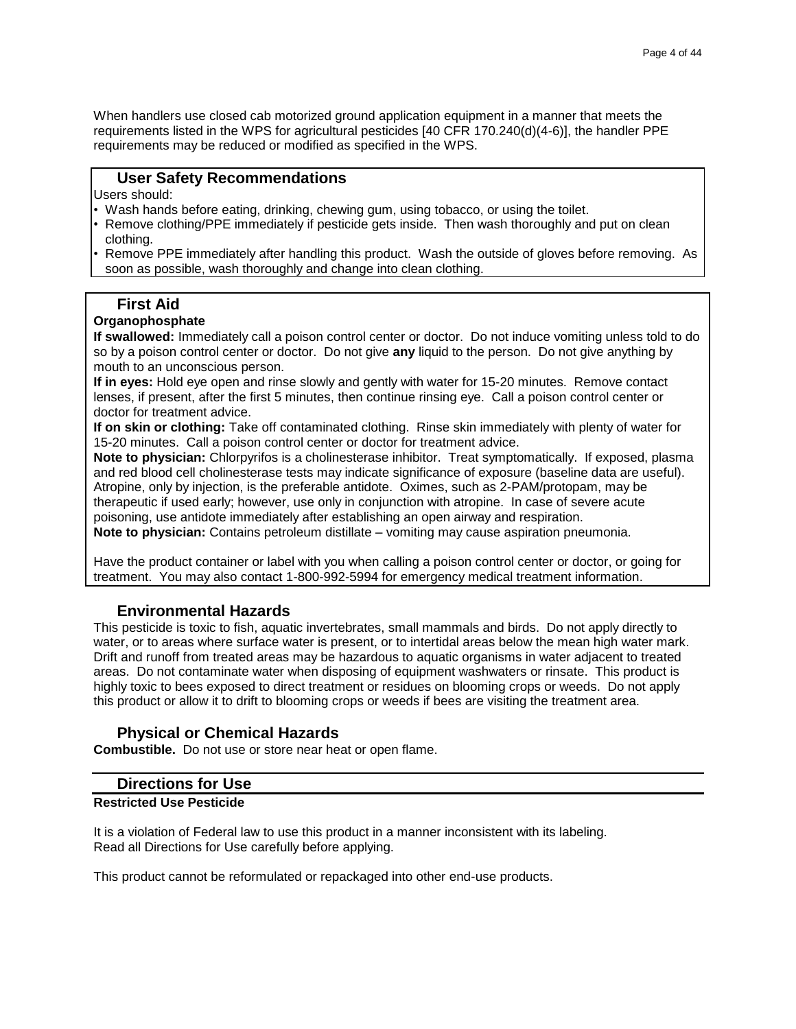When handlers use closed cab motorized ground application equipment in a manner that meets the requirements listed in the WPS for agricultural pesticides [40 CFR 170.240(d)(4-6)], the handler PPE requirements may be reduced or modified as specified in the WPS.

## User Safety Recommendations

Users should:

- Wash hands before eating, drinking, chewing gum, using tobacco, or using the toilet.
- Remove clothing/PPE immediately if pesticide gets inside. Then wash thoroughly and put on clean clothing.
- Remove PPE immediately after handling this product. Wash the outside of gloves before removing. As soon as possible, wash thoroughly and change into clean clothing.

## First Aid

**Organophosphate**

**If swallowed:** Immediately call a poison control center or doctor. Do not induce vomiting unless told to do so by a poison control center or doctor. Do not give **any** liquid to the person. Do not give anything by mouth to an unconscious person.

**If in eyes:** Hold eye open and rinse slowly and gently with water for 15-20 minutes. Remove contact lenses, if present, after the first 5 minutes, then continue rinsing eye. Call a poison control center or doctor for treatment advice.

**If on skin or clothing:** Take off contaminated clothing. Rinse skin immediately with plenty of water for 15-20 minutes. Call a poison control center or doctor for treatment advice.

**Note to physician:** Chlorpyrifos is a cholinesterase inhibitor. Treat symptomatically. If exposed, plasma and red blood cell cholinesterase tests may indicate significance of exposure (baseline data are useful). Atropine, only by injection, is the preferable antidote. Oximes, such as 2-PAM/protopam, may be therapeutic if used early; however, use only in conjunction with atropine. In case of severe acute poisoning, use antidote immediately after establishing an open airway and respiration.

**Note to physician:** Contains petroleum distillate – vomiting may cause aspiration pneumonia.

Have the product container or label with you when calling a poison control center or doctor, or going for treatment. You may also contact 1-800-992-5994 for emergency medical treatment information.

## Environmental Hazards

This pesticide is toxic to fish, aquatic invertebrates, small mammals and birds. Do not apply directly to water, or to areas where surface water is present, or to intertidal areas below the mean high water mark. Drift and runoff from treated areas may be hazardous to aquatic organisms in water adjacent to treated areas. Do not contaminate water when disposing of equipment washwaters or rinsate. This product is highly toxic to bees exposed to direct treatment or residues on blooming crops or weeds. Do not apply this product or allow it to drift to blooming crops or weeds if bees are visiting the treatment area.

## Physical or Chemical Hazards

**Combustible.** Do not use or store near heat or open flame.

## Directions for Use

**Restricted Use Pesticide**

It is a violation of Federal law to use this product in a manner inconsistent with its labeling.
Read all Directions for Use carefully before applying.

This product cannot be reformulated or repackaged into other end-use products.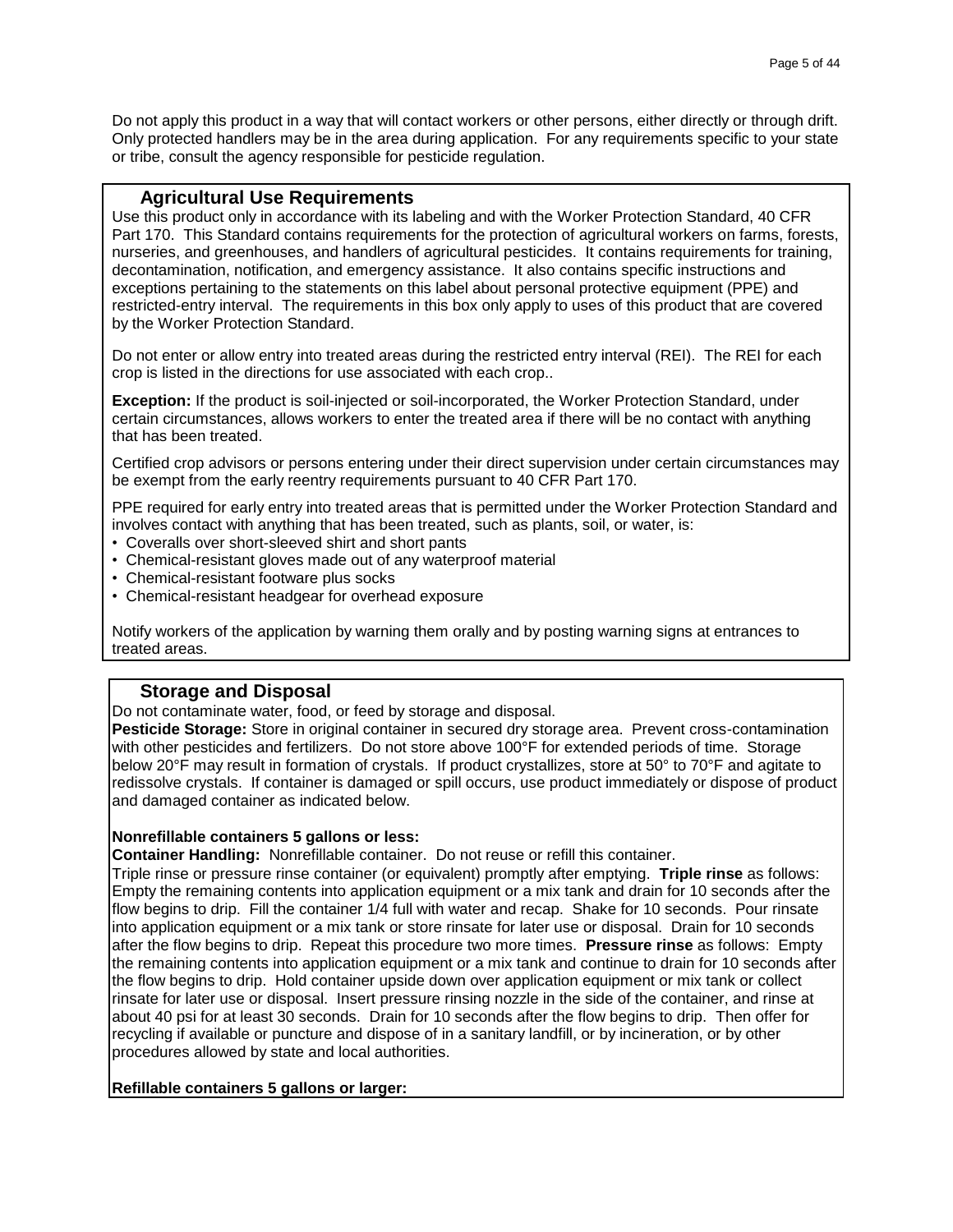Do not apply this product in a way that will contact workers or other persons, either directly or through drift. Only protected handlers may be in the area during application. For any requirements specific to your state or tribe, consult the agency responsible for pesticide regulation.

## Agricultural Use Requirements

Use this product only in accordance with its labeling and with the Worker Protection Standard, 40 CFR Part 170. This Standard contains requirements for the protection of agricultural workers on farms, forests, nurseries, and greenhouses, and handlers of agricultural pesticides. It contains requirements for training, decontamination, notification, and emergency assistance. It also contains specific instructions and exceptions pertaining to the statements on this label about personal protective equipment (PPE) and restricted-entry interval. The requirements in this box only apply to uses of this product that are covered by the Worker Protection Standard.

Do not enter or allow entry into treated areas during the restricted entry interval (REI). The REI for each crop is listed in the directions for use associated with each crop..

**Exception:** If the product is soil-injected or soil-incorporated, the Worker Protection Standard, under certain circumstances, allows workers to enter the treated area if there will be no contact with anything that has been treated.

Certified crop advisors or persons entering under their direct supervision under certain circumstances may be exempt from the early reentry requirements pursuant to 40 CFR Part 170.

PPE required for early entry into treated areas that is permitted under the Worker Protection Standard and involves contact with anything that has been treated, such as plants, soil, or water, is:

- Coveralls over short-sleeved shirt and short pants
- Chemical-resistant gloves made out of any waterproof material
- Chemical-resistant footware plus socks
- Chemical-resistant headgear for overhead exposure

Notify workers of the application by warning them orally and by posting warning signs at entrances to treated areas.

## Storage and Disposal

Do not contaminate water, food, or feed by storage and disposal.

**Pesticide Storage:** Store in original container in secured dry storage area. Prevent cross-contamination with other pesticides and fertilizers. Do not store above 100°F for extended periods of time. Storage below 20°F may result in formation of crystals. If product crystallizes, store at 50° to 70°F and agitate to redissolve crystals. If container is damaged or spill occurs, use product immediately or dispose of product and damaged container as indicated below.

**Nonrefillable containers 5 gallons or less:**

**Container Handling:** Nonrefillable container. Do not reuse or refill this container.

Triple rinse or pressure rinse container (or equivalent) promptly after emptying. **Triple rinse** as follows: Empty the remaining contents into application equipment or a mix tank and drain for 10 seconds after the flow begins to drip. Fill the container 1/4 full with water and recap. Shake for 10 seconds. Pour rinsate into application equipment or a mix tank or store rinsate for later use or disposal. Drain for 10 seconds after the flow begins to drip. Repeat this procedure two more times. **Pressure rinse** as follows: Empty the remaining contents into application equipment or a mix tank and continue to drain for 10 seconds after the flow begins to drip. Hold container upside down over application equipment or mix tank or collect rinsate for later use or disposal. Insert pressure rinsing nozzle in the side of the container, and rinse at about 40 psi for at least 30 seconds. Drain for 10 seconds after the flow begins to drip. Then offer for recycling if available or puncture and dispose of in a sanitary landfill, or by incineration, or by other procedures allowed by state and local authorities.

**Refillable containers 5 gallons or larger:**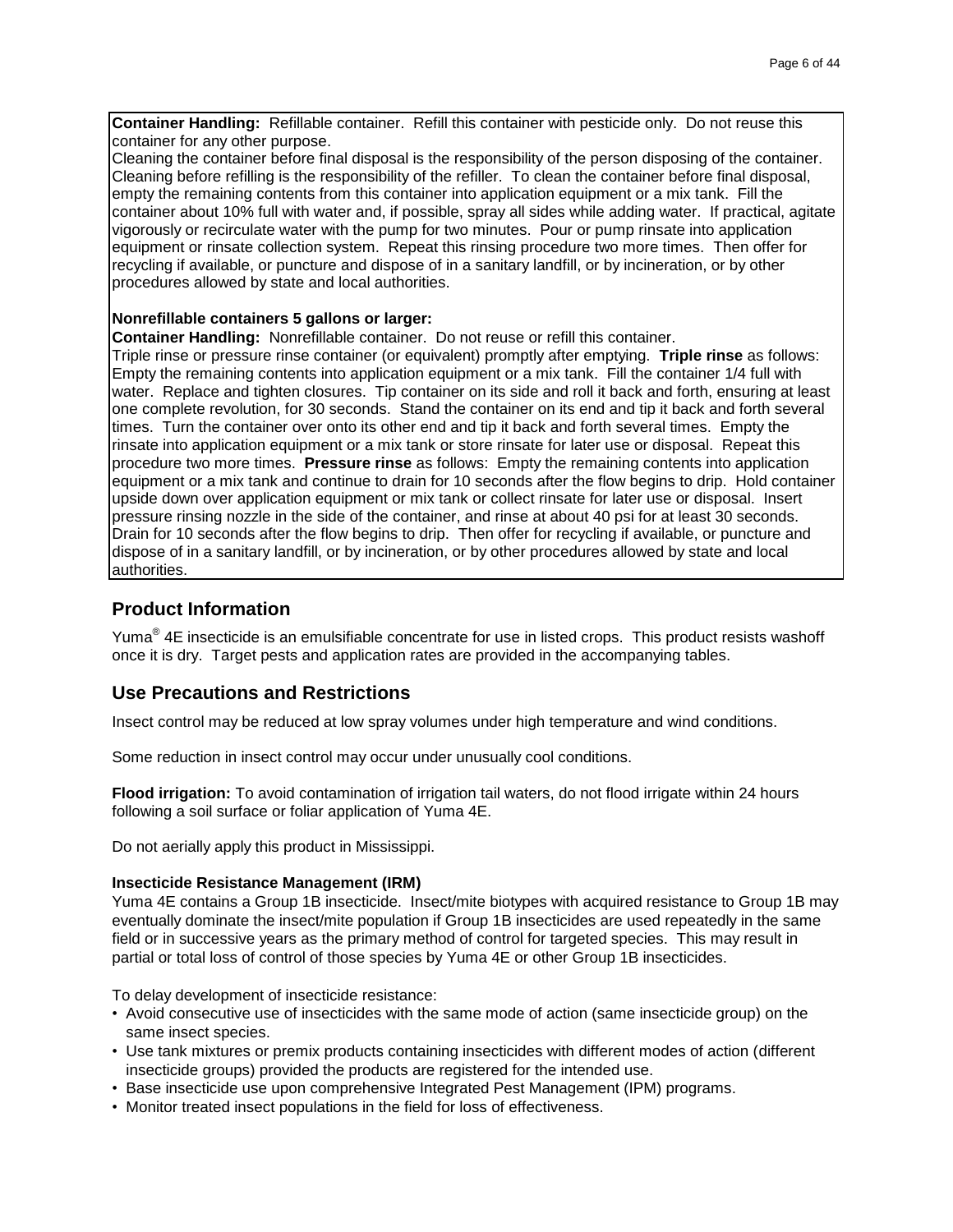**Container Handling:** Refillable container. Refill this container with pesticide only. Do not reuse this container for any other purpose.
Cleaning the container before final disposal is the responsibility of the person disposing of the container. Cleaning before refilling is the responsibility of the refiller. To clean the container before final disposal, empty the remaining contents from this container into application equipment or a mix tank. Fill the container about 10% full with water and, if possible, spray all sides while adding water. If practical, agitate vigorously or recirculate water with the pump for two minutes. Pour or pump rinsate into application equipment or rinsate collection system. Repeat this rinsing procedure two more times. Then offer for recycling if available, or puncture and dispose of in a sanitary landfill, or by incineration, or by other procedures allowed by state and local authorities.

**Nonrefillable containers 5 gallons or larger:**
**Container Handling:** Nonrefillable container. Do not reuse or refill this container.
Triple rinse or pressure rinse container (or equivalent) promptly after emptying. **Triple rinse** as follows: Empty the remaining contents into application equipment or a mix tank. Fill the container 1/4 full with water. Replace and tighten closures. Tip container on its side and roll it back and forth, ensuring at least one complete revolution, for 30 seconds. Stand the container on its end and tip it back and forth several times. Turn the container over onto its other end and tip it back and forth several times. Empty the rinsate into application equipment or a mix tank or store rinsate for later use or disposal. Repeat this procedure two more times. **Pressure rinse** as follows: Empty the remaining contents into application equipment or a mix tank and continue to drain for 10 seconds after the flow begins to drip. Hold container upside down over application equipment or mix tank or collect rinsate for later use or disposal. Insert pressure rinsing nozzle in the side of the container, and rinse at about 40 psi for at least 30 seconds. Drain for 10 seconds after the flow begins to drip. Then offer for recycling if available, or puncture and dispose of in a sanitary landfill, or by incineration, or by other procedures allowed by state and local authorities.

## Product Information

Yuma® 4E insecticide is an emulsifiable concentrate for use in listed crops. This product resists washoff once it is dry. Target pests and application rates are provided in the accompanying tables.

## Use Precautions and Restrictions

Insect control may be reduced at low spray volumes under high temperature and wind conditions.

Some reduction in insect control may occur under unusually cool conditions.

**Flood irrigation:** To avoid contamination of irrigation tail waters, do not flood irrigate within 24 hours following a soil surface or foliar application of Yuma 4E.

Do not aerially apply this product in Mississippi.

**Insecticide Resistance Management (IRM)**

Yuma 4E contains a Group 1B insecticide. Insect/mite biotypes with acquired resistance to Group 1B may eventually dominate the insect/mite population if Group 1B insecticides are used repeatedly in the same field or in successive years as the primary method of control for targeted species. This may result in partial or total loss of control of those species by Yuma 4E or other Group 1B insecticides.

To delay development of insecticide resistance:

- Avoid consecutive use of insecticides with the same mode of action (same insecticide group) on the same insect species.
- Use tank mixtures or premix products containing insecticides with different modes of action (different insecticide groups) provided the products are registered for the intended use.
- Base insecticide use upon comprehensive Integrated Pest Management (IPM) programs.
- Monitor treated insect populations in the field for loss of effectiveness.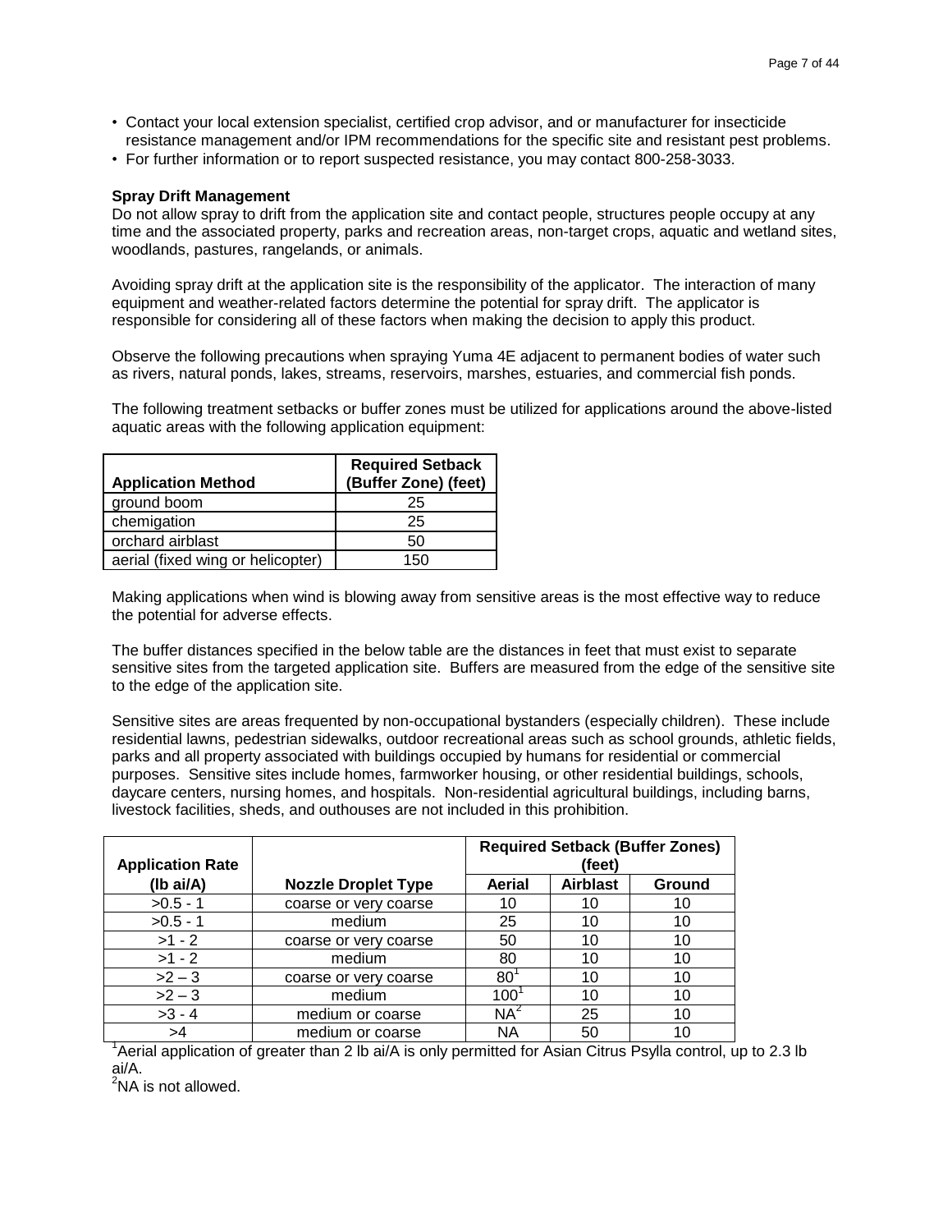- Contact your local extension specialist, certified crop advisor, and or manufacturer for insecticide resistance management and/or IPM recommendations for the specific site and resistant pest problems.
- For further information or to report suspected resistance, you may contact 800-258-3033.

**Spray Drift Management**

Do not allow spray to drift from the application site and contact people, structures people occupy at any time and the associated property, parks and recreation areas, non-target crops, aquatic and wetland sites, woodlands, pastures, rangelands, or animals.

Avoiding spray drift at the application site is the responsibility of the applicator. The interaction of many equipment and weather-related factors determine the potential for spray drift. The applicator is responsible for considering all of these factors when making the decision to apply this product.

Observe the following precautions when spraying Yuma 4E adjacent to permanent bodies of water such as rivers, natural ponds, lakes, streams, reservoirs, marshes, estuaries, and commercial fish ponds.

The following treatment setbacks or buffer zones must be utilized for applications around the above-listed aquatic areas with the following application equipment:

| Application Method | Required Setback (Buffer Zone) (feet) |
|---|---|
| ground boom | 25 |
| chemigation | 25 |
| orchard airblast | 50 |
| aerial (fixed wing or helicopter) | 150 |

Making applications when wind is blowing away from sensitive areas is the most effective way to reduce the potential for adverse effects.

The buffer distances specified in the below table are the distances in feet that must exist to separate sensitive sites from the targeted application site. Buffers are measured from the edge of the sensitive site to the edge of the application site.

Sensitive sites are areas frequented by non-occupational bystanders (especially children). These include residential lawns, pedestrian sidewalks, outdoor recreational areas such as school grounds, athletic fields, parks and all property associated with buildings occupied by humans for residential or commercial purposes. Sensitive sites include homes, farmworker housing, or other residential buildings, schools, daycare centers, nursing homes, and hospitals. Non-residential agricultural buildings, including barns, livestock facilities, sheds, and outhouses are not included in this prohibition.

| Application Rate | | Required Setback (Buffer Zones) (feet) | | |
|---|---|---|---|---|
| (lb ai/A) | Nozzle Droplet Type | Aerial | Airblast | Ground |
| >0.5 - 1 | coarse or very coarse | 10 | 10 | 10 |
| >0.5 - 1 | medium | 25 | 10 | 10 |
| >1 - 2 | coarse or very coarse | 50 | 10 | 10 |
| >1 - 2 | medium | 80 | 10 | 10 |
| >2 – 3 | coarse or very coarse | 80[1] | 10 | 10 |
| >2 – 3 | medium | 100[1] | 10 | 10 |
| >3 - 4 | medium or coarse | NA[2] | 25 | 10 |
| >4 | medium or coarse | NA | 50 | 10 |

[1]Aerial application of greater than 2 lb ai/A is only permitted for Asian Citrus Psylla control, up to 2.3 lb ai/A.

[2]NA is not allowed.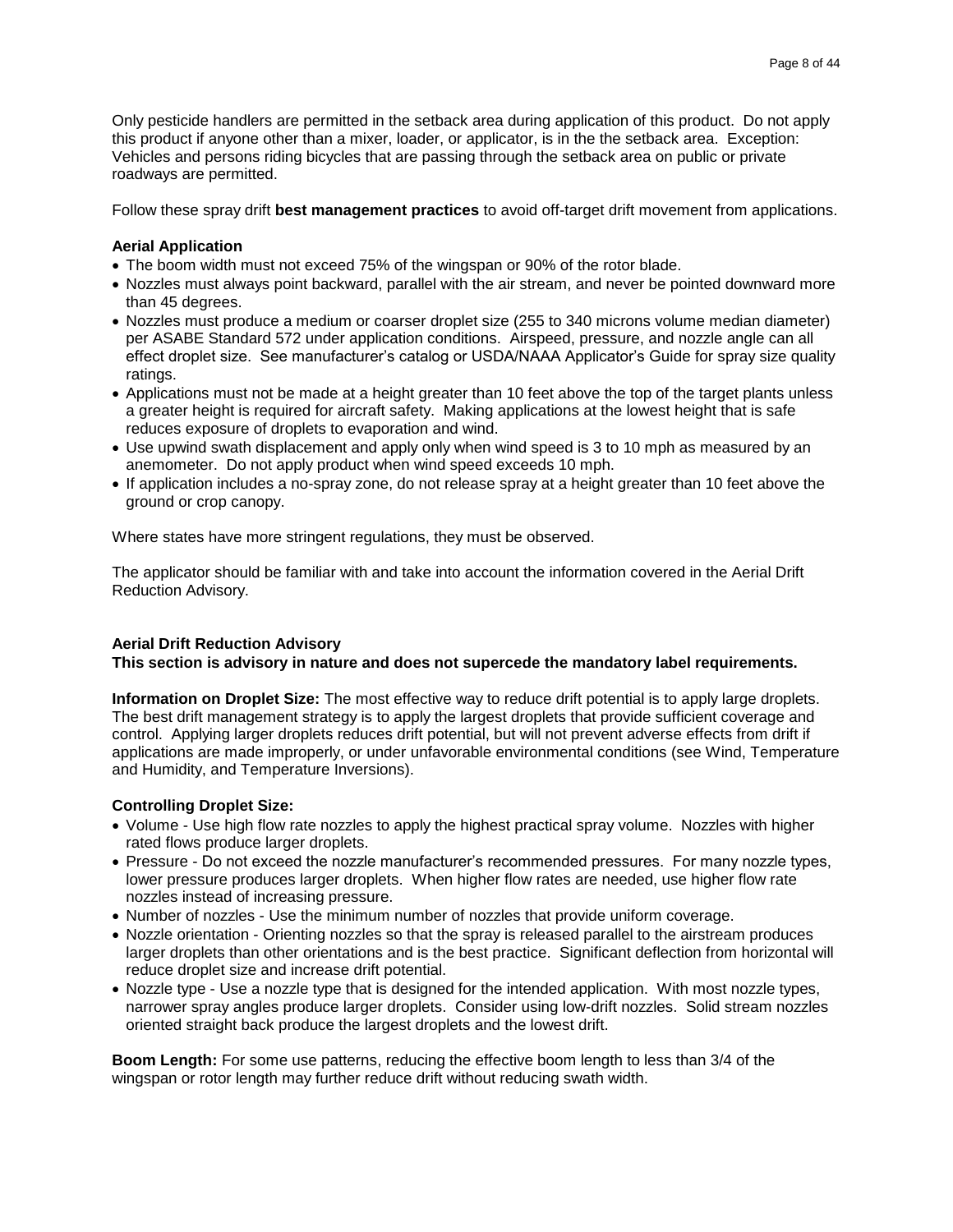Only pesticide handlers are permitted in the setback area during application of this product. Do not apply this product if anyone other than a mixer, loader, or applicator, is in the the setback area. Exception: Vehicles and persons riding bicycles that are passing through the setback area on public or private roadways are permitted.

Follow these spray drift **best management practices** to avoid off-target drift movement from applications.

**Aerial Application**

- The boom width must not exceed 75% of the wingspan or 90% of the rotor blade.
- Nozzles must always point backward, parallel with the air stream, and never be pointed downward more than 45 degrees.
- Nozzles must produce a medium or coarser droplet size (255 to 340 microns volume median diameter) per ASABE Standard 572 under application conditions. Airspeed, pressure, and nozzle angle can all effect droplet size. See manufacturer's catalog or USDA/NAAA Applicator's Guide for spray size quality ratings.
- Applications must not be made at a height greater than 10 feet above the top of the target plants unless a greater height is required for aircraft safety. Making applications at the lowest height that is safe reduces exposure of droplets to evaporation and wind.
- Use upwind swath displacement and apply only when wind speed is 3 to 10 mph as measured by an anemometer. Do not apply product when wind speed exceeds 10 mph.
- If application includes a no-spray zone, do not release spray at a height greater than 10 feet above the ground or crop canopy.

Where states have more stringent regulations, they must be observed.

The applicator should be familiar with and take into account the information covered in the Aerial Drift Reduction Advisory.

**Aerial Drift Reduction Advisory**
**This section is advisory in nature and does not supercede the mandatory label requirements.**

**Information on Droplet Size:** The most effective way to reduce drift potential is to apply large droplets. The best drift management strategy is to apply the largest droplets that provide sufficient coverage and control. Applying larger droplets reduces drift potential, but will not prevent adverse effects from drift if applications are made improperly, or under unfavorable environmental conditions (see Wind, Temperature and Humidity, and Temperature Inversions).

**Controlling Droplet Size:**

- Volume - Use high flow rate nozzles to apply the highest practical spray volume. Nozzles with higher rated flows produce larger droplets.
- Pressure - Do not exceed the nozzle manufacturer's recommended pressures. For many nozzle types, lower pressure produces larger droplets. When higher flow rates are needed, use higher flow rate nozzles instead of increasing pressure.
- Number of nozzles - Use the minimum number of nozzles that provide uniform coverage.
- Nozzle orientation - Orienting nozzles so that the spray is released parallel to the airstream produces larger droplets than other orientations and is the best practice. Significant deflection from horizontal will reduce droplet size and increase drift potential.
- Nozzle type - Use a nozzle type that is designed for the intended application. With most nozzle types, narrower spray angles produce larger droplets. Consider using low-drift nozzles. Solid stream nozzles oriented straight back produce the largest droplets and the lowest drift.

**Boom Length:** For some use patterns, reducing the effective boom length to less than 3/4 of the wingspan or rotor length may further reduce drift without reducing swath width.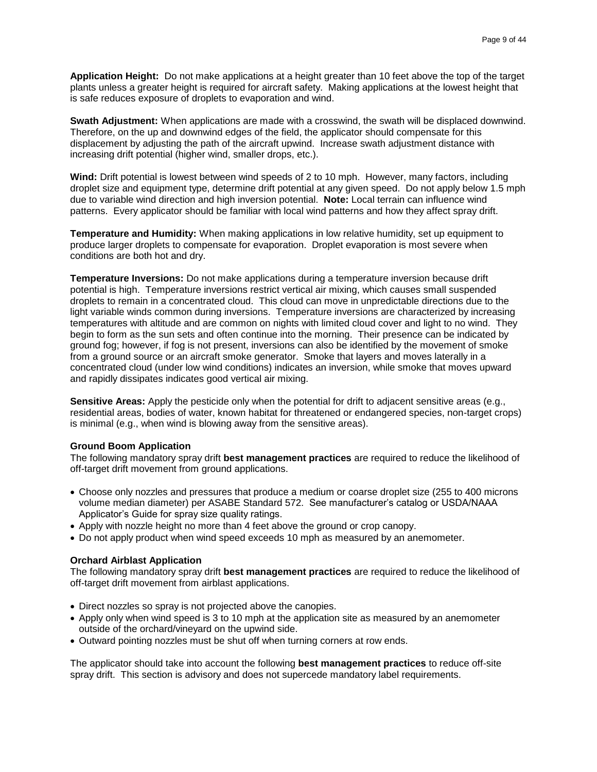**Application Height:** Do not make applications at a height greater than 10 feet above the top of the target plants unless a greater height is required for aircraft safety. Making applications at the lowest height that is safe reduces exposure of droplets to evaporation and wind.

**Swath Adjustment:** When applications are made with a crosswind, the swath will be displaced downwind. Therefore, on the up and downwind edges of the field, the applicator should compensate for this displacement by adjusting the path of the aircraft upwind. Increase swath adjustment distance with increasing drift potential (higher wind, smaller drops, etc.).

**Wind:** Drift potential is lowest between wind speeds of 2 to 10 mph. However, many factors, including droplet size and equipment type, determine drift potential at any given speed. Do not apply below 1.5 mph due to variable wind direction and high inversion potential. **Note:** Local terrain can influence wind patterns. Every applicator should be familiar with local wind patterns and how they affect spray drift.

**Temperature and Humidity:** When making applications in low relative humidity, set up equipment to produce larger droplets to compensate for evaporation. Droplet evaporation is most severe when conditions are both hot and dry.

**Temperature Inversions:** Do not make applications during a temperature inversion because drift potential is high. Temperature inversions restrict vertical air mixing, which causes small suspended droplets to remain in a concentrated cloud. This cloud can move in unpredictable directions due to the light variable winds common during inversions. Temperature inversions are characterized by increasing temperatures with altitude and are common on nights with limited cloud cover and light to no wind. They begin to form as the sun sets and often continue into the morning. Their presence can be indicated by ground fog; however, if fog is not present, inversions can also be identified by the movement of smoke from a ground source or an aircraft smoke generator. Smoke that layers and moves laterally in a concentrated cloud (under low wind conditions) indicates an inversion, while smoke that moves upward and rapidly dissipates indicates good vertical air mixing.

**Sensitive Areas:** Apply the pesticide only when the potential for drift to adjacent sensitive areas (e.g., residential areas, bodies of water, known habitat for threatened or endangered species, non-target crops) is minimal (e.g., when wind is blowing away from the sensitive areas).

**Ground Boom Application**

The following mandatory spray drift **best management practices** are required to reduce the likelihood of off-target drift movement from ground applications.

- Choose only nozzles and pressures that produce a medium or coarse droplet size (255 to 400 microns volume median diameter) per ASABE Standard 572. See manufacturer's catalog or USDA/NAAA Applicator's Guide for spray size quality ratings.
- Apply with nozzle height no more than 4 feet above the ground or crop canopy.
- Do not apply product when wind speed exceeds 10 mph as measured by an anemometer.

**Orchard Airblast Application**

The following mandatory spray drift **best management practices** are required to reduce the likelihood of off-target drift movement from airblast applications.

- Direct nozzles so spray is not projected above the canopies.
- Apply only when wind speed is 3 to 10 mph at the application site as measured by an anemometer outside of the orchard/vineyard on the upwind side.
- Outward pointing nozzles must be shut off when turning corners at row ends.

The applicator should take into account the following **best management practices** to reduce off-site spray drift. This section is advisory and does not supercede mandatory label requirements.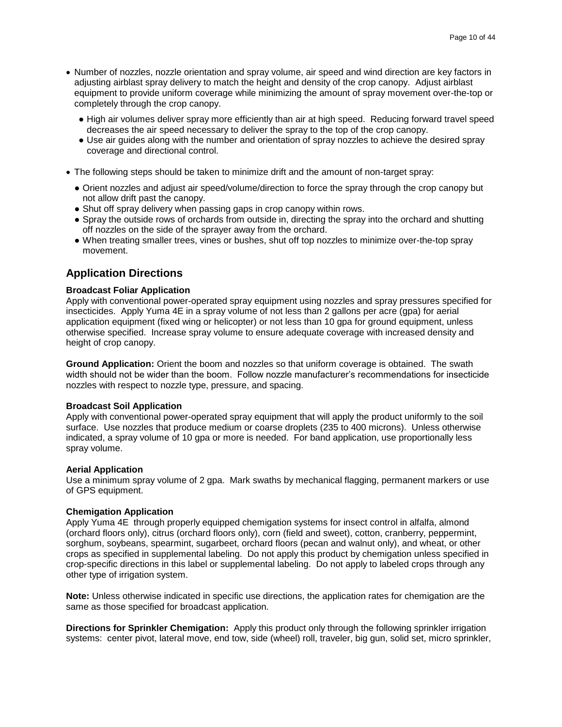- Number of nozzles, nozzle orientation and spray volume, air speed and wind direction are key factors in adjusting airblast spray delivery to match the height and density of the crop canopy. Adjust airblast equipment to provide uniform coverage while minimizing the amount of spray movement over-the-top or completely through the crop canopy.
  - High air volumes deliver spray more efficiently than air at high speed. Reducing forward travel speed decreases the air speed necessary to deliver the spray to the top of the crop canopy.
  - Use air guides along with the number and orientation of spray nozzles to achieve the desired spray coverage and directional control.
- The following steps should be taken to minimize drift and the amount of non-target spray:
  - Orient nozzles and adjust air speed/volume/direction to force the spray through the crop canopy but not allow drift past the canopy.
  - Shut off spray delivery when passing gaps in crop canopy within rows.
  - Spray the outside rows of orchards from outside in, directing the spray into the orchard and shutting off nozzles on the side of the sprayer away from the orchard.
  - When treating smaller trees, vines or bushes, shut off top nozzles to minimize over-the-top spray movement.

## Application Directions

**Broadcast Foliar Application**

Apply with conventional power-operated spray equipment using nozzles and spray pressures specified for insecticides. Apply Yuma 4E in a spray volume of not less than 2 gallons per acre (gpa) for aerial application equipment (fixed wing or helicopter) or not less than 10 gpa for ground equipment, unless otherwise specified. Increase spray volume to ensure adequate coverage with increased density and height of crop canopy.

**Ground Application:** Orient the boom and nozzles so that uniform coverage is obtained. The swath width should not be wider than the boom. Follow nozzle manufacturer's recommendations for insecticide nozzles with respect to nozzle type, pressure, and spacing.

**Broadcast Soil Application**

Apply with conventional power-operated spray equipment that will apply the product uniformly to the soil surface. Use nozzles that produce medium or coarse droplets (235 to 400 microns). Unless otherwise indicated, a spray volume of 10 gpa or more is needed. For band application, use proportionally less spray volume.

**Aerial Application**

Use a minimum spray volume of 2 gpa. Mark swaths by mechanical flagging, permanent markers or use of GPS equipment.

**Chemigation Application**

Apply Yuma 4E through properly equipped chemigation systems for insect control in alfalfa, almond (orchard floors only), citrus (orchard floors only), corn (field and sweet), cotton, cranberry, peppermint, sorghum, soybeans, spearmint, sugarbeet, orchard floors (pecan and walnut only), and wheat, or other crops as specified in supplemental labeling. Do not apply this product by chemigation unless specified in crop-specific directions in this label or supplemental labeling. Do not apply to labeled crops through any other type of irrigation system.

**Note:** Unless otherwise indicated in specific use directions, the application rates for chemigation are the same as those specified for broadcast application.

**Directions for Sprinkler Chemigation:** Apply this product only through the following sprinkler irrigation systems: center pivot, lateral move, end tow, side (wheel) roll, traveler, big gun, solid set, micro sprinkler,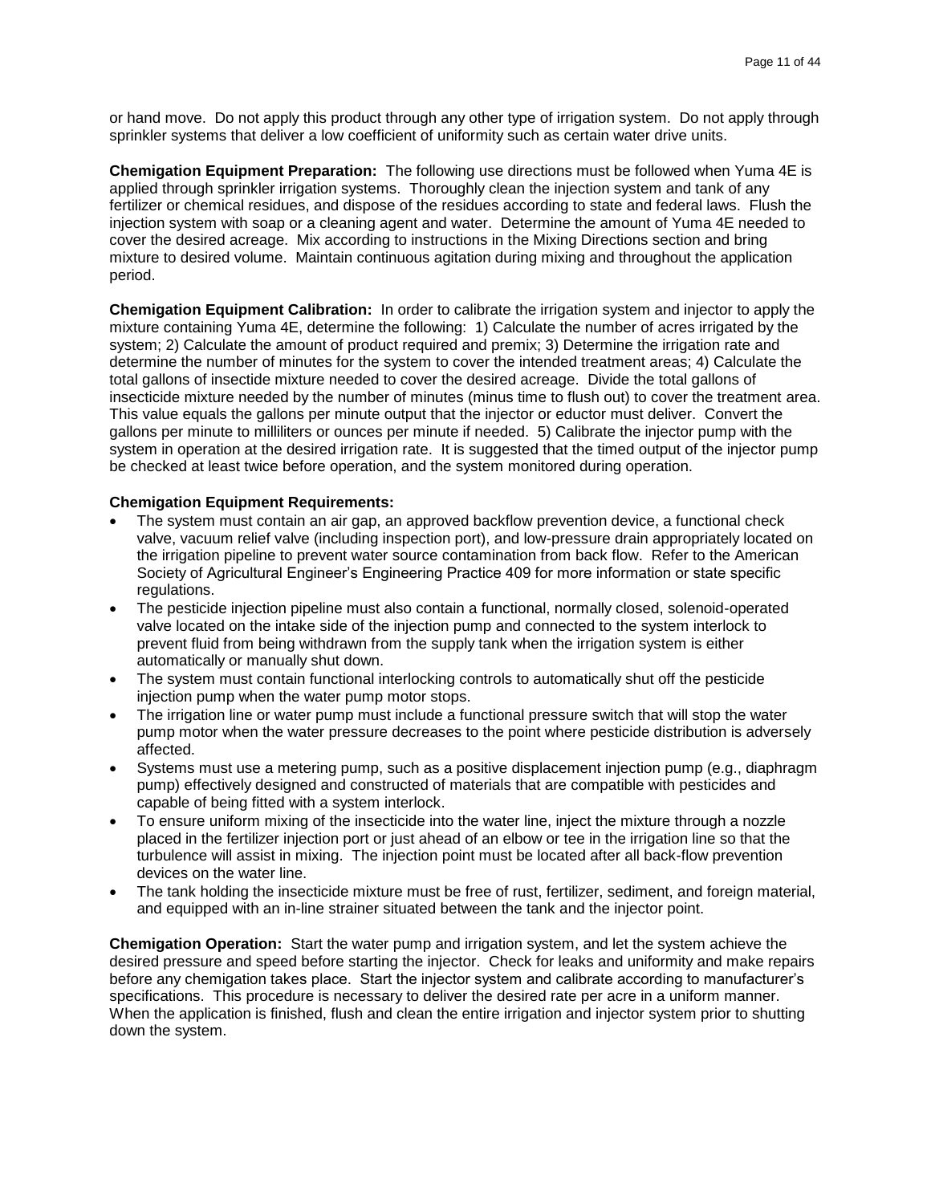or hand move. Do not apply this product through any other type of irrigation system. Do not apply through sprinkler systems that deliver a low coefficient of uniformity such as certain water drive units.

**Chemigation Equipment Preparation:** The following use directions must be followed when Yuma 4E is applied through sprinkler irrigation systems. Thoroughly clean the injection system and tank of any fertilizer or chemical residues, and dispose of the residues according to state and federal laws. Flush the injection system with soap or a cleaning agent and water. Determine the amount of Yuma 4E needed to cover the desired acreage. Mix according to instructions in the Mixing Directions section and bring mixture to desired volume. Maintain continuous agitation during mixing and throughout the application period.

**Chemigation Equipment Calibration:** In order to calibrate the irrigation system and injector to apply the mixture containing Yuma 4E, determine the following: 1) Calculate the number of acres irrigated by the system; 2) Calculate the amount of product required and premix; 3) Determine the irrigation rate and determine the number of minutes for the system to cover the intended treatment areas; 4) Calculate the total gallons of insectide mixture needed to cover the desired acreage. Divide the total gallons of insecticide mixture needed by the number of minutes (minus time to flush out) to cover the treatment area. This value equals the gallons per minute output that the injector or eductor must deliver. Convert the gallons per minute to milliliters or ounces per minute if needed. 5) Calibrate the injector pump with the system in operation at the desired irrigation rate. It is suggested that the timed output of the injector pump be checked at least twice before operation, and the system monitored during operation.

**Chemigation Equipment Requirements:**

- The system must contain an air gap, an approved backflow prevention device, a functional check valve, vacuum relief valve (including inspection port), and low-pressure drain appropriately located on the irrigation pipeline to prevent water source contamination from back flow. Refer to the American Society of Agricultural Engineer's Engineering Practice 409 for more information or state specific regulations.
- The pesticide injection pipeline must also contain a functional, normally closed, solenoid-operated valve located on the intake side of the injection pump and connected to the system interlock to prevent fluid from being withdrawn from the supply tank when the irrigation system is either automatically or manually shut down.
- The system must contain functional interlocking controls to automatically shut off the pesticide injection pump when the water pump motor stops.
- The irrigation line or water pump must include a functional pressure switch that will stop the water pump motor when the water pressure decreases to the point where pesticide distribution is adversely affected.
- Systems must use a metering pump, such as a positive displacement injection pump (e.g., diaphragm pump) effectively designed and constructed of materials that are compatible with pesticides and capable of being fitted with a system interlock.
- To ensure uniform mixing of the insecticide into the water line, inject the mixture through a nozzle placed in the fertilizer injection port or just ahead of an elbow or tee in the irrigation line so that the turbulence will assist in mixing. The injection point must be located after all back-flow prevention devices on the water line.
- The tank holding the insecticide mixture must be free of rust, fertilizer, sediment, and foreign material, and equipped with an in-line strainer situated between the tank and the injector point.

**Chemigation Operation:** Start the water pump and irrigation system, and let the system achieve the desired pressure and speed before starting the injector. Check for leaks and uniformity and make repairs before any chemigation takes place. Start the injector system and calibrate according to manufacturer's specifications. This procedure is necessary to deliver the desired rate per acre in a uniform manner. When the application is finished, flush and clean the entire irrigation and injector system prior to shutting down the system.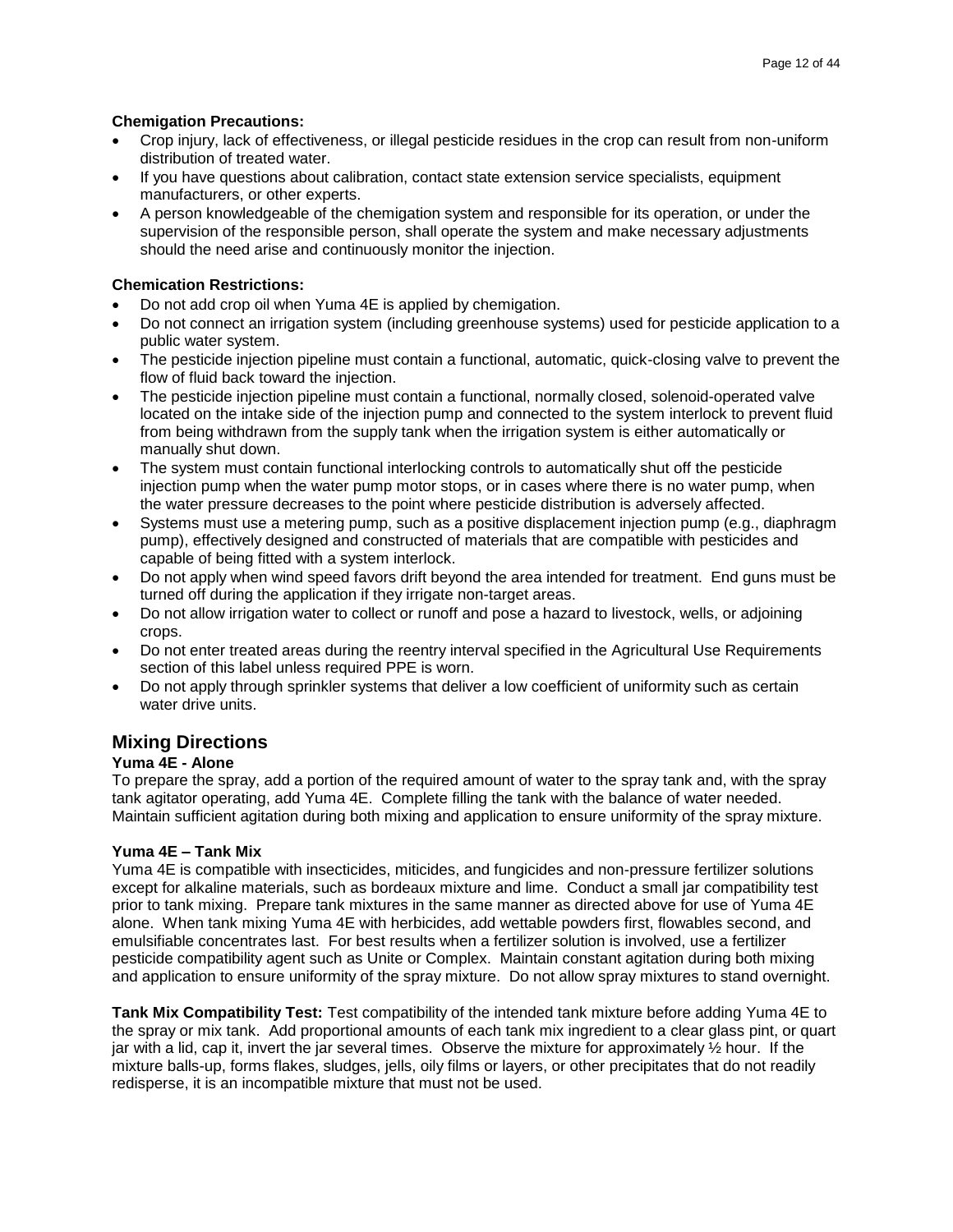**Chemigation Precautions:**

- Crop injury, lack of effectiveness, or illegal pesticide residues in the crop can result from non-uniform distribution of treated water.
- If you have questions about calibration, contact state extension service specialists, equipment manufacturers, or other experts.
- A person knowledgeable of the chemigation system and responsible for its operation, or under the supervision of the responsible person, shall operate the system and make necessary adjustments should the need arise and continuously monitor the injection.

**Chemication Restrictions:**

- Do not add crop oil when Yuma 4E is applied by chemigation.
- Do not connect an irrigation system (including greenhouse systems) used for pesticide application to a public water system.
- The pesticide injection pipeline must contain a functional, automatic, quick-closing valve to prevent the flow of fluid back toward the injection.
- The pesticide injection pipeline must contain a functional, normally closed, solenoid-operated valve located on the intake side of the injection pump and connected to the system interlock to prevent fluid from being withdrawn from the supply tank when the irrigation system is either automatically or manually shut down.
- The system must contain functional interlocking controls to automatically shut off the pesticide injection pump when the water pump motor stops, or in cases where there is no water pump, when the water pressure decreases to the point where pesticide distribution is adversely affected.
- Systems must use a metering pump, such as a positive displacement injection pump (e.g., diaphragm pump), effectively designed and constructed of materials that are compatible with pesticides and capable of being fitted with a system interlock.
- Do not apply when wind speed favors drift beyond the area intended for treatment. End guns must be turned off during the application if they irrigate non-target areas.
- Do not allow irrigation water to collect or runoff and pose a hazard to livestock, wells, or adjoining crops.
- Do not enter treated areas during the reentry interval specified in the Agricultural Use Requirements section of this label unless required PPE is worn.
- Do not apply through sprinkler systems that deliver a low coefficient of uniformity such as certain water drive units.

## Mixing Directions

**Yuma 4E - Alone**

To prepare the spray, add a portion of the required amount of water to the spray tank and, with the spray tank agitator operating, add Yuma 4E. Complete filling the tank with the balance of water needed. Maintain sufficient agitation during both mixing and application to ensure uniformity of the spray mixture.

**Yuma 4E – Tank Mix**

Yuma 4E is compatible with insecticides, miticides, and fungicides and non-pressure fertilizer solutions except for alkaline materials, such as bordeaux mixture and lime. Conduct a small jar compatibility test prior to tank mixing. Prepare tank mixtures in the same manner as directed above for use of Yuma 4E alone. When tank mixing Yuma 4E with herbicides, add wettable powders first, flowables second, and emulsifiable concentrates last. For best results when a fertilizer solution is involved, use a fertilizer pesticide compatibility agent such as Unite or Complex. Maintain constant agitation during both mixing and application to ensure uniformity of the spray mixture. Do not allow spray mixtures to stand overnight.

**Tank Mix Compatibility Test:** Test compatibility of the intended tank mixture before adding Yuma 4E to the spray or mix tank. Add proportional amounts of each tank mix ingredient to a clear glass pint, or quart jar with a lid, cap it, invert the jar several times. Observe the mixture for approximately ½ hour. If the mixture balls-up, forms flakes, sludges, jells, oily films or layers, or other precipitates that do not readily redisperse, it is an incompatible mixture that must not be used.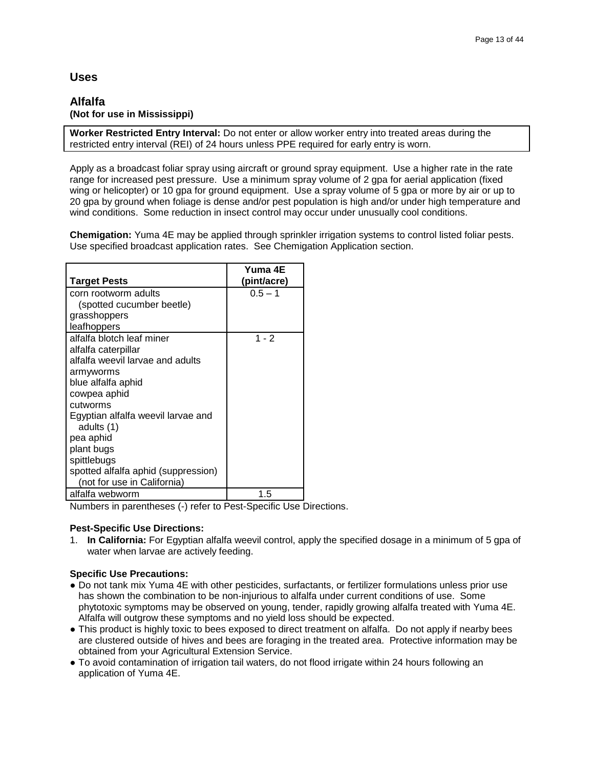## Uses

### Alfalfa
**(Not for use in Mississippi)**

**Worker Restricted Entry Interval:** Do not enter or allow worker entry into treated areas during the restricted entry interval (REI) of 24 hours unless PPE required for early entry is worn.

Apply as a broadcast foliar spray using aircraft or ground spray equipment. Use a higher rate in the rate range for increased pest pressure. Use a minimum spray volume of 2 gpa for aerial application (fixed wing or helicopter) or 10 gpa for ground equipment. Use a spray volume of 5 gpa or more by air or up to 20 gpa by ground when foliage is dense and/or pest population is high and/or under high temperature and wind conditions. Some reduction in insect control may occur under unusually cool conditions.

**Chemigation:** Yuma 4E may be applied through sprinkler irrigation systems to control listed foliar pests. Use specified broadcast application rates. See Chemigation Application section.

| Target Pests | Yuma 4E (pint/acre) |
|---|---|
| corn rootworm adults (spotted cucumber beetle)<br>grasshoppers<br>leafhoppers | 0.5 – 1 |
| alfalfa blotch leaf miner<br>alfalfa caterpillar<br>alfalfa weevil larvae and adults<br>armyworms<br>blue alfalfa aphid<br>cowpea aphid<br>cutworms<br>Egyptian alfalfa weevil larvae and adults (1)<br>pea aphid<br>plant bugs<br>spittlebugs<br>spotted alfalfa aphid (suppression) (not for use in California) | 1 - 2 |
| alfalfa webworm | 1.5 |

Numbers in parentheses (-) refer to Pest-Specific Use Directions.

**Pest-Specific Use Directions:**

1. **In California:** For Egyptian alfalfa weevil control, apply the specified dosage in a minimum of 5 gpa of water when larvae are actively feeding.

**Specific Use Precautions:**

- Do not tank mix Yuma 4E with other pesticides, surfactants, or fertilizer formulations unless prior use has shown the combination to be non-injurious to alfalfa under current conditions of use. Some phytotoxic symptoms may be observed on young, tender, rapidly growing alfalfa treated with Yuma 4E. Alfalfa will outgrow these symptoms and no yield loss should be expected.
- This product is highly toxic to bees exposed to direct treatment on alfalfa. Do not apply if nearby bees are clustered outside of hives and bees are foraging in the treated area. Protective information may be obtained from your Agricultural Extension Service.
- To avoid contamination of irrigation tail waters, do not flood irrigate within 24 hours following an application of Yuma 4E.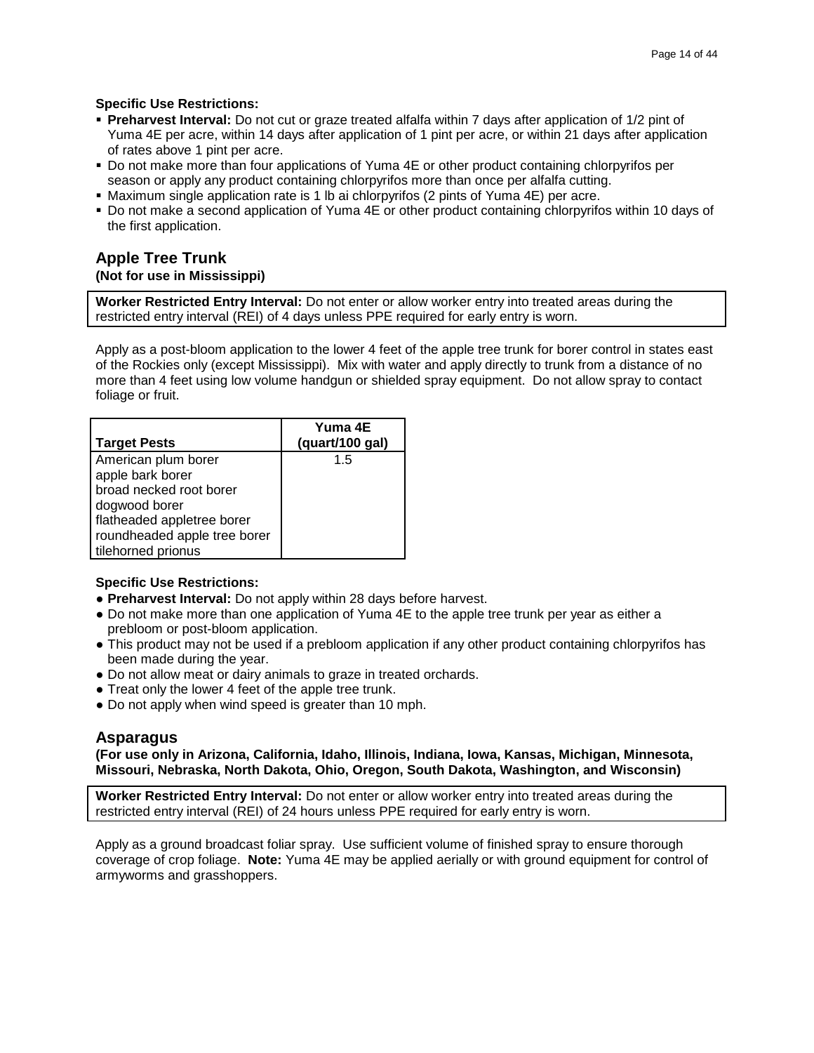**Specific Use Restrictions:**

- **Preharvest Interval:** Do not cut or graze treated alfalfa within 7 days after application of 1/2 pint of Yuma 4E per acre, within 14 days after application of 1 pint per acre, or within 21 days after application of rates above 1 pint per acre.
- Do not make more than four applications of Yuma 4E or other product containing chlorpyrifos per season or apply any product containing chlorpyrifos more than once per alfalfa cutting.
- Maximum single application rate is 1 lb ai chlorpyrifos (2 pints of Yuma 4E) per acre.
- Do not make a second application of Yuma 4E or other product containing chlorpyrifos within 10 days of the first application.

## Apple Tree Trunk

**(Not for use in Mississippi)**

**Worker Restricted Entry Interval:** Do not enter or allow worker entry into treated areas during the restricted entry interval (REI) of 4 days unless PPE required for early entry is worn.

Apply as a post-bloom application to the lower 4 feet of the apple tree trunk for borer control in states east of the Rockies only (except Mississippi). Mix with water and apply directly to trunk from a distance of no more than 4 feet using low volume handgun or shielded spray equipment. Do not allow spray to contact foliage or fruit.

| Target Pests | Yuma 4E (quart/100 gal) |
|---|---|
| American plum borer<br>apple bark borer<br>broad necked root borer<br>dogwood borer<br>flatheaded appletree borer<br>roundheaded apple tree borer<br>tilehorned prionus | 1.5 |

**Specific Use Restrictions:**

- **Preharvest Interval:** Do not apply within 28 days before harvest.
- Do not make more than one application of Yuma 4E to the apple tree trunk per year as either a prebloom or post-bloom application.
- This product may not be used if a prebloom application if any other product containing chlorpyrifos has been made during the year.
- Do not allow meat or dairy animals to graze in treated orchards.
- Treat only the lower 4 feet of the apple tree trunk.
- Do not apply when wind speed is greater than 10 mph.

## Asparagus

**(For use only in Arizona, California, Idaho, Illinois, Indiana, Iowa, Kansas, Michigan, Minnesota, Missouri, Nebraska, North Dakota, Ohio, Oregon, South Dakota, Washington, and Wisconsin)**

**Worker Restricted Entry Interval:** Do not enter or allow worker entry into treated areas during the restricted entry interval (REI) of 24 hours unless PPE required for early entry is worn.

Apply as a ground broadcast foliar spray. Use sufficient volume of finished spray to ensure thorough coverage of crop foliage. **Note:** Yuma 4E may be applied aerially or with ground equipment for control of armyworms and grasshoppers.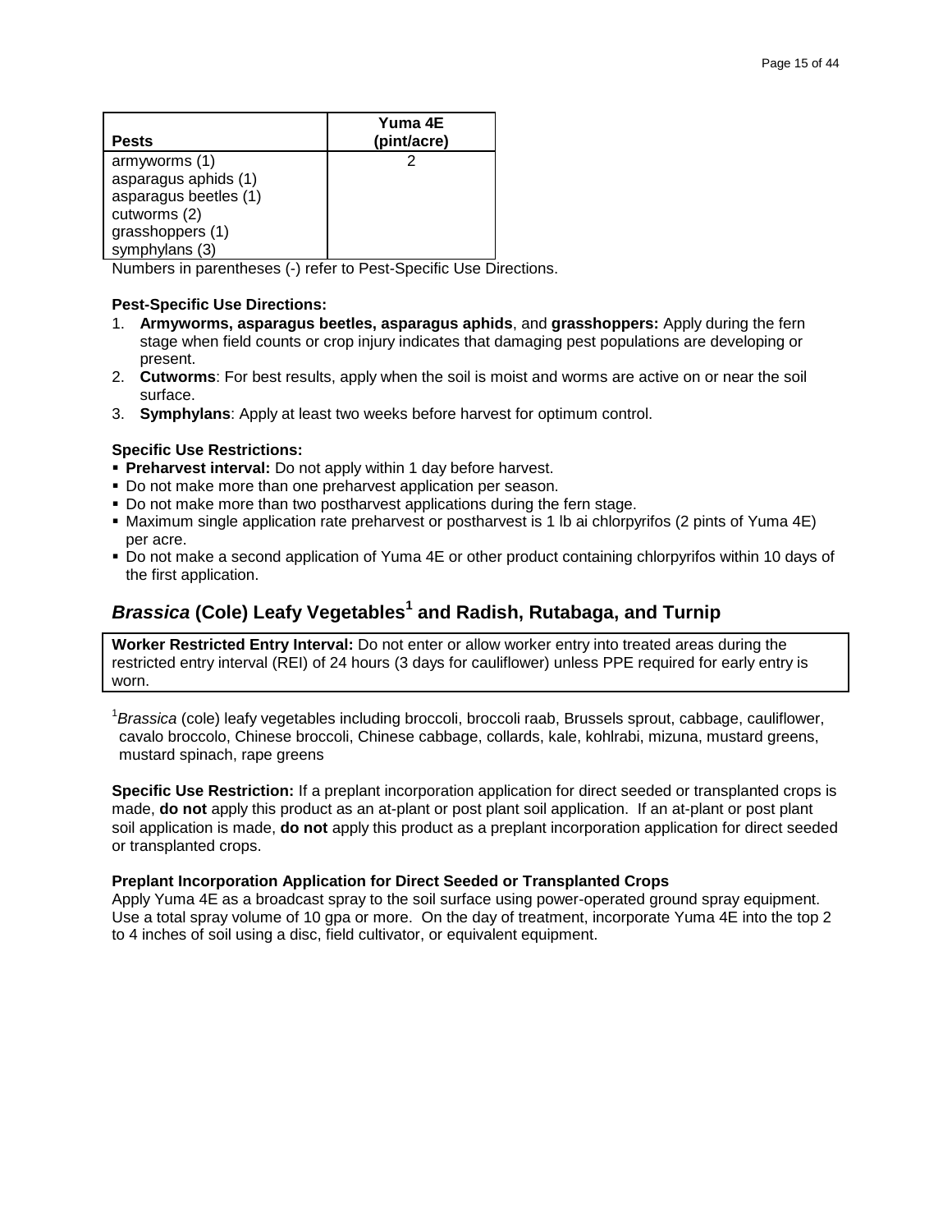| Pests | Yuma 4E (pint/acre) |
|---|---|
| armyworms (1)<br>asparagus aphids (1)<br>asparagus beetles (1)<br>cutworms (2)<br>grasshoppers (1)<br>symphylans (3) | 2 |

Numbers in parentheses (-) refer to Pest-Specific Use Directions.

**Pest-Specific Use Directions:**

1. **Armyworms, asparagus beetles, asparagus aphids**, and **grasshoppers:** Apply during the fern stage when field counts or crop injury indicates that damaging pest populations are developing or present.
2. **Cutworms**: For best results, apply when the soil is moist and worms are active on or near the soil surface.
3. **Symphylans**: Apply at least two weeks before harvest for optimum control.

**Specific Use Restrictions:**

- **Preharvest interval:** Do not apply within 1 day before harvest.
- Do not make more than one preharvest application per season.
- Do not make more than two postharvest applications during the fern stage.
- Maximum single application rate preharvest or postharvest is 1 lb ai chlorpyrifos (2 pints of Yuma 4E) per acre.
- Do not make a second application of Yuma 4E or other product containing chlorpyrifos within 10 days of the first application.

## *Brassica* (Cole) Leafy Vegetables[1] and Radish, Rutabaga, and Turnip

**Worker Restricted Entry Interval:** Do not enter or allow worker entry into treated areas during the restricted entry interval (REI) of 24 hours (3 days for cauliflower) unless PPE required for early entry is worn.

[1]*Brassica* (cole) leafy vegetables including broccoli, broccoli raab, Brussels sprout, cabbage, cauliflower, cavalo broccolo, Chinese broccoli, Chinese cabbage, collards, kale, kohlrabi, mizuna, mustard greens, mustard spinach, rape greens

**Specific Use Restriction:** If a preplant incorporation application for direct seeded or transplanted crops is made, **do not** apply this product as an at-plant or post plant soil application. If an at-plant or post plant soil application is made, **do not** apply this product as a preplant incorporation application for direct seeded or transplanted crops.

**Preplant Incorporation Application for Direct Seeded or Transplanted Crops**

Apply Yuma 4E as a broadcast spray to the soil surface using power-operated ground spray equipment. Use a total spray volume of 10 gpa or more. On the day of treatment, incorporate Yuma 4E into the top 2 to 4 inches of soil using a disc, field cultivator, or equivalent equipment.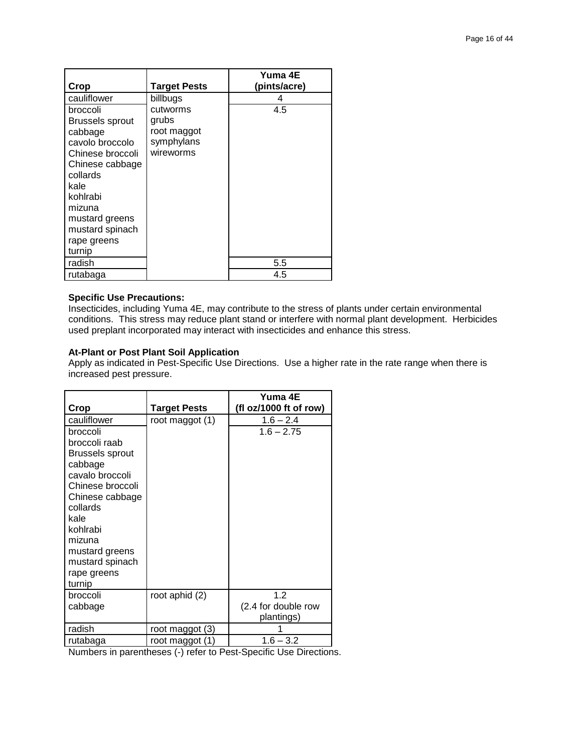| Crop | Target Pests | Yuma 4E (pints/acre) |
|---|---|---|
| cauliflower | billbugs cutworms grubs root maggot symphylans wireworms | 4 |
| broccoli Brussels sprout cabbage cavolo broccolo Chinese broccoli Chinese cabbage collards kale kohlrabi mizuna mustard greens mustard spinach rape greens turnip | | 4.5 |
| radish | | 5.5 |
| rutabaga | | 4.5 |

**Specific Use Precautions:**
Insecticides, including Yuma 4E, may contribute to the stress of plants under certain environmental conditions. This stress may reduce plant stand or interfere with normal plant development. Herbicides used preplant incorporated may interact with insecticides and enhance this stress.

**At-Plant or Post Plant Soil Application**
Apply as indicated in Pest-Specific Use Directions. Use a higher rate in the rate range when there is increased pest pressure.

| Crop | Target Pests | Yuma 4E (fl oz/1000 ft of row) |
|---|---|---|
| cauliflower | root maggot (1) | 1.6 – 2.4 |
| broccoli broccoli raab Brussels sprout cabbage cavalo broccoli Chinese broccoli Chinese cabbage collards kale kohlrabi mizuna mustard greens mustard spinach rape greens turnip | | 1.6 – 2.75 |
| broccoli cabbage | root aphid (2) | 1.2 (2.4 for double row plantings) |
| radish | root maggot (3) | 1 |
| rutabaga | root maggot (1) | 1.6 – 3.2 |

Numbers in parentheses (-) refer to Pest-Specific Use Directions.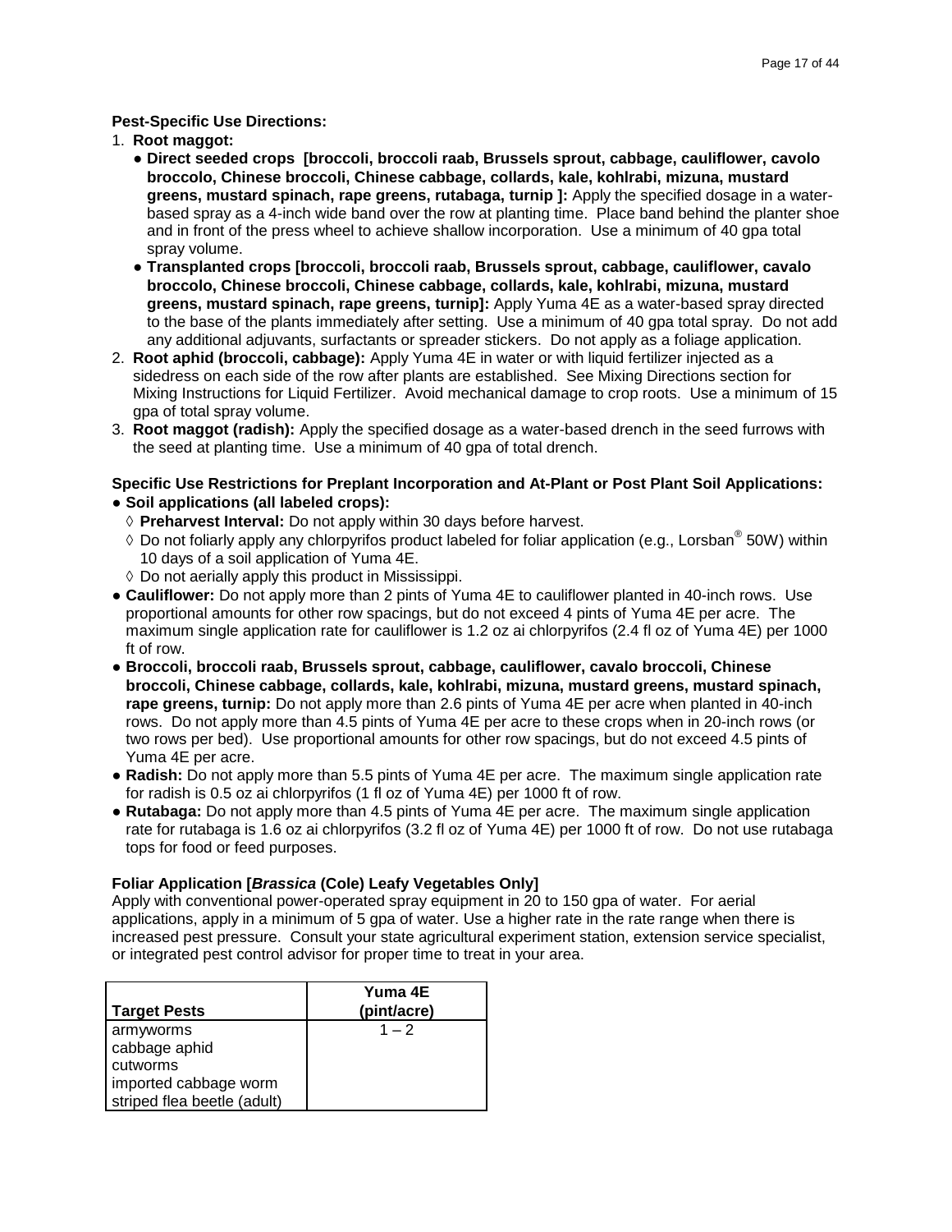**Pest-Specific Use Directions:**

1. **Root maggot:**
   - **Direct seeded crops [broccoli, broccoli raab, Brussels sprout, cabbage, cauliflower, cavolo broccolo, Chinese broccoli, Chinese cabbage, collards, kale, kohlrabi, mizuna, mustard greens, mustard spinach, rape greens, rutabaga, turnip ]:** Apply the specified dosage in a water-based spray as a 4-inch wide band over the row at planting time. Place band behind the planter shoe and in front of the press wheel to achieve shallow incorporation. Use a minimum of 40 gpa total spray volume.
   - **Transplanted crops [broccoli, broccoli raab, Brussels sprout, cabbage, cauliflower, cavalo broccolo, Chinese broccoli, Chinese cabbage, collards, kale, kohlrabi, mizuna, mustard greens, mustard spinach, rape greens, turnip]:** Apply Yuma 4E as a water-based spray directed to the base of the plants immediately after setting. Use a minimum of 40 gpa total spray. Do not add any additional adjuvants, surfactants or spreader stickers. Do not apply as a foliage application.
2. **Root aphid (broccoli, cabbage):** Apply Yuma 4E in water or with liquid fertilizer injected as a sidedress on each side of the row after plants are established. See Mixing Directions section for Mixing Instructions for Liquid Fertilizer. Avoid mechanical damage to crop roots. Use a minimum of 15 gpa of total spray volume.
3. **Root maggot (radish):** Apply the specified dosage as a water-based drench in the seed furrows with the seed at planting time. Use a minimum of 40 gpa of total drench.

**Specific Use Restrictions for Preplant Incorporation and At-Plant or Post Plant Soil Applications:**

- **Soil applications (all labeled crops):**
  - ◊ **Preharvest Interval:** Do not apply within 30 days before harvest.
  - ◊ Do not foliarly apply any chlorpyrifos product labeled for foliar application (e.g., Lorsban® 50W) within 10 days of a soil application of Yuma 4E.
  - ◊ Do not aerially apply this product in Mississippi.
- **Cauliflower:** Do not apply more than 2 pints of Yuma 4E to cauliflower planted in 40-inch rows. Use proportional amounts for other row spacings, but do not exceed 4 pints of Yuma 4E per acre. The maximum single application rate for cauliflower is 1.2 oz ai chlorpyrifos (2.4 fl oz of Yuma 4E) per 1000 ft of row.
- **Broccoli, broccoli raab, Brussels sprout, cabbage, cauliflower, cavalo broccoli, Chinese broccoli, Chinese cabbage, collards, kale, kohlrabi, mizuna, mustard greens, mustard spinach, rape greens, turnip:** Do not apply more than 2.6 pints of Yuma 4E per acre when planted in 40-inch rows. Do not apply more than 4.5 pints of Yuma 4E per acre to these crops when in 20-inch rows (or two rows per bed). Use proportional amounts for other row spacings, but do not exceed 4.5 pints of Yuma 4E per acre.
- **Radish:** Do not apply more than 5.5 pints of Yuma 4E per acre. The maximum single application rate for radish is 0.5 oz ai chlorpyrifos (1 fl oz of Yuma 4E) per 1000 ft of row.
- **Rutabaga:** Do not apply more than 4.5 pints of Yuma 4E per acre. The maximum single application rate for rutabaga is 1.6 oz ai chlorpyrifos (3.2 fl oz of Yuma 4E) per 1000 ft of row. Do not use rutabaga tops for food or feed purposes.

**Foliar Application [*Brassica* (Cole) Leafy Vegetables Only]**

Apply with conventional power-operated spray equipment in 20 to 150 gpa of water. For aerial applications, apply in a minimum of 5 gpa of water. Use a higher rate in the rate range when there is increased pest pressure. Consult your state agricultural experiment station, extension service specialist, or integrated pest control advisor for proper time to treat in your area.

| Target Pests | Yuma 4E (pint/acre) |
|---|---|
| armyworms<br>cabbage aphid<br>cutworms<br>imported cabbage worm<br>striped flea beetle (adult) | 1 – 2 |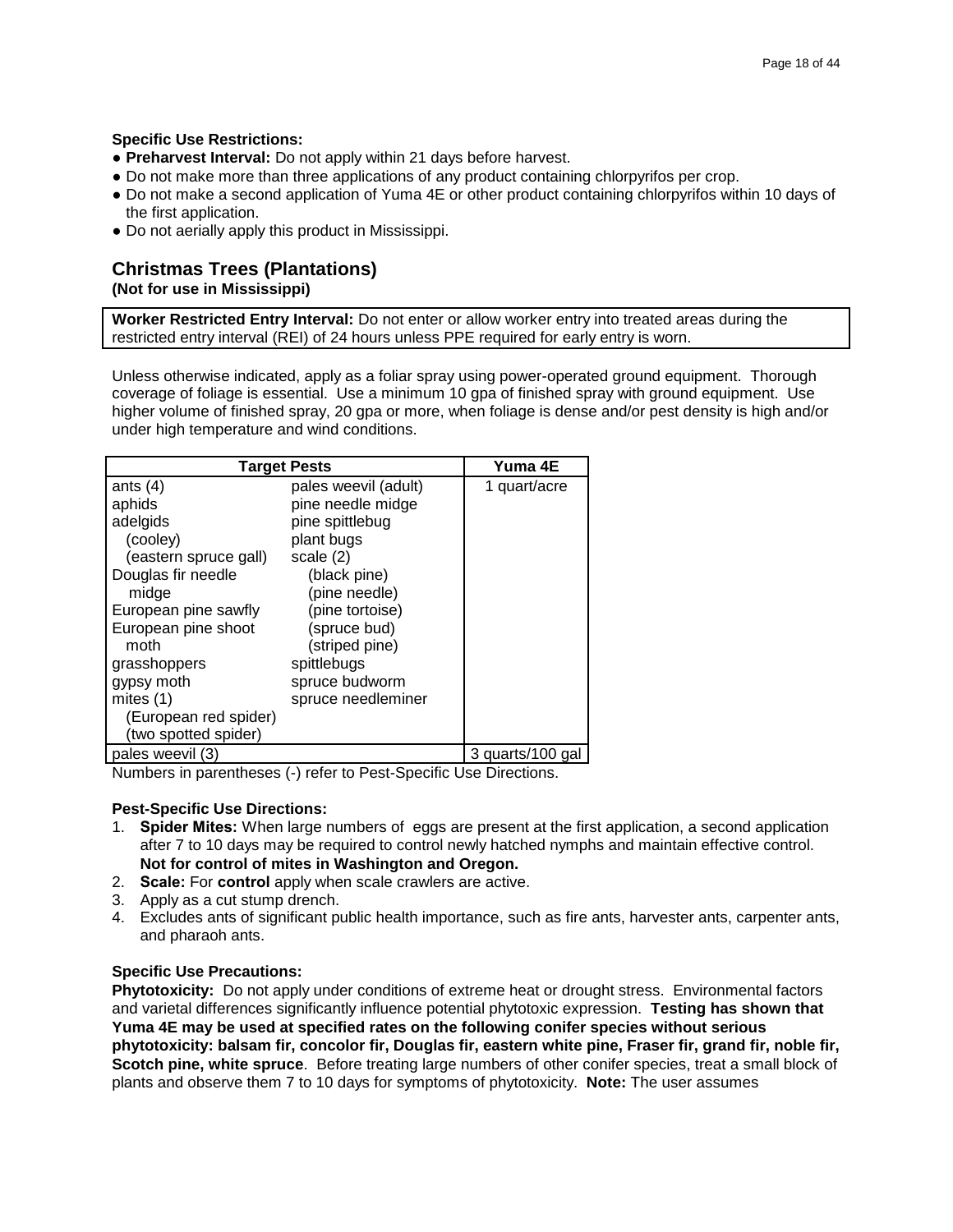**Specific Use Restrictions:**

- **Preharvest Interval:** Do not apply within 21 days before harvest.
- Do not make more than three applications of any product containing chlorpyrifos per crop.
- Do not make a second application of Yuma 4E or other product containing chlorpyrifos within 10 days of the first application.
- Do not aerially apply this product in Mississippi.

## Christmas Trees (Plantations)

**(Not for use in Mississippi)**

**Worker Restricted Entry Interval:** Do not enter or allow worker entry into treated areas during the restricted entry interval (REI) of 24 hours unless PPE required for early entry is worn.

Unless otherwise indicated, apply as a foliar spray using power-operated ground equipment. Thorough coverage of foliage is essential. Use a minimum 10 gpa of finished spray with ground equipment. Use higher volume of finished spray, 20 gpa or more, when foliage is dense and/or pest density is high and/or under high temperature and wind conditions.

| Target Pests | | Yuma 4E |
|---|---|---|
| ants (4)<br>aphids<br>adelgids<br>(cooley)<br>(eastern spruce gall)<br>Douglas fir needle midge<br>European pine sawfly<br>European pine shoot moth<br>grasshoppers<br>gypsy moth<br>mites (1)<br>(European red spider)<br>(two spotted spider) | pales weevil (adult)<br>pine needle midge<br>pine spittlebug<br>plant bugs<br>scale (2)<br>(black pine)<br>(pine needle)<br>(pine tortoise)<br>(spruce bud)<br>(striped pine)<br>spittlebugs<br>spruce budworm<br>spruce needleminer | 1 quart/acre |
| pales weevil (3) | | 3 quarts/100 gal |

Numbers in parentheses (-) refer to Pest-Specific Use Directions.

**Pest-Specific Use Directions:**

1. **Spider Mites:** When large numbers of eggs are present at the first application, a second application after 7 to 10 days may be required to control newly hatched nymphs and maintain effective control. **Not for control of mites in Washington and Oregon.**
2. **Scale:** For **control** apply when scale crawlers are active.
3. Apply as a cut stump drench.
4. Excludes ants of significant public health importance, such as fire ants, harvester ants, carpenter ants, and pharaoh ants.

**Specific Use Precautions:**

**Phytotoxicity:** Do not apply under conditions of extreme heat or drought stress. Environmental factors and varietal differences significantly influence potential phytotoxic expression. **Testing has shown that Yuma 4E may be used at specified rates on the following conifer species without serious phytotoxicity: balsam fir, concolor fir, Douglas fir, eastern white pine, Fraser fir, grand fir, noble fir, Scotch pine, white spruce**. Before treating large numbers of other conifer species, treat a small block of plants and observe them 7 to 10 days for symptoms of phytotoxicity. **Note:** The user assumes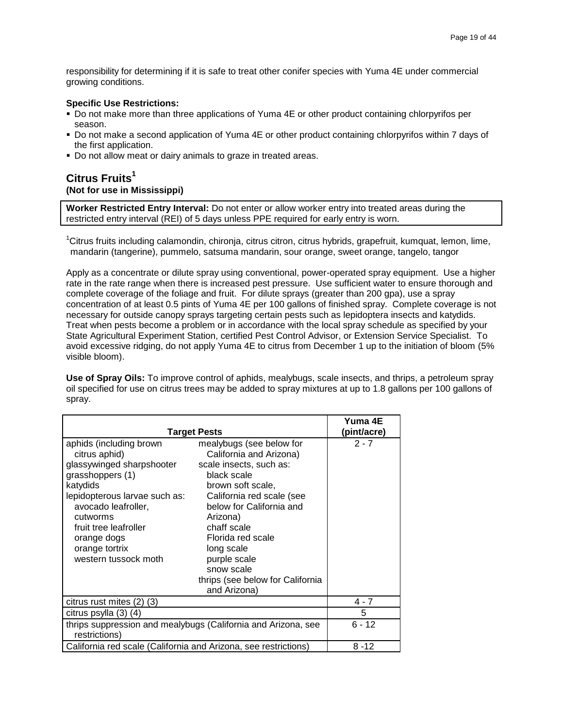responsibility for determining if it is safe to treat other conifer species with Yuma 4E under commercial growing conditions.

**Specific Use Restrictions:**

- Do not make more than three applications of Yuma 4E or other product containing chlorpyrifos per season.
- Do not make a second application of Yuma 4E or other product containing chlorpyrifos within 7 days of the first application.
- Do not allow meat or dairy animals to graze in treated areas.

## Citrus Fruits[1]

**(Not for use in Mississippi)**

**Worker Restricted Entry Interval:** Do not enter or allow worker entry into treated areas during the restricted entry interval (REI) of 5 days unless PPE required for early entry is worn.

[1]Citrus fruits including calamondin, chironja, citrus citron, citrus hybrids, grapefruit, kumquat, lemon, lime, mandarin (tangerine), pummelo, satsuma mandarin, sour orange, sweet orange, tangelo, tangor

Apply as a concentrate or dilute spray using conventional, power-operated spray equipment. Use a higher rate in the rate range when there is increased pest pressure. Use sufficient water to ensure thorough and complete coverage of the foliage and fruit. For dilute sprays (greater than 200 gpa), use a spray concentration of at least 0.5 pints of Yuma 4E per 100 gallons of finished spray. Complete coverage is not necessary for outside canopy sprays targeting certain pests such as lepidoptera insects and katydids. Treat when pests become a problem or in accordance with the local spray schedule as specified by your State Agricultural Experiment Station, certified Pest Control Advisor, or Extension Service Specialist. To avoid excessive ridging, do not apply Yuma 4E to citrus from December 1 up to the initiation of bloom (5% visible bloom).

**Use of Spray Oils:** To improve control of aphids, mealybugs, scale insects, and thrips, a petroleum spray oil specified for use on citrus trees may be added to spray mixtures at up to 1.8 gallons per 100 gallons of spray.

| Target Pests | | Yuma 4E (pint/acre) |
|---|---|---|
| aphids (including brown citrus aphid)<br>glassywinged sharpshooter<br>grasshoppers (1)<br>katydids<br>lepidopterous larvae such as:<br>avocado leafroller,<br>cutworms<br>fruit tree leafroller<br>orange dogs<br>orange tortrix<br>western tussock moth | mealybugs (see below for California and Arizona)<br>scale insects, such as:<br>black scale<br>brown soft scale,<br>California red scale (see below for California and Arizona)<br>chaff scale<br>Florida red scale<br>long scale<br>purple scale<br>snow scale<br>thrips (see below for California and Arizona) | 2 - 7 |
| citrus rust mites (2) (3) | | 4 - 7 |
| citrus psylla (3) (4) | | 5 |
| thrips suppression and mealybugs (California and Arizona, see restrictions) | | 6 - 12 |
| California red scale (California and Arizona, see restrictions) | | 8 -12 |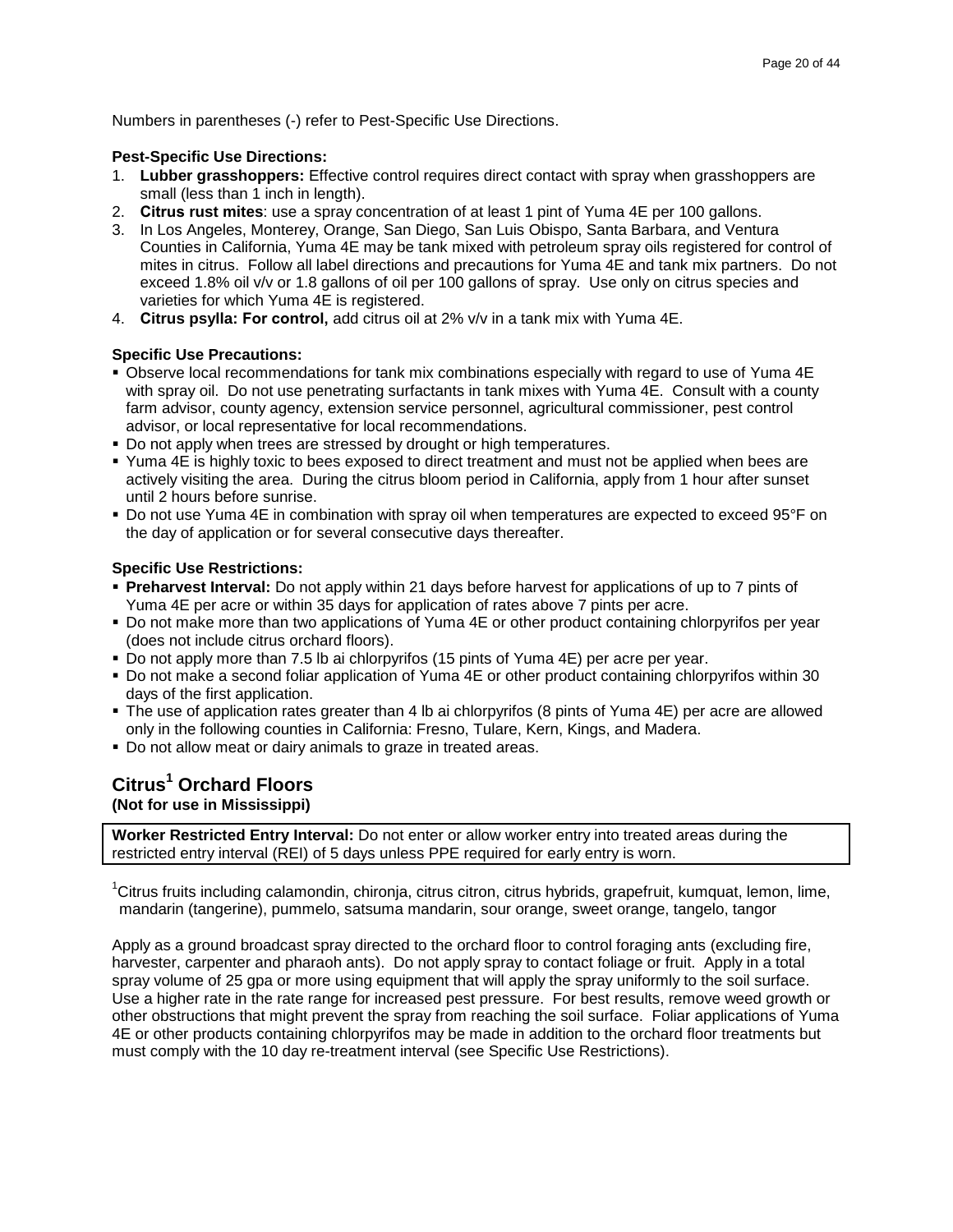Numbers in parentheses (-) refer to Pest-Specific Use Directions.

**Pest-Specific Use Directions:**

1. **Lubber grasshoppers:** Effective control requires direct contact with spray when grasshoppers are small (less than 1 inch in length).
2. **Citrus rust mites**: use a spray concentration of at least 1 pint of Yuma 4E per 100 gallons.
3. In Los Angeles, Monterey, Orange, San Diego, San Luis Obispo, Santa Barbara, and Ventura Counties in California, Yuma 4E may be tank mixed with petroleum spray oils registered for control of mites in citrus. Follow all label directions and precautions for Yuma 4E and tank mix partners. Do not exceed 1.8% oil v/v or 1.8 gallons of oil per 100 gallons of spray. Use only on citrus species and varieties for which Yuma 4E is registered.
4. **Citrus psylla: For control,** add citrus oil at 2% v/v in a tank mix with Yuma 4E.

**Specific Use Precautions:**

- Observe local recommendations for tank mix combinations especially with regard to use of Yuma 4E with spray oil. Do not use penetrating surfactants in tank mixes with Yuma 4E. Consult with a county farm advisor, county agency, extension service personnel, agricultural commissioner, pest control advisor, or local representative for local recommendations.
- Do not apply when trees are stressed by drought or high temperatures.
- Yuma 4E is highly toxic to bees exposed to direct treatment and must not be applied when bees are actively visiting the area. During the citrus bloom period in California, apply from 1 hour after sunset until 2 hours before sunrise.
- Do not use Yuma 4E in combination with spray oil when temperatures are expected to exceed 95°F on the day of application or for several consecutive days thereafter.

**Specific Use Restrictions:**

- **Preharvest Interval:** Do not apply within 21 days before harvest for applications of up to 7 pints of Yuma 4E per acre or within 35 days for application of rates above 7 pints per acre.
- Do not make more than two applications of Yuma 4E or other product containing chlorpyrifos per year (does not include citrus orchard floors).
- Do not apply more than 7.5 lb ai chlorpyrifos (15 pints of Yuma 4E) per acre per year.
- Do not make a second foliar application of Yuma 4E or other product containing chlorpyrifos within 30 days of the first application.
- The use of application rates greater than 4 lb ai chlorpyrifos (8 pints of Yuma 4E) per acre are allowed only in the following counties in California: Fresno, Tulare, Kern, Kings, and Madera.
- Do not allow meat or dairy animals to graze in treated areas.

## Citrus[1] Orchard Floors

**(Not for use in Mississippi)**

**Worker Restricted Entry Interval:** Do not enter or allow worker entry into treated areas during the restricted entry interval (REI) of 5 days unless PPE required for early entry is worn.

[1]Citrus fruits including calamondin, chironja, citrus citron, citrus hybrids, grapefruit, kumquat, lemon, lime, mandarin (tangerine), pummelo, satsuma mandarin, sour orange, sweet orange, tangelo, tangor

Apply as a ground broadcast spray directed to the orchard floor to control foraging ants (excluding fire, harvester, carpenter and pharaoh ants). Do not apply spray to contact foliage or fruit. Apply in a total spray volume of 25 gpa or more using equipment that will apply the spray uniformly to the soil surface. Use a higher rate in the rate range for increased pest pressure. For best results, remove weed growth or other obstructions that might prevent the spray from reaching the soil surface. Foliar applications of Yuma 4E or other products containing chlorpyrifos may be made in addition to the orchard floor treatments but must comply with the 10 day re-treatment interval (see Specific Use Restrictions).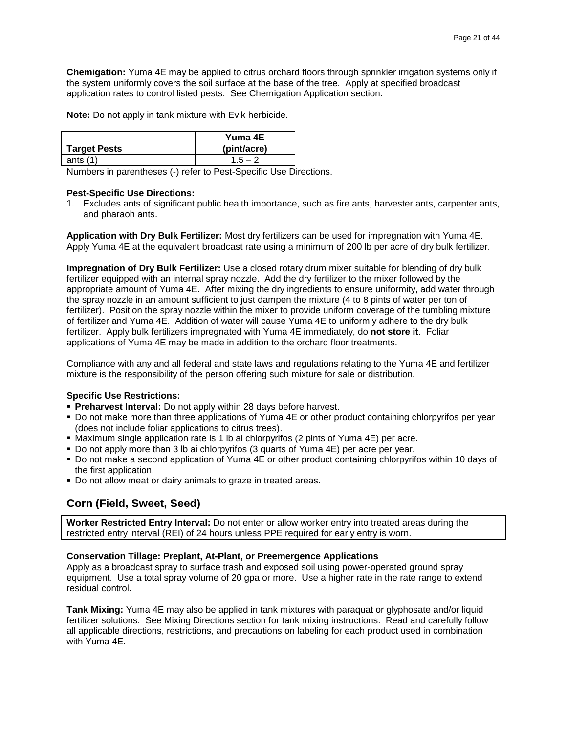**Chemigation:** Yuma 4E may be applied to citrus orchard floors through sprinkler irrigation systems only if the system uniformly covers the soil surface at the base of the tree. Apply at specified broadcast application rates to control listed pests. See Chemigation Application section.

**Note:** Do not apply in tank mixture with Evik herbicide.

| Target Pests | Yuma 4E (pint/acre) |
|---|---|
| ants (1) | 1.5 – 2 |

Numbers in parentheses (-) refer to Pest-Specific Use Directions.

**Pest-Specific Use Directions:**

1. Excludes ants of significant public health importance, such as fire ants, harvester ants, carpenter ants, and pharaoh ants.

**Application with Dry Bulk Fertilizer:** Most dry fertilizers can be used for impregnation with Yuma 4E. Apply Yuma 4E at the equivalent broadcast rate using a minimum of 200 lb per acre of dry bulk fertilizer.

**Impregnation of Dry Bulk Fertilizer:** Use a closed rotary drum mixer suitable for blending of dry bulk fertilizer equipped with an internal spray nozzle. Add the dry fertilizer to the mixer followed by the appropriate amount of Yuma 4E. After mixing the dry ingredients to ensure uniformity, add water through the spray nozzle in an amount sufficient to just dampen the mixture (4 to 8 pints of water per ton of fertilizer). Position the spray nozzle within the mixer to provide uniform coverage of the tumbling mixture of fertilizer and Yuma 4E. Addition of water will cause Yuma 4E to uniformly adhere to the dry bulk fertilizer. Apply bulk fertilizers impregnated with Yuma 4E immediately, do **not store it**. Foliar applications of Yuma 4E may be made in addition to the orchard floor treatments.

Compliance with any and all federal and state laws and regulations relating to the Yuma 4E and fertilizer mixture is the responsibility of the person offering such mixture for sale or distribution.

**Specific Use Restrictions:**

- **Preharvest Interval:** Do not apply within 28 days before harvest.
- Do not make more than three applications of Yuma 4E or other product containing chlorpyrifos per year (does not include foliar applications to citrus trees).
- Maximum single application rate is 1 lb ai chlorpyrifos (2 pints of Yuma 4E) per acre.
- Do not apply more than 3 lb ai chlorpyrifos (3 quarts of Yuma 4E) per acre per year.
- Do not make a second application of Yuma 4E or other product containing chlorpyrifos within 10 days of the first application.
- Do not allow meat or dairy animals to graze in treated areas.

## Corn (Field, Sweet, Seed)

**Worker Restricted Entry Interval:** Do not enter or allow worker entry into treated areas during the restricted entry interval (REI) of 24 hours unless PPE required for early entry is worn.

**Conservation Tillage: Preplant, At-Plant, or Preemergence Applications**
Apply as a broadcast spray to surface trash and exposed soil using power-operated ground spray equipment. Use a total spray volume of 20 gpa or more. Use a higher rate in the rate range to extend residual control.

**Tank Mixing:** Yuma 4E may also be applied in tank mixtures with paraquat or glyphosate and/or liquid fertilizer solutions. See Mixing Directions section for tank mixing instructions. Read and carefully follow all applicable directions, restrictions, and precautions on labeling for each product used in combination with Yuma 4E.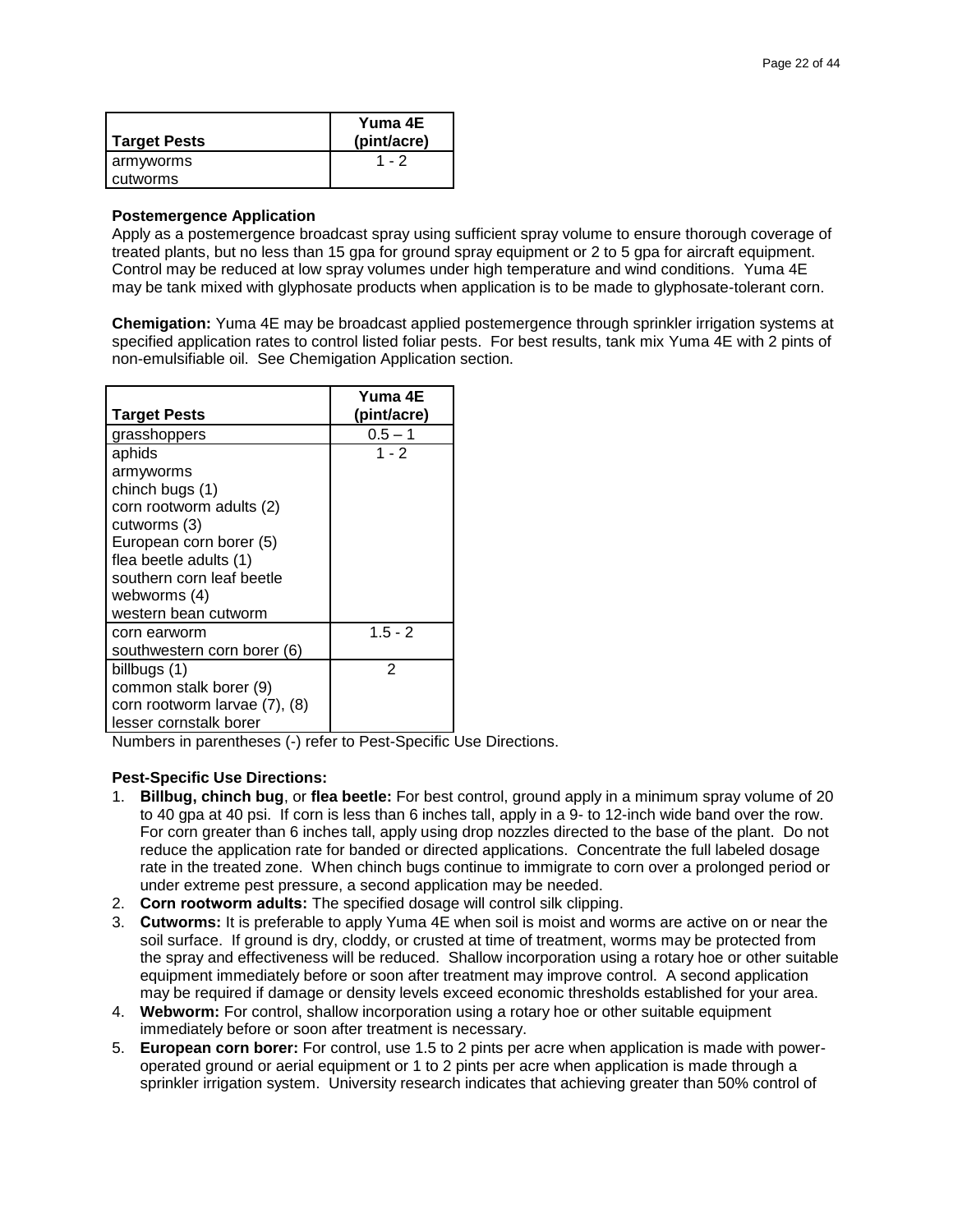| Target Pests | Yuma 4E (pint/acre) |
|---|---|
| armyworms<br>cutworms | 1 - 2 |

**Postemergence Application**

Apply as a postemergence broadcast spray using sufficient spray volume to ensure thorough coverage of treated plants, but no less than 15 gpa for ground spray equipment or 2 to 5 gpa for aircraft equipment. Control may be reduced at low spray volumes under high temperature and wind conditions. Yuma 4E may be tank mixed with glyphosate products when application is to be made to glyphosate-tolerant corn.

**Chemigation:** Yuma 4E may be broadcast applied postemergence through sprinkler irrigation systems at specified application rates to control listed foliar pests. For best results, tank mix Yuma 4E with 2 pints of non-emulsifiable oil. See Chemigation Application section.

| Target Pests | Yuma 4E (pint/acre) |
|---|---|
| grasshoppers | 0.5 – 1 |
| aphids<br>armyworms<br>chinch bugs (1)<br>corn rootworm adults (2)<br>cutworms (3)<br>European corn borer (5)<br>flea beetle adults (1)<br>southern corn leaf beetle<br>webworms (4)<br>western bean cutworm | 1 - 2 |
| corn earworm<br>southwestern corn borer (6) | 1.5 - 2 |
| billbugs (1)<br>common stalk borer (9)<br>corn rootworm larvae (7), (8)<br>lesser cornstalk borer | 2 |

Numbers in parentheses (-) refer to Pest-Specific Use Directions.

**Pest-Specific Use Directions:**

1. **Billbug, chinch bug**, or **flea beetle:** For best control, ground apply in a minimum spray volume of 20 to 40 gpa at 40 psi. If corn is less than 6 inches tall, apply in a 9- to 12-inch wide band over the row. For corn greater than 6 inches tall, apply using drop nozzles directed to the base of the plant. Do not reduce the application rate for banded or directed applications. Concentrate the full labeled dosage rate in the treated zone. When chinch bugs continue to immigrate to corn over a prolonged period or under extreme pest pressure, a second application may be needed.
2. **Corn rootworm adults:** The specified dosage will control silk clipping.
3. **Cutworms:** It is preferable to apply Yuma 4E when soil is moist and worms are active on or near the soil surface. If ground is dry, cloddy, or crusted at time of treatment, worms may be protected from the spray and effectiveness will be reduced. Shallow incorporation using a rotary hoe or other suitable equipment immediately before or soon after treatment may improve control. A second application may be required if damage or density levels exceed economic thresholds established for your area.
4. **Webworm:** For control, shallow incorporation using a rotary hoe or other suitable equipment immediately before or soon after treatment is necessary.
5. **European corn borer:** For control, use 1.5 to 2 pints per acre when application is made with power-operated ground or aerial equipment or 1 to 2 pints per acre when application is made through a sprinkler irrigation system. University research indicates that achieving greater than 50% control of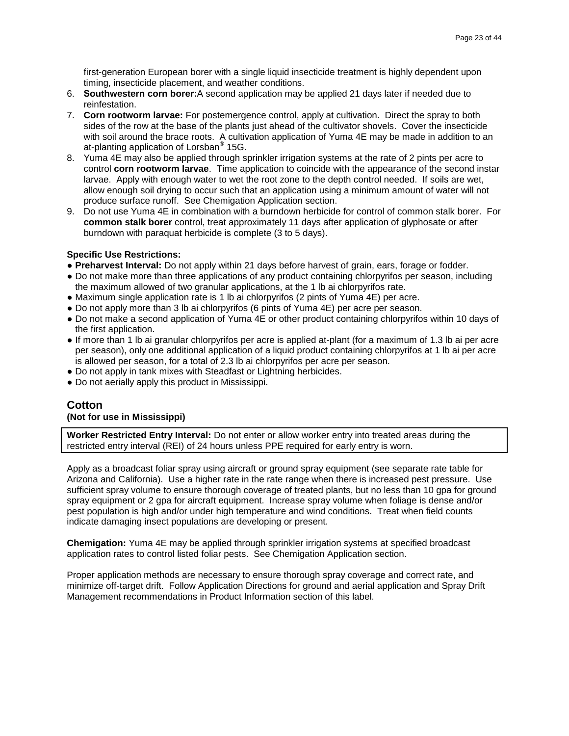first-generation European borer with a single liquid insecticide treatment is highly dependent upon timing, insecticide placement, and weather conditions.

6. **Southwestern corn borer:** A second application may be applied 21 days later if needed due to reinfestation.
7. **Corn rootworm larvae:** For postemergence control, apply at cultivation. Direct the spray to both sides of the row at the base of the plants just ahead of the cultivator shovels. Cover the insecticide with soil around the brace roots. A cultivation application of Yuma 4E may be made in addition to an at-planting application of Lorsban® 15G.
8. Yuma 4E may also be applied through sprinkler irrigation systems at the rate of 2 pints per acre to control **corn rootworm larvae**. Time application to coincide with the appearance of the second instar larvae. Apply with enough water to wet the root zone to the depth control needed. If soils are wet, allow enough soil drying to occur such that an application using a minimum amount of water will not produce surface runoff. See Chemigation Application section.
9. Do not use Yuma 4E in combination with a burndown herbicide for control of common stalk borer. For **common stalk borer** control, treat approximately 11 days after application of glyphosate or after burndown with paraquat herbicide is complete (3 to 5 days).

**Specific Use Restrictions:**

- **Preharvest Interval:** Do not apply within 21 days before harvest of grain, ears, forage or fodder.
- Do not make more than three applications of any product containing chlorpyrifos per season, including the maximum allowed of two granular applications, at the 1 lb ai chlorpyrifos rate.
- Maximum single application rate is 1 lb ai chlorpyrifos (2 pints of Yuma 4E) per acre.
- Do not apply more than 3 lb ai chlorpyrifos (6 pints of Yuma 4E) per acre per season.
- Do not make a second application of Yuma 4E or other product containing chlorpyrifos within 10 days of the first application.
- If more than 1 lb ai granular chlorpyrifos per acre is applied at-plant (for a maximum of 1.3 lb ai per acre per season), only one additional application of a liquid product containing chlorpyrifos at 1 lb ai per acre is allowed per season, for a total of 2.3 lb ai chlorpyrifos per acre per season.
- Do not apply in tank mixes with Steadfast or Lightning herbicides.
- Do not aerially apply this product in Mississippi.

## Cotton

**(Not for use in Mississippi)**

**Worker Restricted Entry Interval:** Do not enter or allow worker entry into treated areas during the restricted entry interval (REI) of 24 hours unless PPE required for early entry is worn.

Apply as a broadcast foliar spray using aircraft or ground spray equipment (see separate rate table for Arizona and California). Use a higher rate in the rate range when there is increased pest pressure. Use sufficient spray volume to ensure thorough coverage of treated plants, but no less than 10 gpa for ground spray equipment or 2 gpa for aircraft equipment. Increase spray volume when foliage is dense and/or pest population is high and/or under high temperature and wind conditions. Treat when field counts indicate damaging insect populations are developing or present.

**Chemigation:** Yuma 4E may be applied through sprinkler irrigation systems at specified broadcast application rates to control listed foliar pests. See Chemigation Application section.

Proper application methods are necessary to ensure thorough spray coverage and correct rate, and minimize off-target drift. Follow Application Directions for ground and aerial application and Spray Drift Management recommendations in Product Information section of this label.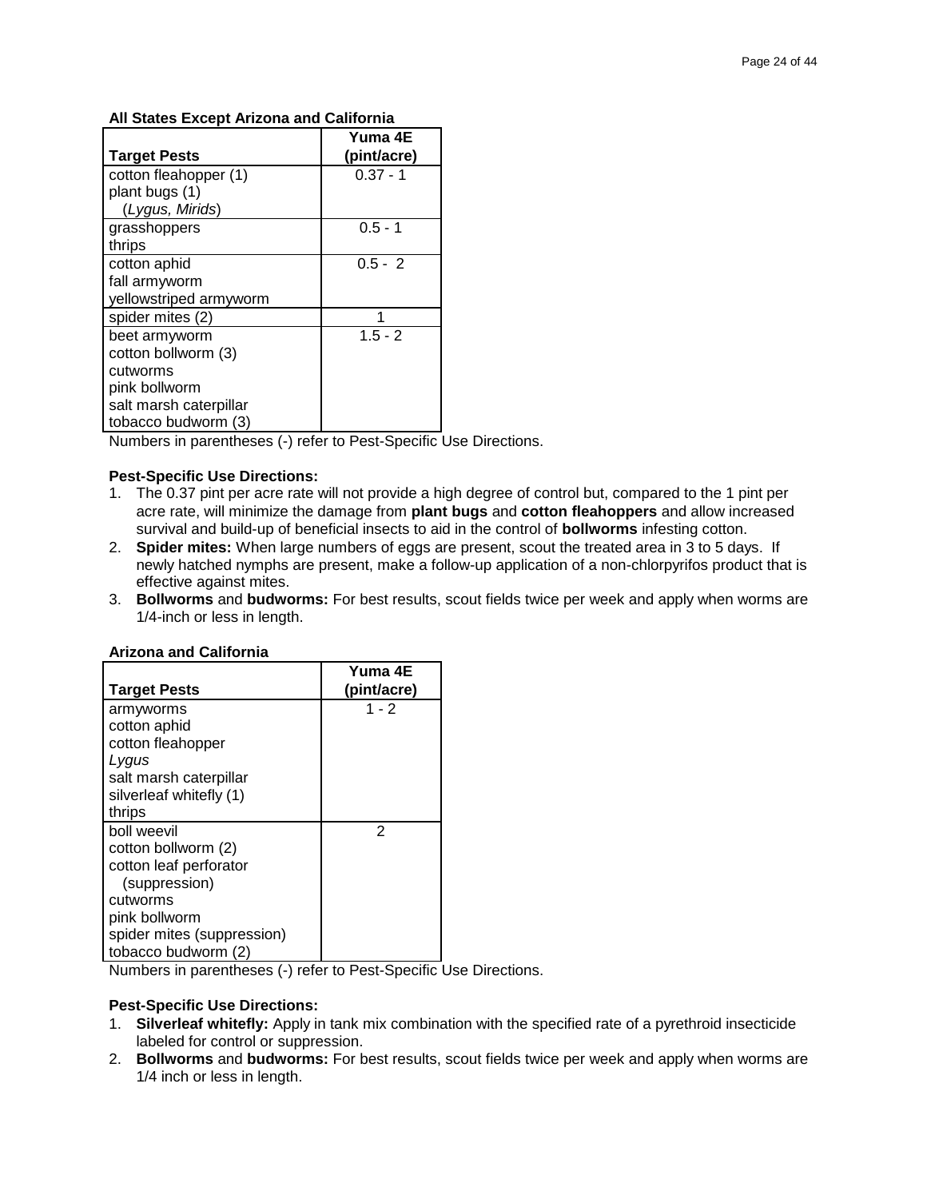**All States Except Arizona and California**

| Target Pests | Yuma 4E (pint/acre) |
|---|---|
| cotton fleahopper (1)<br>plant bugs (1)<br>(*Lygus, Mirids*) | 0.37 - 1 |
| grasshoppers<br>thrips | 0.5 - 1 |
| cotton aphid<br>fall armyworm<br>yellowstriped armyworm | 0.5 - 2 |
| spider mites (2) | 1 |
| beet armyworm<br>cotton bollworm (3)<br>cutworms<br>pink bollworm<br>salt marsh caterpillar<br>tobacco budworm (3) | 1.5 - 2 |

Numbers in parentheses (-) refer to Pest-Specific Use Directions.

**Pest-Specific Use Directions:**

1. The 0.37 pint per acre rate will not provide a high degree of control but, compared to the 1 pint per acre rate, will minimize the damage from **plant bugs** and **cotton fleahoppers** and allow increased survival and build-up of beneficial insects to aid in the control of **bollworms** infesting cotton.
2. **Spider mites:** When large numbers of eggs are present, scout the treated area in 3 to 5 days. If newly hatched nymphs are present, make a follow-up application of a non-chlorpyrifos product that is effective against mites.
3. **Bollworms** and **budworms:** For best results, scout fields twice per week and apply when worms are 1/4-inch or less in length.

**Arizona and California**

| Target Pests | Yuma 4E (pint/acre) |
|---|---|
| armyworms<br>cotton aphid<br>cotton fleahopper<br>*Lygus*<br>salt marsh caterpillar<br>silverleaf whitefly (1)<br>thrips | 1 - 2 |
| boll weevil<br>cotton bollworm (2)<br>cotton leaf perforator<br>(suppression)<br>cutworms<br>pink bollworm<br>spider mites (suppression)<br>tobacco budworm (2) | 2 |

Numbers in parentheses (-) refer to Pest-Specific Use Directions.

**Pest-Specific Use Directions:**

1. **Silverleaf whitefly:** Apply in tank mix combination with the specified rate of a pyrethroid insecticide labeled for control or suppression.
2. **Bollworms** and **budworms:** For best results, scout fields twice per week and apply when worms are 1/4 inch or less in length.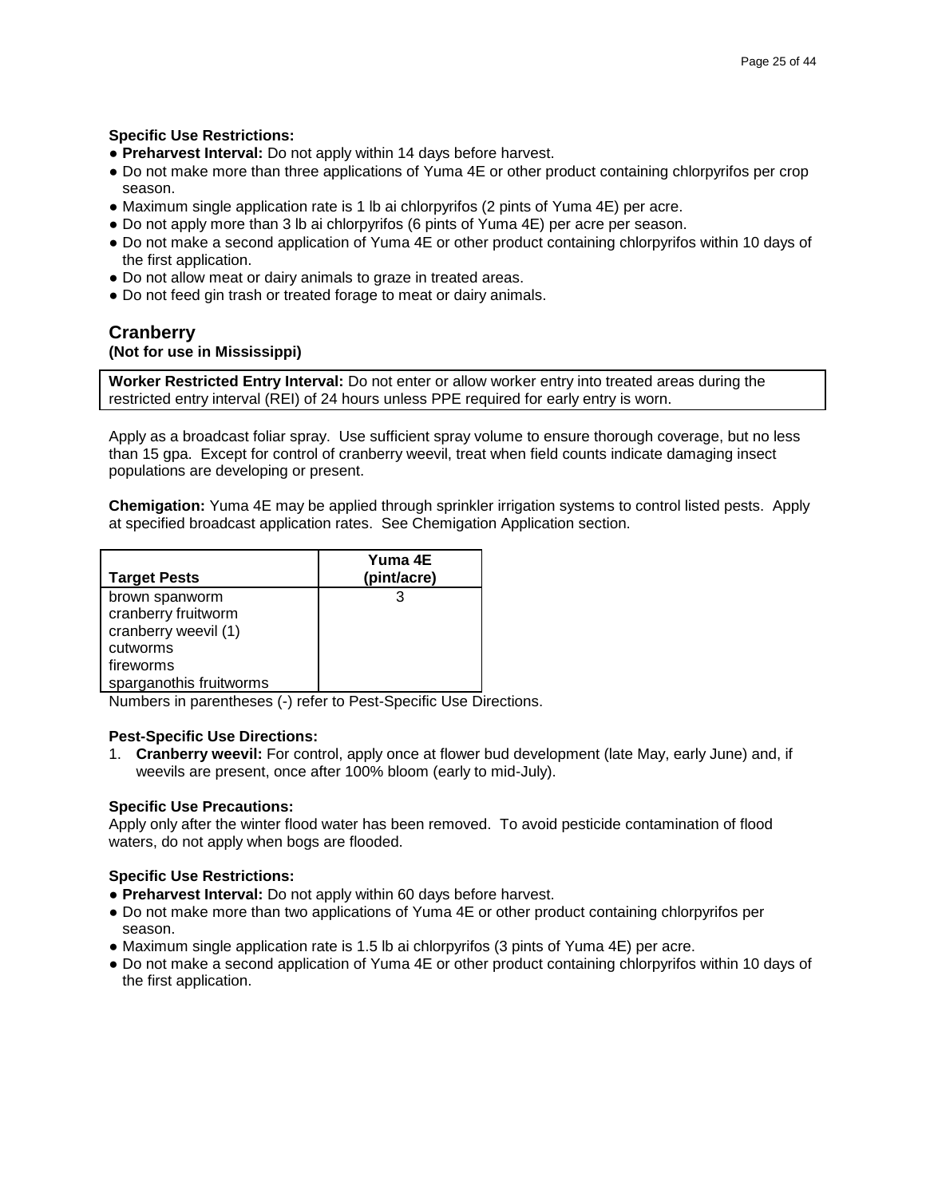**Specific Use Restrictions:**

- **Preharvest Interval:** Do not apply within 14 days before harvest.
- Do not make more than three applications of Yuma 4E or other product containing chlorpyrifos per crop season.
- Maximum single application rate is 1 lb ai chlorpyrifos (2 pints of Yuma 4E) per acre.
- Do not apply more than 3 lb ai chlorpyrifos (6 pints of Yuma 4E) per acre per season.
- Do not make a second application of Yuma 4E or other product containing chlorpyrifos within 10 days of the first application.
- Do not allow meat or dairy animals to graze in treated areas.
- Do not feed gin trash or treated forage to meat or dairy animals.

## Cranberry

**(Not for use in Mississippi)**

**Worker Restricted Entry Interval:** Do not enter or allow worker entry into treated areas during the restricted entry interval (REI) of 24 hours unless PPE required for early entry is worn.

Apply as a broadcast foliar spray. Use sufficient spray volume to ensure thorough coverage, but no less than 15 gpa. Except for control of cranberry weevil, treat when field counts indicate damaging insect populations are developing or present.

**Chemigation:** Yuma 4E may be applied through sprinkler irrigation systems to control listed pests. Apply at specified broadcast application rates. See Chemigation Application section.

| Target Pests | Yuma 4E (pint/acre) |
|---|---|
| brown spanworm<br>cranberry fruitworm<br>cranberry weevil (1)<br>cutworms<br>fireworms<br>sparganothis fruitworms | 3 |

Numbers in parentheses (-) refer to Pest-Specific Use Directions.

**Pest-Specific Use Directions:**

1. **Cranberry weevil:** For control, apply once at flower bud development (late May, early June) and, if weevils are present, once after 100% bloom (early to mid-July).

**Specific Use Precautions:**

Apply only after the winter flood water has been removed. To avoid pesticide contamination of flood waters, do not apply when bogs are flooded.

**Specific Use Restrictions:**

- **Preharvest Interval:** Do not apply within 60 days before harvest.
- Do not make more than two applications of Yuma 4E or other product containing chlorpyrifos per season.
- Maximum single application rate is 1.5 lb ai chlorpyrifos (3 pints of Yuma 4E) per acre.
- Do not make a second application of Yuma 4E or other product containing chlorpyrifos within 10 days of the first application.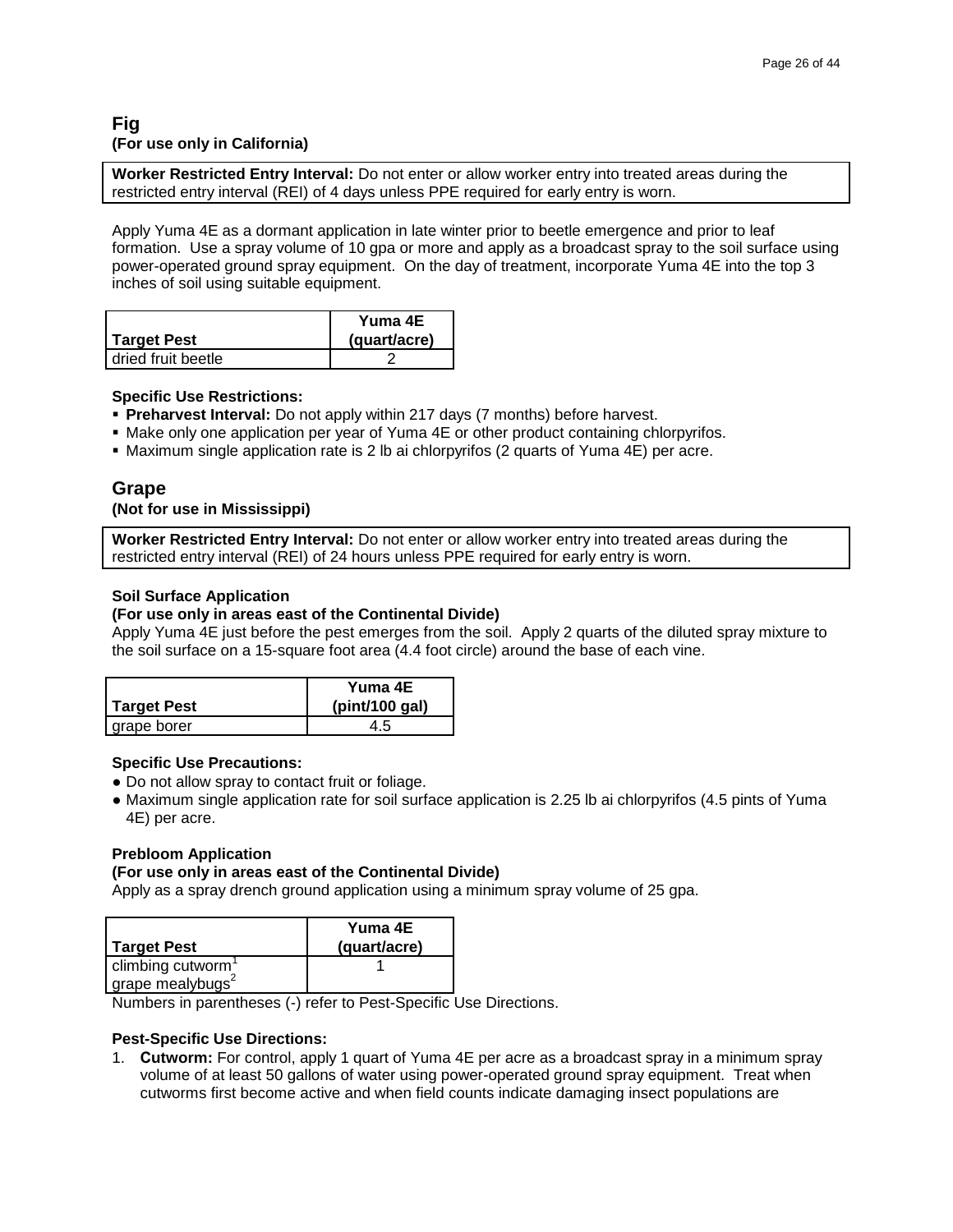## Fig
**(For use only in California)**

**Worker Restricted Entry Interval:** Do not enter or allow worker entry into treated areas during the restricted entry interval (REI) of 4 days unless PPE required for early entry is worn.

Apply Yuma 4E as a dormant application in late winter prior to beetle emergence and prior to leaf formation. Use a spray volume of 10 gpa or more and apply as a broadcast spray to the soil surface using power-operated ground spray equipment. On the day of treatment, incorporate Yuma 4E into the top 3 inches of soil using suitable equipment.

| Target Pest | Yuma 4E (quart/acre) |
|---|---|
| dried fruit beetle | 2 |

**Specific Use Restrictions:**
- **Preharvest Interval:** Do not apply within 217 days (7 months) before harvest.
- Make only one application per year of Yuma 4E or other product containing chlorpyrifos.
- Maximum single application rate is 2 lb ai chlorpyrifos (2 quarts of Yuma 4E) per acre.

## Grape
**(Not for use in Mississippi)**

**Worker Restricted Entry Interval:** Do not enter or allow worker entry into treated areas during the restricted entry interval (REI) of 24 hours unless PPE required for early entry is worn.

**Soil Surface Application**
**(For use only in areas east of the Continental Divide)**
Apply Yuma 4E just before the pest emerges from the soil. Apply 2 quarts of the diluted spray mixture to the soil surface on a 15-square foot area (4.4 foot circle) around the base of each vine.

| Target Pest | Yuma 4E (pint/100 gal) |
|---|---|
| grape borer | 4.5 |

**Specific Use Precautions:**
- Do not allow spray to contact fruit or foliage.
- Maximum single application rate for soil surface application is 2.25 lb ai chlorpyrifos (4.5 pints of Yuma 4E) per acre.

**Prebloom Application**
**(For use only in areas east of the Continental Divide)**
Apply as a spray drench ground application using a minimum spray volume of 25 gpa.

| Target Pest | Yuma 4E (quart/acre) |
|---|---|
| climbing cutworm[1]<br>grape mealybugs[2] | 1 |

Numbers in parentheses (-) refer to Pest-Specific Use Directions.

**Pest-Specific Use Directions:**
1. **Cutworm:** For control, apply 1 quart of Yuma 4E per acre as a broadcast spray in a minimum spray volume of at least 50 gallons of water using power-operated ground spray equipment. Treat when cutworms first become active and when field counts indicate damaging insect populations are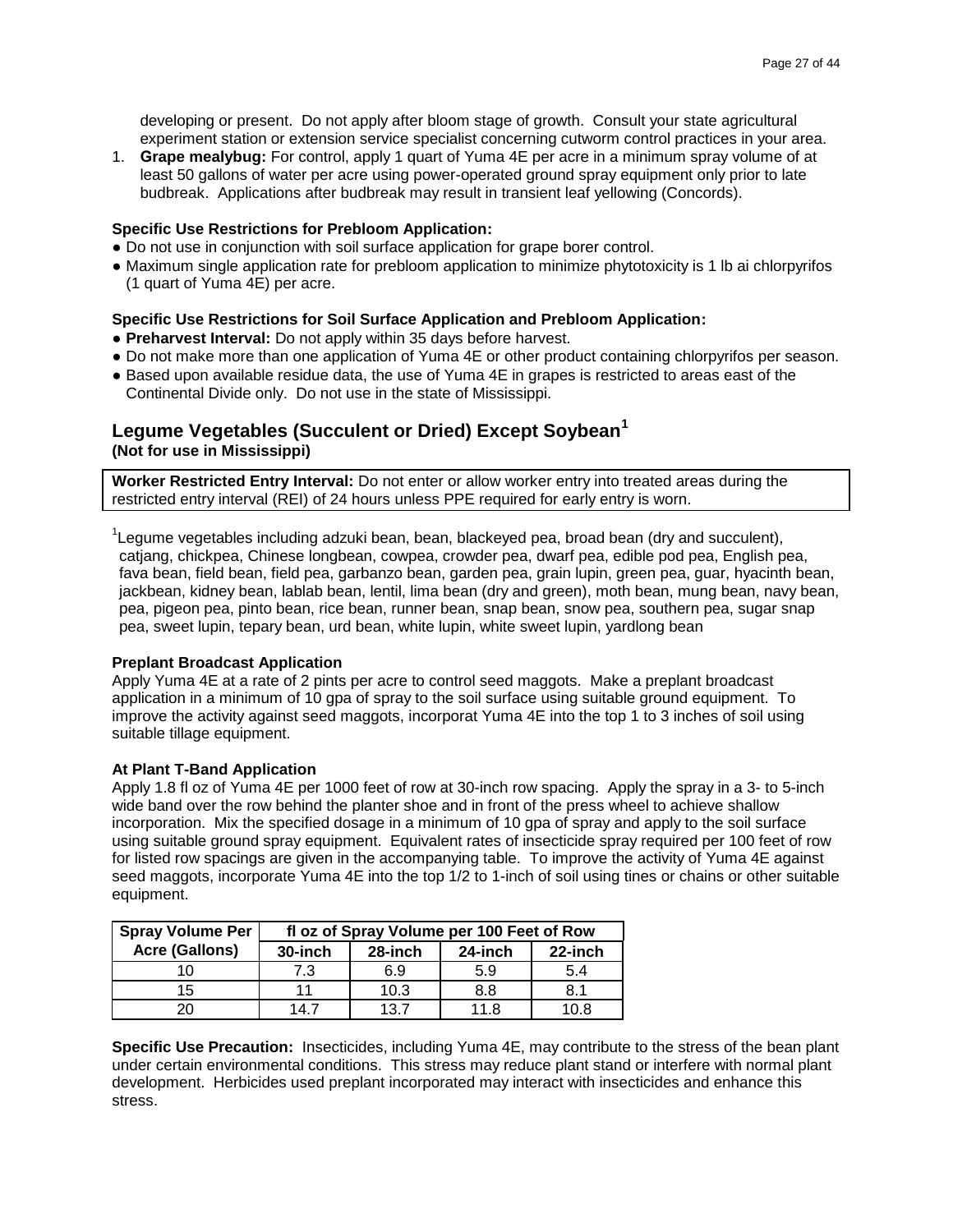developing or present. Do not apply after bloom stage of growth. Consult your state agricultural experiment station or extension service specialist concerning cutworm control practices in your area.

1. **Grape mealybug:** For control, apply 1 quart of Yuma 4E per acre in a minimum spray volume of at least 50 gallons of water per acre using power-operated ground spray equipment only prior to late budbreak. Applications after budbreak may result in transient leaf yellowing (Concords).

**Specific Use Restrictions for Prebloom Application:**

- Do not use in conjunction with soil surface application for grape borer control.
- Maximum single application rate for prebloom application to minimize phytotoxicity is 1 lb ai chlorpyrifos (1 quart of Yuma 4E) per acre.

**Specific Use Restrictions for Soil Surface Application and Prebloom Application:**

- **Preharvest Interval:** Do not apply within 35 days before harvest.
- Do not make more than one application of Yuma 4E or other product containing chlorpyrifos per season.
- Based upon available residue data, the use of Yuma 4E in grapes is restricted to areas east of the Continental Divide only. Do not use in the state of Mississippi.

## Legume Vegetables (Succulent or Dried) Except Soybean[1]

**(Not for use in Mississippi)**

**Worker Restricted Entry Interval:** Do not enter or allow worker entry into treated areas during the restricted entry interval (REI) of 24 hours unless PPE required for early entry is worn.

[1]Legume vegetables including adzuki bean, bean, blackeyed pea, broad bean (dry and succulent), catjang, chickpea, Chinese longbean, cowpea, crowder pea, dwarf pea, edible pod pea, English pea, fava bean, field bean, field pea, garbanzo bean, garden pea, grain lupin, green pea, guar, hyacinth bean, jackbean, kidney bean, lablab bean, lentil, lima bean (dry and green), moth bean, mung bean, navy bean, pea, pigeon pea, pinto bean, rice bean, runner bean, snap bean, snow pea, southern pea, sugar snap pea, sweet lupin, tepary bean, urd bean, white lupin, white sweet lupin, yardlong bean

**Preplant Broadcast Application**

Apply Yuma 4E at a rate of 2 pints per acre to control seed maggots. Make a preplant broadcast application in a minimum of 10 gpa of spray to the soil surface using suitable ground equipment. To improve the activity against seed maggots, incorporat Yuma 4E into the top 1 to 3 inches of soil using suitable tillage equipment.

**At Plant T-Band Application**

Apply 1.8 fl oz of Yuma 4E per 1000 feet of row at 30-inch row spacing. Apply the spray in a 3- to 5-inch wide band over the row behind the planter shoe and in front of the press wheel to achieve shallow incorporation. Mix the specified dosage in a minimum of 10 gpa of spray and apply to the soil surface using suitable ground spray equipment. Equivalent rates of insecticide spray required per 100 feet of row for listed row spacings are given in the accompanying table. To improve the activity of Yuma 4E against seed maggots, incorporate Yuma 4E into the top 1/2 to 1-inch of soil using tines or chains or other suitable equipment.

| Spray Volume Per Acre (Gallons) | fl oz of Spray Volume per 100 Feet of Row | | | |
|---|---|---|---|---|
| | 30-inch | 28-inch | 24-inch | 22-inch |
| 10 | 7.3 | 6.9 | 5.9 | 5.4 |
| 15 | 11 | 10.3 | 8.8 | 8.1 |
| 20 | 14.7 | 13.7 | 11.8 | 10.8 |

**Specific Use Precaution:** Insecticides, including Yuma 4E, may contribute to the stress of the bean plant under certain environmental conditions. This stress may reduce plant stand or interfere with normal plant development. Herbicides used preplant incorporated may interact with insecticides and enhance this stress.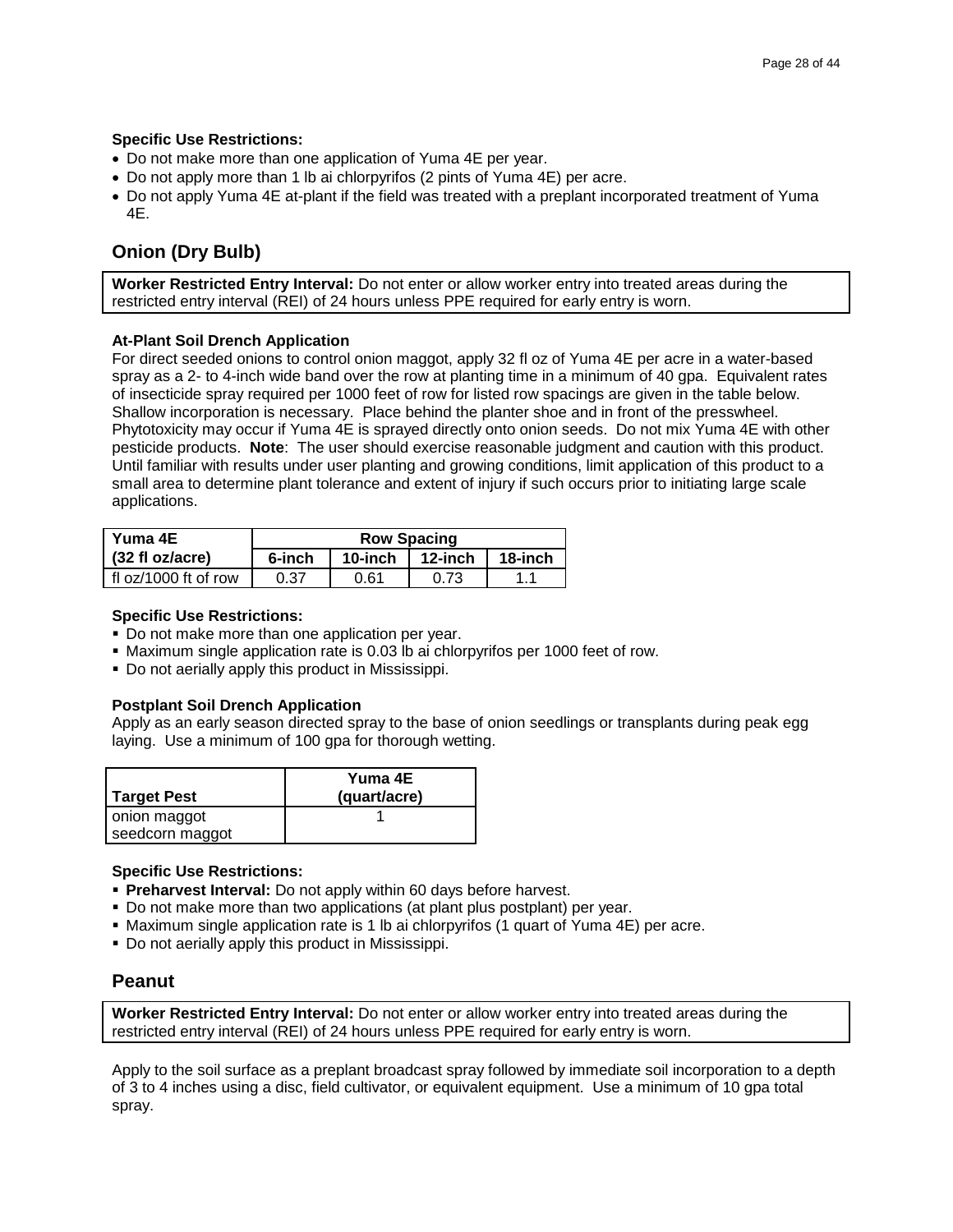**Specific Use Restrictions:**

- Do not make more than one application of Yuma 4E per year.
- Do not apply more than 1 lb ai chlorpyrifos (2 pints of Yuma 4E) per acre.
- Do not apply Yuma 4E at-plant if the field was treated with a preplant incorporated treatment of Yuma 4E.

## Onion (Dry Bulb)

**Worker Restricted Entry Interval:** Do not enter or allow worker entry into treated areas during the restricted entry interval (REI) of 24 hours unless PPE required for early entry is worn.

**At-Plant Soil Drench Application**

For direct seeded onions to control onion maggot, apply 32 fl oz of Yuma 4E per acre in a water-based spray as a 2- to 4-inch wide band over the row at planting time in a minimum of 40 gpa. Equivalent rates of insecticide spray required per 1000 feet of row for listed row spacings are given in the table below. Shallow incorporation is necessary. Place behind the planter shoe and in front of the presswheel. Phytotoxicity may occur if Yuma 4E is sprayed directly onto onion seeds. Do not mix Yuma 4E with other pesticide products. **Note**: The user should exercise reasonable judgment and caution with this product. Until familiar with results under user planting and growing conditions, limit application of this product to a small area to determine plant tolerance and extent of injury if such occurs prior to initiating large scale applications.

| Yuma 4E | Row Spacing | | | |
|---|---|---|---|---|
| (32 fl oz/acre) | 6-inch | 10-inch | 12-inch | 18-inch |
| fl oz/1000 ft of row | 0.37 | 0.61 | 0.73 | 1.1 |

**Specific Use Restrictions:**

- Do not make more than one application per year.
- Maximum single application rate is 0.03 lb ai chlorpyrifos per 1000 feet of row.
- Do not aerially apply this product in Mississippi.

**Postplant Soil Drench Application**

Apply as an early season directed spray to the base of onion seedlings or transplants during peak egg laying. Use a minimum of 100 gpa for thorough wetting.

| Target Pest | Yuma 4E (quart/acre) |
|---|---|
| onion maggot<br>seedcorn maggot | 1 |

**Specific Use Restrictions:**

- **Preharvest Interval:** Do not apply within 60 days before harvest.
- Do not make more than two applications (at plant plus postplant) per year.
- Maximum single application rate is 1 lb ai chlorpyrifos (1 quart of Yuma 4E) per acre.
- Do not aerially apply this product in Mississippi.

## Peanut

**Worker Restricted Entry Interval:** Do not enter or allow worker entry into treated areas during the restricted entry interval (REI) of 24 hours unless PPE required for early entry is worn.

Apply to the soil surface as a preplant broadcast spray followed by immediate soil incorporation to a depth of 3 to 4 inches using a disc, field cultivator, or equivalent equipment. Use a minimum of 10 gpa total spray.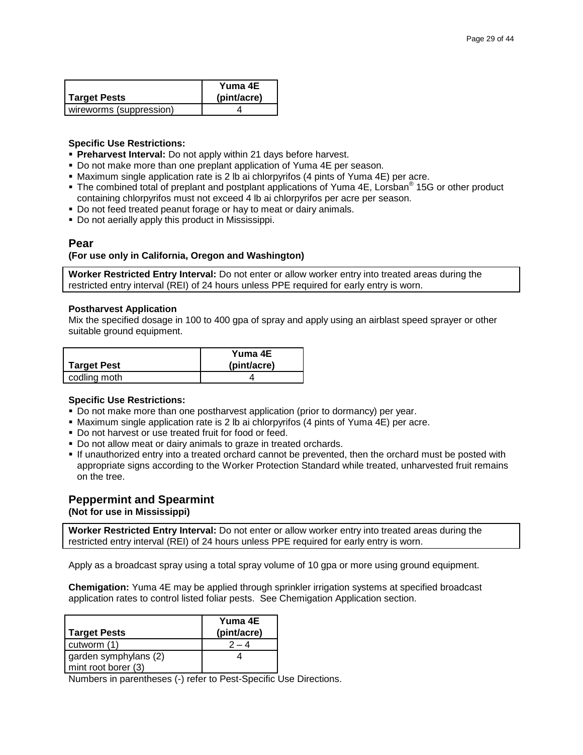| Target Pests | Yuma 4E (pint/acre) |
| --- | --- |
| wireworms (suppression) | 4 |

**Specific Use Restrictions:**

- **Preharvest Interval:** Do not apply within 21 days before harvest.
- Do not make more than one preplant application of Yuma 4E per season.
- Maximum single application rate is 2 lb ai chlorpyrifos (4 pints of Yuma 4E) per acre.
- The combined total of preplant and postplant applications of Yuma 4E, Lorsban® 15G or other product containing chlorpyrifos must not exceed 4 lb ai chlorpyrifos per acre per season.
- Do not feed treated peanut forage or hay to meat or dairy animals.
- Do not aerially apply this product in Mississippi.

## Pear

**(For use only in California, Oregon and Washington)**

**Worker Restricted Entry Interval:** Do not enter or allow worker entry into treated areas during the restricted entry interval (REI) of 24 hours unless PPE required for early entry is worn.

**Postharvest Application**

Mix the specified dosage in 100 to 400 gpa of spray and apply using an airblast speed sprayer or other suitable ground equipment.

| Target Pest | Yuma 4E (pint/acre) |
| --- | --- |
| codling moth | 4 |

**Specific Use Restrictions:**

- Do not make more than one postharvest application (prior to dormancy) per year.
- Maximum single application rate is 2 lb ai chlorpyrifos (4 pints of Yuma 4E) per acre.
- Do not harvest or use treated fruit for food or feed.
- Do not allow meat or dairy animals to graze in treated orchards.
- If unauthorized entry into a treated orchard cannot be prevented, then the orchard must be posted with appropriate signs according to the Worker Protection Standard while treated, unharvested fruit remains on the tree.

## Peppermint and Spearmint

**(Not for use in Mississippi)**

**Worker Restricted Entry Interval:** Do not enter or allow worker entry into treated areas during the restricted entry interval (REI) of 24 hours unless PPE required for early entry is worn.

Apply as a broadcast spray using a total spray volume of 10 gpa or more using ground equipment.

**Chemigation:** Yuma 4E may be applied through sprinkler irrigation systems at specified broadcast application rates to control listed foliar pests. See Chemigation Application section.

| Target Pests | Yuma 4E (pint/acre) |
| --- | --- |
| cutworm (1) | 2 – 4 |
| garden symphylans (2)<br>mint root borer (3) | 4 |

Numbers in parentheses (-) refer to Pest-Specific Use Directions.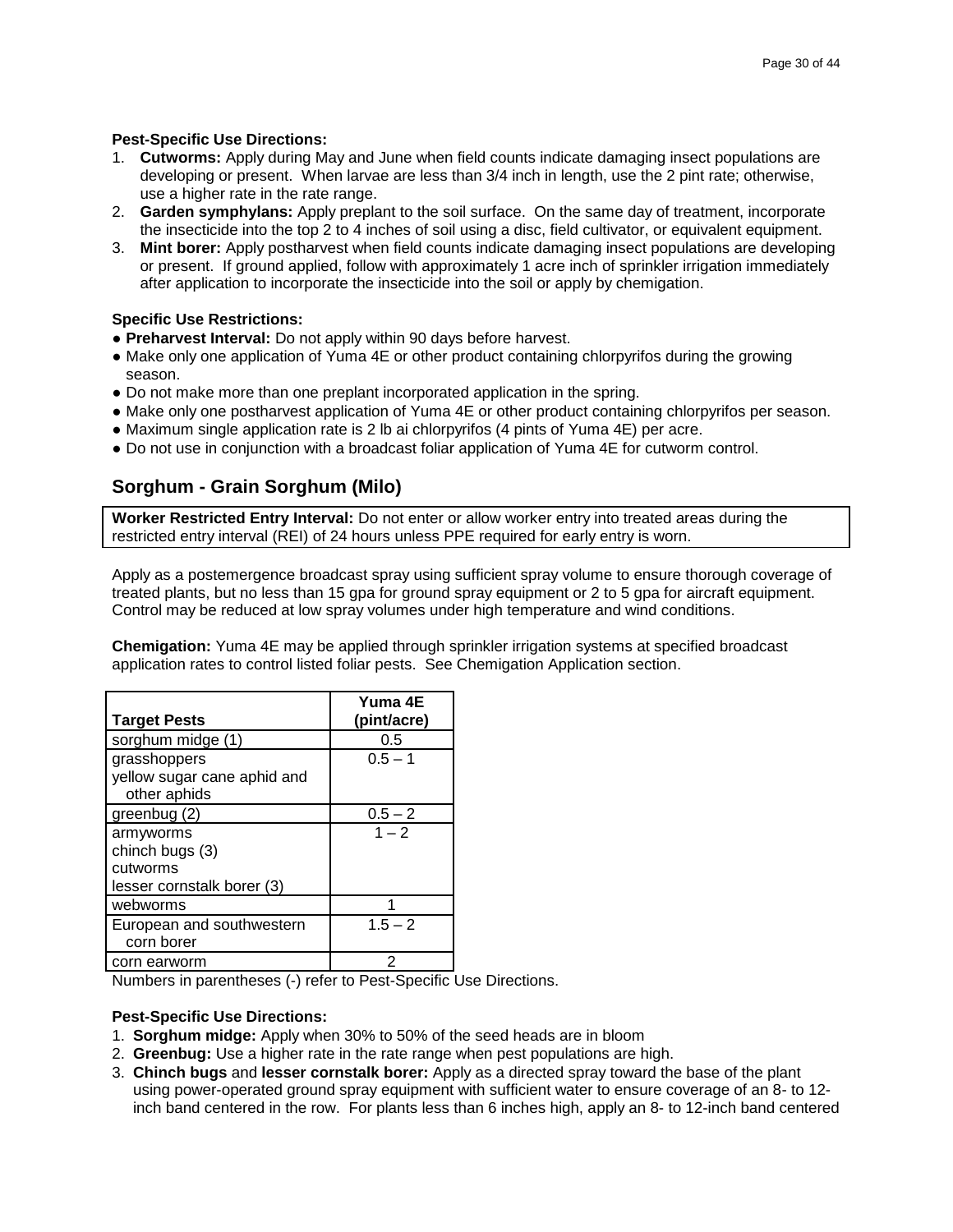**Pest-Specific Use Directions:**

1. **Cutworms:** Apply during May and June when field counts indicate damaging insect populations are developing or present. When larvae are less than 3/4 inch in length, use the 2 pint rate; otherwise, use a higher rate in the rate range.
2. **Garden symphylans:** Apply preplant to the soil surface. On the same day of treatment, incorporate the insecticide into the top 2 to 4 inches of soil using a disc, field cultivator, or equivalent equipment.
3. **Mint borer:** Apply postharvest when field counts indicate damaging insect populations are developing or present. If ground applied, follow with approximately 1 acre inch of sprinkler irrigation immediately after application to incorporate the insecticide into the soil or apply by chemigation.

**Specific Use Restrictions:**

- **Preharvest Interval:** Do not apply within 90 days before harvest.
- Make only one application of Yuma 4E or other product containing chlorpyrifos during the growing season.
- Do not make more than one preplant incorporated application in the spring.
- Make only one postharvest application of Yuma 4E or other product containing chlorpyrifos per season.
- Maximum single application rate is 2 lb ai chlorpyrifos (4 pints of Yuma 4E) per acre.
- Do not use in conjunction with a broadcast foliar application of Yuma 4E for cutworm control.

## Sorghum - Grain Sorghum (Milo)

**Worker Restricted Entry Interval:** Do not enter or allow worker entry into treated areas during the restricted entry interval (REI) of 24 hours unless PPE required for early entry is worn.

Apply as a postemergence broadcast spray using sufficient spray volume to ensure thorough coverage of treated plants, but no less than 15 gpa for ground spray equipment or 2 to 5 gpa for aircraft equipment. Control may be reduced at low spray volumes under high temperature and wind conditions.

**Chemigation:** Yuma 4E may be applied through sprinkler irrigation systems at specified broadcast application rates to control listed foliar pests. See Chemigation Application section.

| Target Pests | Yuma 4E (pint/acre) |
|---|---|
| sorghum midge (1) | 0.5 |
| grasshoppers<br>yellow sugar cane aphid and other aphids | 0.5 – 1 |
| greenbug (2) | 0.5 – 2 |
| armyworms<br>chinch bugs (3)<br>cutworms<br>lesser cornstalk borer (3) | 1 – 2 |
| webworms | 1 |
| European and southwestern corn borer | 1.5 – 2 |
| corn earworm | 2 |

Numbers in parentheses (-) refer to Pest-Specific Use Directions.

**Pest-Specific Use Directions:**

1. **Sorghum midge:** Apply when 30% to 50% of the seed heads are in bloom
2. **Greenbug:** Use a higher rate in the rate range when pest populations are high.
3. **Chinch bugs** and **lesser cornstalk borer:** Apply as a directed spray toward the base of the plant using power-operated ground spray equipment with sufficient water to ensure coverage of an 8- to 12-inch band centered in the row. For plants less than 6 inches high, apply an 8- to 12-inch band centered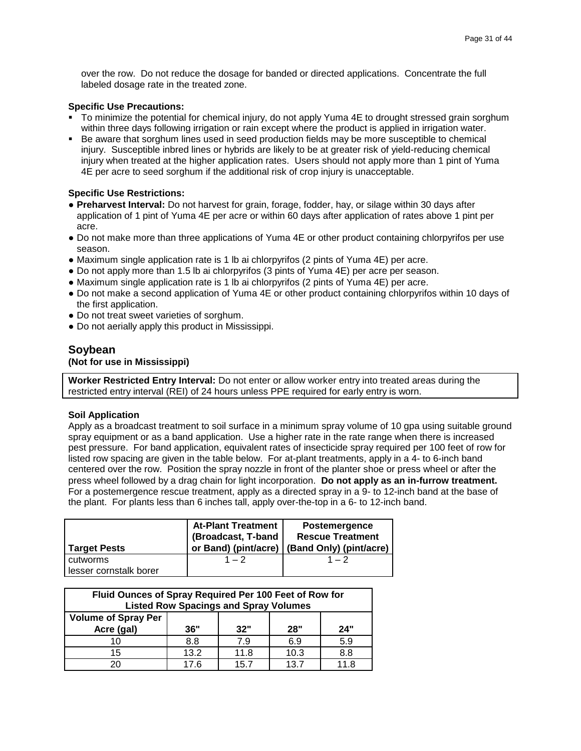over the row. Do not reduce the dosage for banded or directed applications. Concentrate the full labeled dosage rate in the treated zone.

**Specific Use Precautions:**

- To minimize the potential for chemical injury, do not apply Yuma 4E to drought stressed grain sorghum within three days following irrigation or rain except where the product is applied in irrigation water.
- Be aware that sorghum lines used in seed production fields may be more susceptible to chemical injury. Susceptible inbred lines or hybrids are likely to be at greater risk of yield-reducing chemical injury when treated at the higher application rates. Users should not apply more than 1 pint of Yuma 4E per acre to seed sorghum if the additional risk of crop injury is unacceptable.

**Specific Use Restrictions:**

- **Preharvest Interval:** Do not harvest for grain, forage, fodder, hay, or silage within 30 days after application of 1 pint of Yuma 4E per acre or within 60 days after application of rates above 1 pint per acre.
- Do not make more than three applications of Yuma 4E or other product containing chlorpyrifos per use season.
- Maximum single application rate is 1 lb ai chlorpyrifos (2 pints of Yuma 4E) per acre.
- Do not apply more than 1.5 lb ai chlorpyrifos (3 pints of Yuma 4E) per acre per season.
- Maximum single application rate is 1 lb ai chlorpyrifos (2 pints of Yuma 4E) per acre.
- Do not make a second application of Yuma 4E or other product containing chlorpyrifos within 10 days of the first application.
- Do not treat sweet varieties of sorghum.
- Do not aerially apply this product in Mississippi.

## Soybean

**(Not for use in Mississippi)**

**Worker Restricted Entry Interval:** Do not enter or allow worker entry into treated areas during the restricted entry interval (REI) of 24 hours unless PPE required for early entry is worn.

**Soil Application**

Apply as a broadcast treatment to soil surface in a minimum spray volume of 10 gpa using suitable ground spray equipment or as a band application. Use a higher rate in the rate range when there is increased pest pressure. For band application, equivalent rates of insecticide spray required per 100 feet of row for listed row spacing are given in the table below. For at-plant treatments, apply in a 4- to 6-inch band centered over the row. Position the spray nozzle in front of the planter shoe or press wheel or after the press wheel followed by a drag chain for light incorporation. **Do not apply as an in-furrow treatment.** For a postemergence rescue treatment, apply as a directed spray in a 9- to 12-inch band at the base of the plant. For plants less than 6 inches tall, apply over-the-top in a 6- to 12-inch band.

| Target Pests | At-Plant Treatment (Broadcast, T-band or Band) (pint/acre) | Postemergence Rescue Treatment (Band Only) (pint/acre) |
|---|---|---|
| cutworms<br>lesser cornstalk borer | 1 – 2 | 1 – 2 |

| Fluid Ounces of Spray Required Per 100 Feet of Row for Listed Row Spacings and Spray Volumes | | | | |
|---|---|---|---|---|
| **Volume of Spray Per Acre (gal)** | **36"** | **32"** | **28"** | **24"** |
| 10 | 8.8 | 7.9 | 6.9 | 5.9 |
| 15 | 13.2 | 11.8 | 10.3 | 8.8 |
| 20 | 17.6 | 15.7 | 13.7 | 11.8 |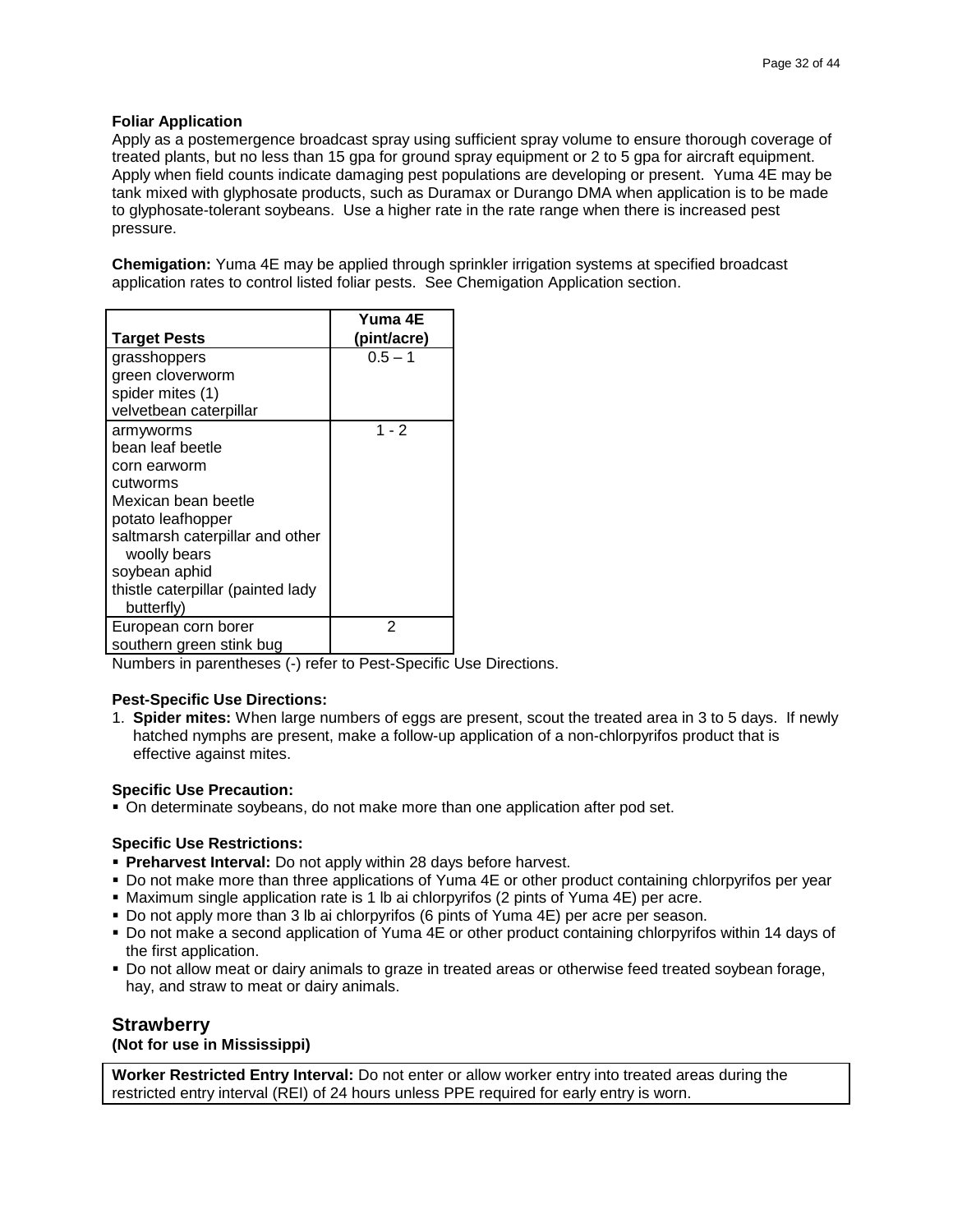**Foliar Application**

Apply as a postemergence broadcast spray using sufficient spray volume to ensure thorough coverage of treated plants, but no less than 15 gpa for ground spray equipment or 2 to 5 gpa for aircraft equipment. Apply when field counts indicate damaging pest populations are developing or present. Yuma 4E may be tank mixed with glyphosate products, such as Duramax or Durango DMA when application is to be made to glyphosate-tolerant soybeans. Use a higher rate in the rate range when there is increased pest pressure.

**Chemigation:** Yuma 4E may be applied through sprinkler irrigation systems at specified broadcast application rates to control listed foliar pests. See Chemigation Application section.

| Target Pests | Yuma 4E (pint/acre) |
|---|---|
| grasshoppers<br>green cloverworm<br>spider mites (1)<br>velvetbean caterpillar | 0.5 – 1 |
| armyworms<br>bean leaf beetle<br>corn earworm<br>cutworms<br>Mexican bean beetle<br>potato leafhopper<br>saltmarsh caterpillar and other woolly bears<br>soybean aphid<br>thistle caterpillar (painted lady butterfly) | 1 - 2 |
| European corn borer<br>southern green stink bug | 2 |

Numbers in parentheses (-) refer to Pest-Specific Use Directions.

**Pest-Specific Use Directions:**

1. **Spider mites:** When large numbers of eggs are present, scout the treated area in 3 to 5 days. If newly hatched nymphs are present, make a follow-up application of a non-chlorpyrifos product that is effective against mites.

**Specific Use Precaution:**

- On determinate soybeans, do not make more than one application after pod set.

**Specific Use Restrictions:**

- **Preharvest Interval:** Do not apply within 28 days before harvest.
- Do not make more than three applications of Yuma 4E or other product containing chlorpyrifos per year
- Maximum single application rate is 1 lb ai chlorpyrifos (2 pints of Yuma 4E) per acre.
- Do not apply more than 3 lb ai chlorpyrifos (6 pints of Yuma 4E) per acre per season.
- Do not make a second application of Yuma 4E or other product containing chlorpyrifos within 14 days of the first application.
- Do not allow meat or dairy animals to graze in treated areas or otherwise feed treated soybean forage, hay, and straw to meat or dairy animals.

## Strawberry
**(Not for use in Mississippi)**

**Worker Restricted Entry Interval:** Do not enter or allow worker entry into treated areas during the restricted entry interval (REI) of 24 hours unless PPE required for early entry is worn.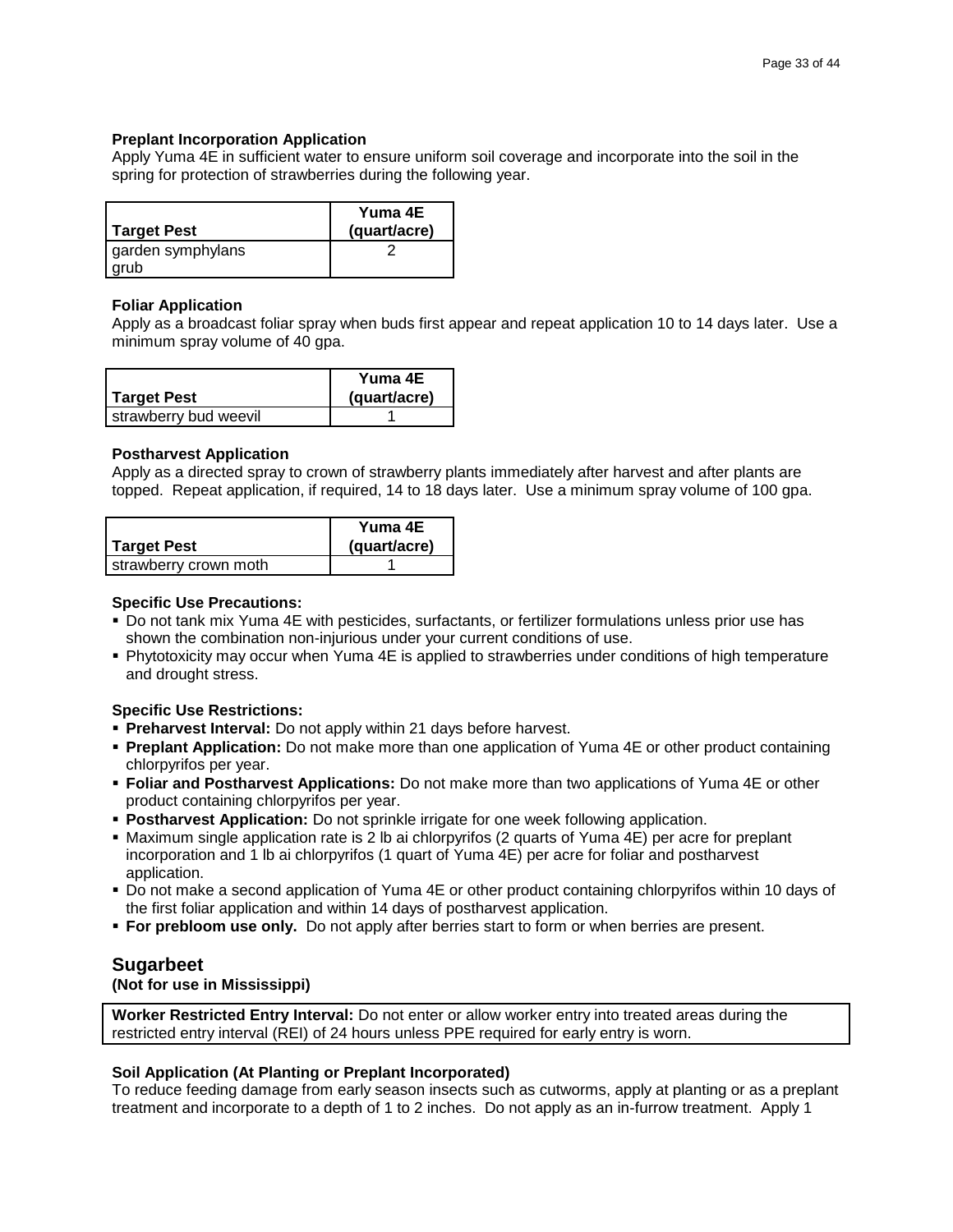**Preplant Incorporation Application**

Apply Yuma 4E in sufficient water to ensure uniform soil coverage and incorporate into the soil in the spring for protection of strawberries during the following year.

| Target Pest | Yuma 4E (quart/acre) |
|---|---|
| garden symphylans grub | 2 |

**Foliar Application**

Apply as a broadcast foliar spray when buds first appear and repeat application 10 to 14 days later. Use a minimum spray volume of 40 gpa.

| Target Pest | Yuma 4E (quart/acre) |
|---|---|
| strawberry bud weevil | 1 |

**Postharvest Application**

Apply as a directed spray to crown of strawberry plants immediately after harvest and after plants are topped. Repeat application, if required, 14 to 18 days later. Use a minimum spray volume of 100 gpa.

| Target Pest | Yuma 4E (quart/acre) |
|---|---|
| strawberry crown moth | 1 |

**Specific Use Precautions:**

- Do not tank mix Yuma 4E with pesticides, surfactants, or fertilizer formulations unless prior use has shown the combination non-injurious under your current conditions of use.
- Phytotoxicity may occur when Yuma 4E is applied to strawberries under conditions of high temperature and drought stress.

**Specific Use Restrictions:**

- **Preharvest Interval:** Do not apply within 21 days before harvest.
- **Preplant Application:** Do not make more than one application of Yuma 4E or other product containing chlorpyrifos per year.
- **Foliar and Postharvest Applications:** Do not make more than two applications of Yuma 4E or other product containing chlorpyrifos per year.
- **Postharvest Application:** Do not sprinkle irrigate for one week following application.
- Maximum single application rate is 2 lb ai chlorpyrifos (2 quarts of Yuma 4E) per acre for preplant incorporation and 1 lb ai chlorpyrifos (1 quart of Yuma 4E) per acre for foliar and postharvest application.
- Do not make a second application of Yuma 4E or other product containing chlorpyrifos within 10 days of the first foliar application and within 14 days of postharvest application.
- **For prebloom use only.** Do not apply after berries start to form or when berries are present.

## Sugarbeet

**(Not for use in Mississippi)**

**Worker Restricted Entry Interval:** Do not enter or allow worker entry into treated areas during the restricted entry interval (REI) of 24 hours unless PPE required for early entry is worn.

**Soil Application (At Planting or Preplant Incorporated)**

To reduce feeding damage from early season insects such as cutworms, apply at planting or as a preplant treatment and incorporate to a depth of 1 to 2 inches. Do not apply as an in-furrow treatment. Apply 1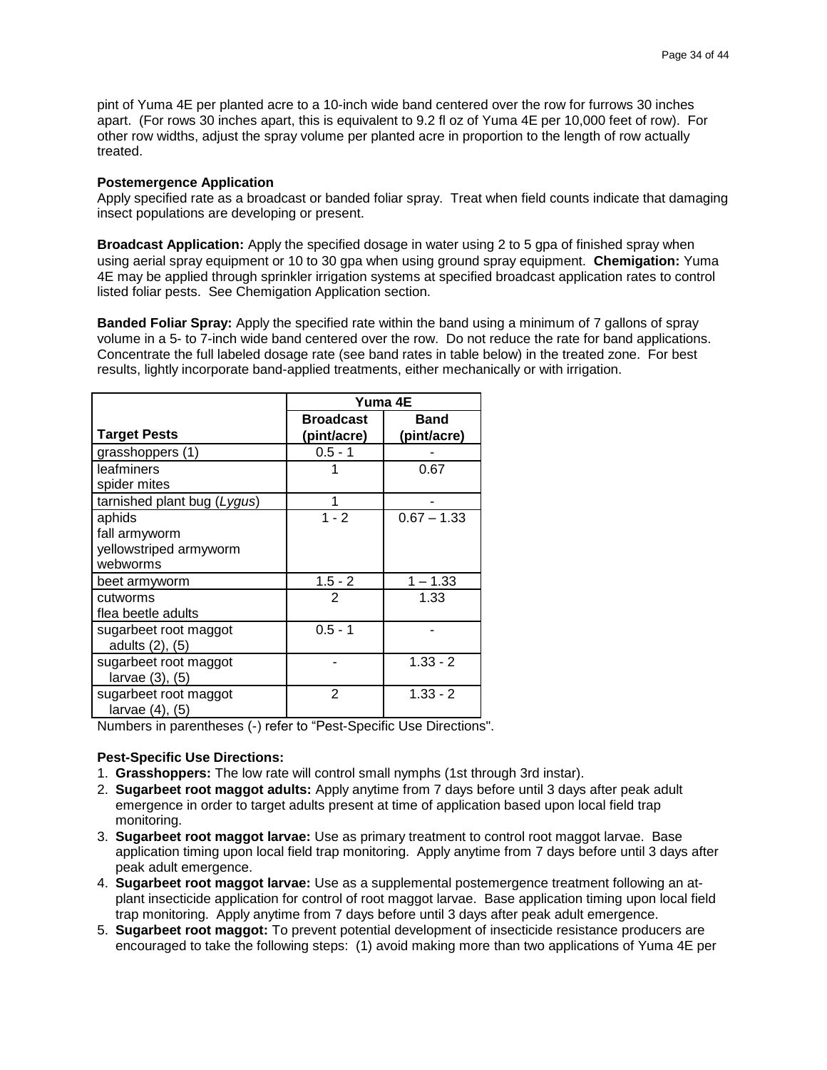pint of Yuma 4E per planted acre to a 10-inch wide band centered over the row for furrows 30 inches apart. (For rows 30 inches apart, this is equivalent to 9.2 fl oz of Yuma 4E per 10,000 feet of row). For other row widths, adjust the spray volume per planted acre in proportion to the length of row actually treated.

**Postemergence Application**
Apply specified rate as a broadcast or banded foliar spray. Treat when field counts indicate that damaging insect populations are developing or present.

**Broadcast Application:** Apply the specified dosage in water using 2 to 5 gpa of finished spray when using aerial spray equipment or 10 to 30 gpa when using ground spray equipment. **Chemigation:** Yuma 4E may be applied through sprinkler irrigation systems at specified broadcast application rates to control listed foliar pests. See Chemigation Application section.

**Banded Foliar Spray:** Apply the specified rate within the band using a minimum of 7 gallons of spray volume in a 5- to 7-inch wide band centered over the row. Do not reduce the rate for band applications. Concentrate the full labeled dosage rate (see band rates in table below) in the treated zone. For best results, lightly incorporate band-applied treatments, either mechanically or with irrigation.

| | **Yuma 4E** | |
|---|---|---|
| **Target Pests** | **Broadcast (pint/acre)** | **Band (pint/acre)** |
| grasshoppers (1) | 0.5 - 1 | - |
| leafminers<br>spider mites | 1 | 0.67 |
| tarnished plant bug (*Lygus*) | 1 | - |
| aphids<br>fall armyworm<br>yellowstriped armyworm<br>webworms | 1 - 2 | 0.67 – 1.33 |
| beet armyworm | 1.5 - 2 | 1 – 1.33 |
| cutworms<br>flea beetle adults | 2 | 1.33 |
| sugarbeet root maggot adults (2), (5) | 0.5 - 1 | - |
| sugarbeet root maggot larvae (3), (5) | - | 1.33 - 2 |
| sugarbeet root maggot larvae (4), (5) | 2 | 1.33 - 2 |

Numbers in parentheses (-) refer to "Pest-Specific Use Directions".

**Pest-Specific Use Directions:**

1. **Grasshoppers:** The low rate will control small nymphs (1st through 3rd instar).
2. **Sugarbeet root maggot adults:** Apply anytime from 7 days before until 3 days after peak adult emergence in order to target adults present at time of application based upon local field trap monitoring.
3. **Sugarbeet root maggot larvae:** Use as primary treatment to control root maggot larvae. Base application timing upon local field trap monitoring. Apply anytime from 7 days before until 3 days after peak adult emergence.
4. **Sugarbeet root maggot larvae:** Use as a supplemental postemergence treatment following an at-plant insecticide application for control of root maggot larvae. Base application timing upon local field trap monitoring. Apply anytime from 7 days before until 3 days after peak adult emergence.
5. **Sugarbeet root maggot:** To prevent potential development of insecticide resistance producers are encouraged to take the following steps: (1) avoid making more than two applications of Yuma 4E per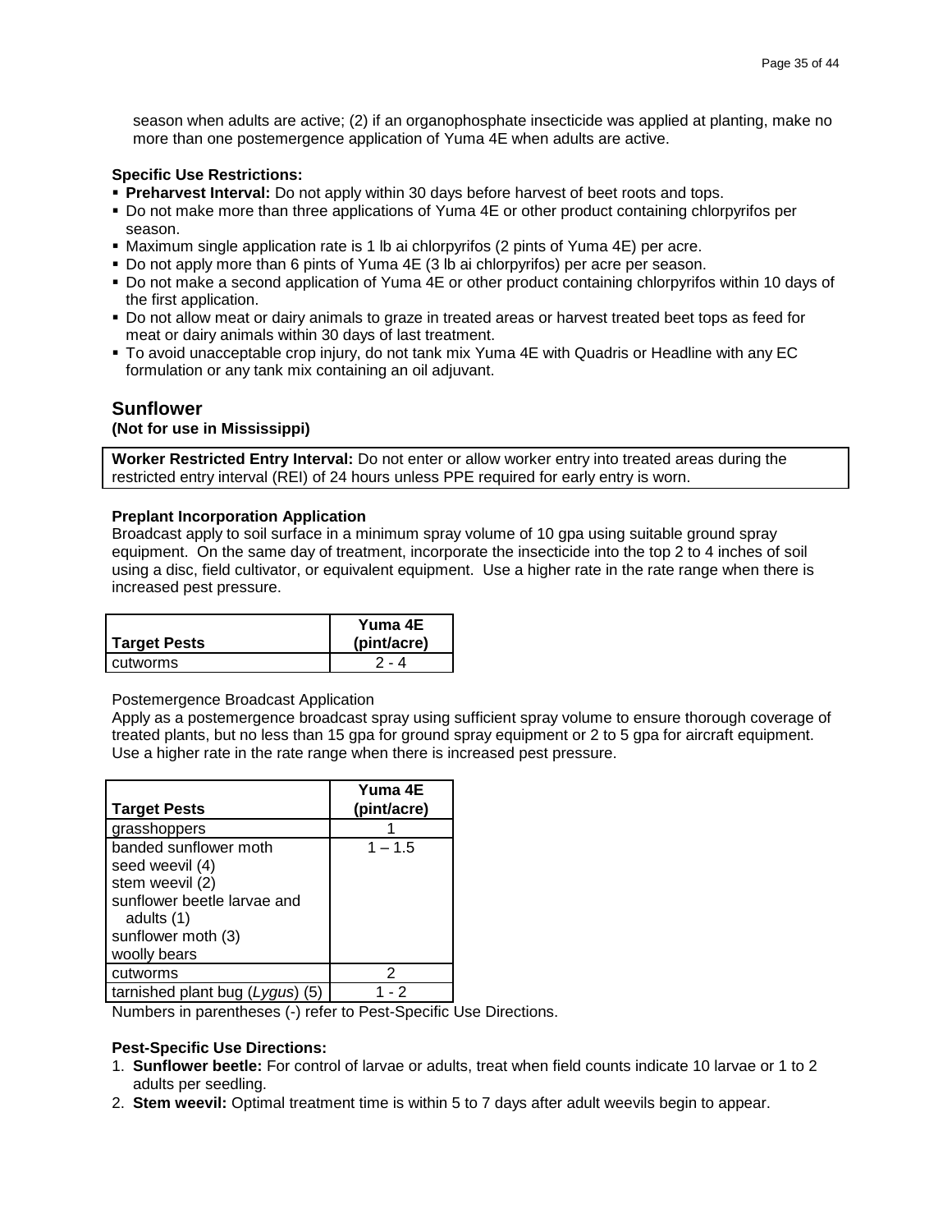season when adults are active; (2) if an organophosphate insecticide was applied at planting, make no more than one postemergence application of Yuma 4E when adults are active.

**Specific Use Restrictions:**

- **Preharvest Interval:** Do not apply within 30 days before harvest of beet roots and tops.
- Do not make more than three applications of Yuma 4E or other product containing chlorpyrifos per season.
- Maximum single application rate is 1 lb ai chlorpyrifos (2 pints of Yuma 4E) per acre.
- Do not apply more than 6 pints of Yuma 4E (3 lb ai chlorpyrifos) per acre per season.
- Do not make a second application of Yuma 4E or other product containing chlorpyrifos within 10 days of the first application.
- Do not allow meat or dairy animals to graze in treated areas or harvest treated beet tops as feed for meat or dairy animals within 30 days of last treatment.
- To avoid unacceptable crop injury, do not tank mix Yuma 4E with Quadris or Headline with any EC formulation or any tank mix containing an oil adjuvant.

## Sunflower

**(Not for use in Mississippi)**

**Worker Restricted Entry Interval:** Do not enter or allow worker entry into treated areas during the restricted entry interval (REI) of 24 hours unless PPE required for early entry is worn.

**Preplant Incorporation Application**

Broadcast apply to soil surface in a minimum spray volume of 10 gpa using suitable ground spray equipment. On the same day of treatment, incorporate the insecticide into the top 2 to 4 inches of soil using a disc, field cultivator, or equivalent equipment. Use a higher rate in the rate range when there is increased pest pressure.

| Target Pests | Yuma 4E (pint/acre) |
|---|---|
| cutworms | 2 - 4 |

Postemergence Broadcast Application

Apply as a postemergence broadcast spray using sufficient spray volume to ensure thorough coverage of treated plants, but no less than 15 gpa for ground spray equipment or 2 to 5 gpa for aircraft equipment. Use a higher rate in the rate range when there is increased pest pressure.

| Target Pests | Yuma 4E (pint/acre) |
|---|---|
| grasshoppers | 1 |
| banded sunflower moth<br>seed weevil (4)<br>stem weevil (2)<br>sunflower beetle larvae and adults (1)<br>sunflower moth (3)<br>woolly bears | 1 – 1.5 |
| cutworms | 2 |
| tarnished plant bug (*Lygus*) (5) | 1 - 2 |

Numbers in parentheses (-) refer to Pest-Specific Use Directions.

**Pest-Specific Use Directions:**

1. **Sunflower beetle:** For control of larvae or adults, treat when field counts indicate 10 larvae or 1 to 2 adults per seedling.
2. **Stem weevil:** Optimal treatment time is within 5 to 7 days after adult weevils begin to appear.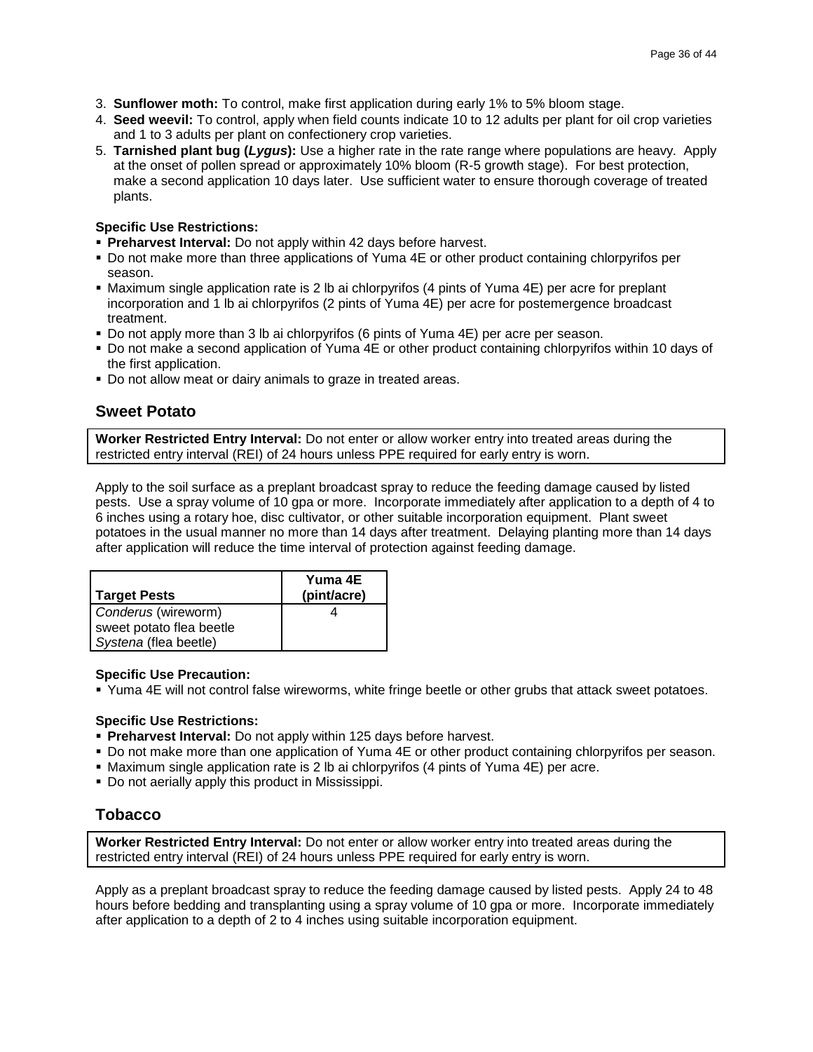3. **Sunflower moth:** To control, make first application during early 1% to 5% bloom stage.
4. **Seed weevil:** To control, apply when field counts indicate 10 to 12 adults per plant for oil crop varieties and 1 to 3 adults per plant on confectionery crop varieties.
5. **Tarnished plant bug (*Lygus*):** Use a higher rate in the rate range where populations are heavy. Apply at the onset of pollen spread or approximately 10% bloom (R-5 growth stage). For best protection, make a second application 10 days later. Use sufficient water to ensure thorough coverage of treated plants.

**Specific Use Restrictions:**

- **Preharvest Interval:** Do not apply within 42 days before harvest.
- Do not make more than three applications of Yuma 4E or other product containing chlorpyrifos per season.
- Maximum single application rate is 2 lb ai chlorpyrifos (4 pints of Yuma 4E) per acre for preplant incorporation and 1 lb ai chlorpyrifos (2 pints of Yuma 4E) per acre for postemergence broadcast treatment.
- Do not apply more than 3 lb ai chlorpyrifos (6 pints of Yuma 4E) per acre per season.
- Do not make a second application of Yuma 4E or other product containing chlorpyrifos within 10 days of the first application.
- Do not allow meat or dairy animals to graze in treated areas.

## Sweet Potato

**Worker Restricted Entry Interval:** Do not enter or allow worker entry into treated areas during the restricted entry interval (REI) of 24 hours unless PPE required for early entry is worn.

Apply to the soil surface as a preplant broadcast spray to reduce the feeding damage caused by listed pests. Use a spray volume of 10 gpa or more. Incorporate immediately after application to a depth of 4 to 6 inches using a rotary hoe, disc cultivator, or other suitable incorporation equipment. Plant sweet potatoes in the usual manner no more than 14 days after treatment. Delaying planting more than 14 days after application will reduce the time interval of protection against feeding damage.

| Target Pests | Yuma 4E (pint/acre) |
|---|---|
| *Conderus* (wireworm)<br>sweet potato flea beetle<br>*Systena* (flea beetle) | 4 |

**Specific Use Precaution:**

- Yuma 4E will not control false wireworms, white fringe beetle or other grubs that attack sweet potatoes.

**Specific Use Restrictions:**

- **Preharvest Interval:** Do not apply within 125 days before harvest.
- Do not make more than one application of Yuma 4E or other product containing chlorpyrifos per season.
- Maximum single application rate is 2 lb ai chlorpyrifos (4 pints of Yuma 4E) per acre.
- Do not aerially apply this product in Mississippi.

## Tobacco

**Worker Restricted Entry Interval:** Do not enter or allow worker entry into treated areas during the restricted entry interval (REI) of 24 hours unless PPE required for early entry is worn.

Apply as a preplant broadcast spray to reduce the feeding damage caused by listed pests. Apply 24 to 48 hours before bedding and transplanting using a spray volume of 10 gpa or more. Incorporate immediately after application to a depth of 2 to 4 inches using suitable incorporation equipment.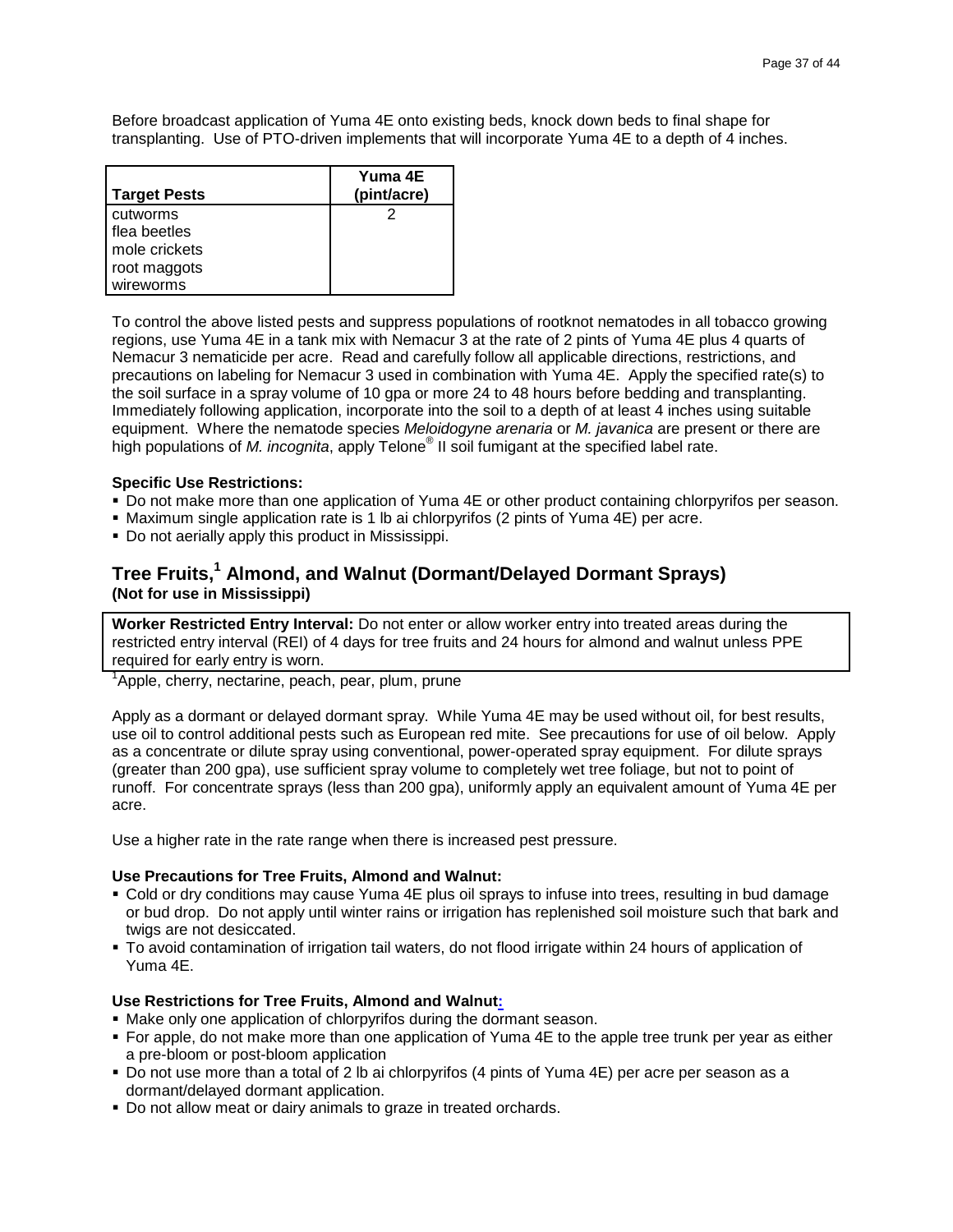Before broadcast application of Yuma 4E onto existing beds, knock down beds to final shape for transplanting. Use of PTO-driven implements that will incorporate Yuma 4E to a depth of 4 inches.

| Target Pests | Yuma 4E (pint/acre) |
|---|---|
| cutworms<br>flea beetles<br>mole crickets<br>root maggots<br>wireworms | 2 |

To control the above listed pests and suppress populations of rootknot nematodes in all tobacco growing regions, use Yuma 4E in a tank mix with Nemacur 3 at the rate of 2 pints of Yuma 4E plus 4 quarts of Nemacur 3 nematicide per acre. Read and carefully follow all applicable directions, restrictions, and precautions on labeling for Nemacur 3 used in combination with Yuma 4E. Apply the specified rate(s) to the soil surface in a spray volume of 10 gpa or more 24 to 48 hours before bedding and transplanting. Immediately following application, incorporate into the soil to a depth of at least 4 inches using suitable equipment. Where the nematode species *Meloidogyne arenaria* or *M. javanica* are present or there are high populations of *M. incognita*, apply Telone® II soil fumigant at the specified label rate.

**Specific Use Restrictions:**

- Do not make more than one application of Yuma 4E or other product containing chlorpyrifos per season.
- Maximum single application rate is 1 lb ai chlorpyrifos (2 pints of Yuma 4E) per acre.
- Do not aerially apply this product in Mississippi.

## Tree Fruits,[1] Almond, and Walnut (Dormant/Delayed Dormant Sprays)
**(Not for use in Mississippi)**

**Worker Restricted Entry Interval:** Do not enter or allow worker entry into treated areas during the restricted entry interval (REI) of 4 days for tree fruits and 24 hours for almond and walnut unless PPE required for early entry is worn.

[1]Apple, cherry, nectarine, peach, pear, plum, prune

Apply as a dormant or delayed dormant spray. While Yuma 4E may be used without oil, for best results, use oil to control additional pests such as European red mite. See precautions for use of oil below. Apply as a concentrate or dilute spray using conventional, power-operated spray equipment. For dilute sprays (greater than 200 gpa), use sufficient spray volume to completely wet tree foliage, but not to point of runoff. For concentrate sprays (less than 200 gpa), uniformly apply an equivalent amount of Yuma 4E per acre.

Use a higher rate in the rate range when there is increased pest pressure.

**Use Precautions for Tree Fruits, Almond and Walnut:**

- Cold or dry conditions may cause Yuma 4E plus oil sprays to infuse into trees, resulting in bud damage or bud drop. Do not apply until winter rains or irrigation has replenished soil moisture such that bark and twigs are not desiccated.
- To avoid contamination of irrigation tail waters, do not flood irrigate within 24 hours of application of Yuma 4E.

**Use Restrictions for Tree Fruits, Almond and Walnut:**

- Make only one application of chlorpyrifos during the dormant season.
- For apple, do not make more than one application of Yuma 4E to the apple tree trunk per year as either a pre-bloom or post-bloom application
- Do not use more than a total of 2 lb ai chlorpyrifos (4 pints of Yuma 4E) per acre per season as a dormant/delayed dormant application.
- Do not allow meat or dairy animals to graze in treated orchards.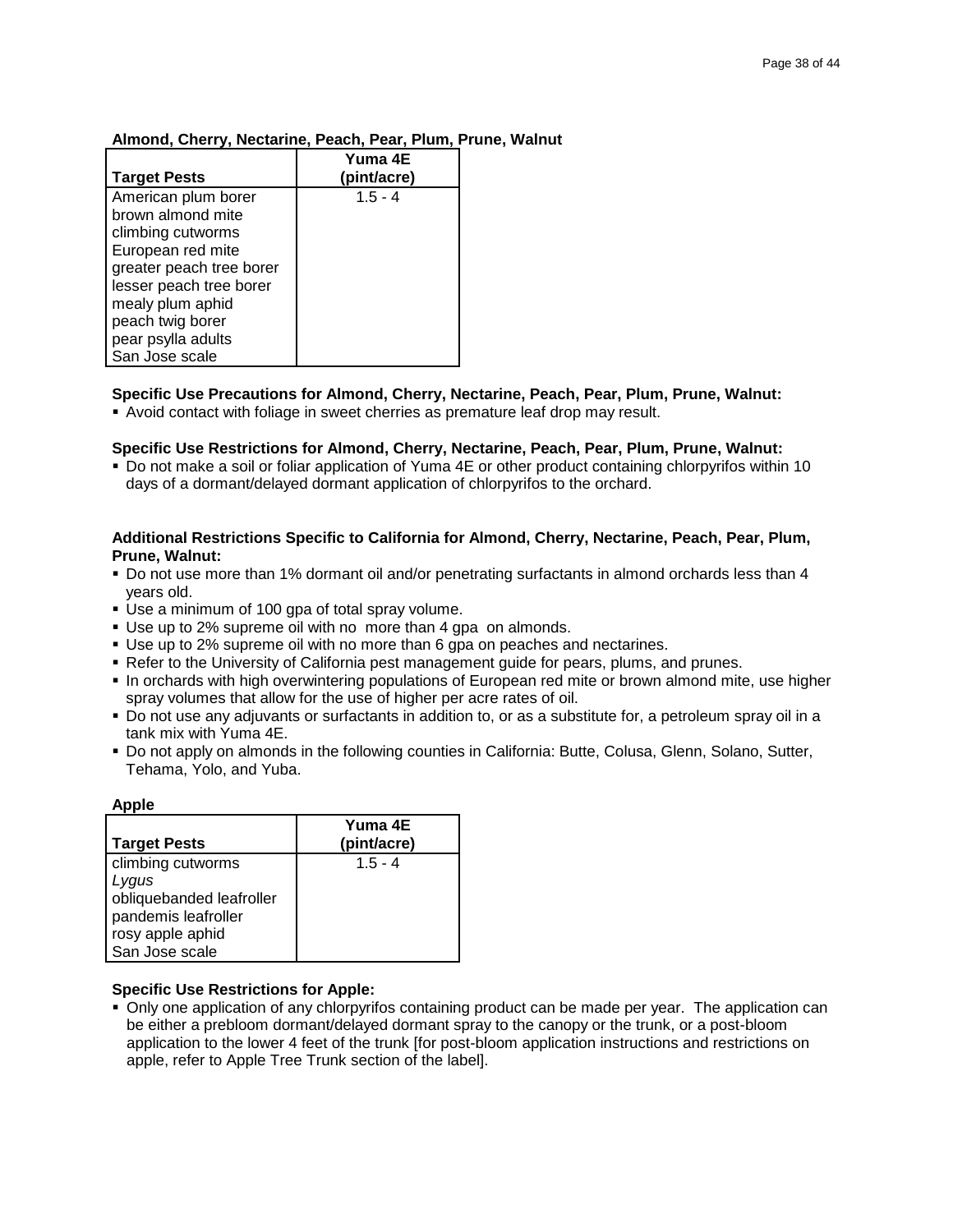**Almond, Cherry, Nectarine, Peach, Pear, Plum, Prune, Walnut**

| Target Pests | Yuma 4E (pint/acre) |
|---|---|
| American plum borer<br>brown almond mite<br>climbing cutworms<br>European red mite<br>greater peach tree borer<br>lesser peach tree borer<br>mealy plum aphid<br>peach twig borer<br>pear psylla adults<br>San Jose scale | 1.5 - 4 |

**Specific Use Precautions for Almond, Cherry, Nectarine, Peach, Pear, Plum, Prune, Walnut:**

- Avoid contact with foliage in sweet cherries as premature leaf drop may result.

**Specific Use Restrictions for Almond, Cherry, Nectarine, Peach, Pear, Plum, Prune, Walnut:**

- Do not make a soil or foliar application of Yuma 4E or other product containing chlorpyrifos within 10 days of a dormant/delayed dormant application of chlorpyrifos to the orchard.

**Additional Restrictions Specific to California for Almond, Cherry, Nectarine, Peach, Pear, Plum, Prune, Walnut:**

- Do not use more than 1% dormant oil and/or penetrating surfactants in almond orchards less than 4 years old.
- Use a minimum of 100 gpa of total spray volume.
- Use up to 2% supreme oil with no more than 4 gpa on almonds.
- Use up to 2% supreme oil with no more than 6 gpa on peaches and nectarines.
- Refer to the University of California pest management guide for pears, plums, and prunes.
- In orchards with high overwintering populations of European red mite or brown almond mite, use higher spray volumes that allow for the use of higher per acre rates of oil.
- Do not use any adjuvants or surfactants in addition to, or as a substitute for, a petroleum spray oil in a tank mix with Yuma 4E.
- Do not apply on almonds in the following counties in California: Butte, Colusa, Glenn, Solano, Sutter, Tehama, Yolo, and Yuba.

**Apple**

| Target Pests | Yuma 4E (pint/acre) |
|---|---|
| climbing cutworms<br>*Lygus*<br>obliquebanded leafroller<br>pandemis leafroller<br>rosy apple aphid<br>San Jose scale | 1.5 - 4 |

**Specific Use Restrictions for Apple:**

- Only one application of any chlorpyrifos containing product can be made per year. The application can be either a prebloom dormant/delayed dormant spray to the canopy or the trunk, or a post-bloom application to the lower 4 feet of the trunk [for post-bloom application instructions and restrictions on apple, refer to Apple Tree Trunk section of the label].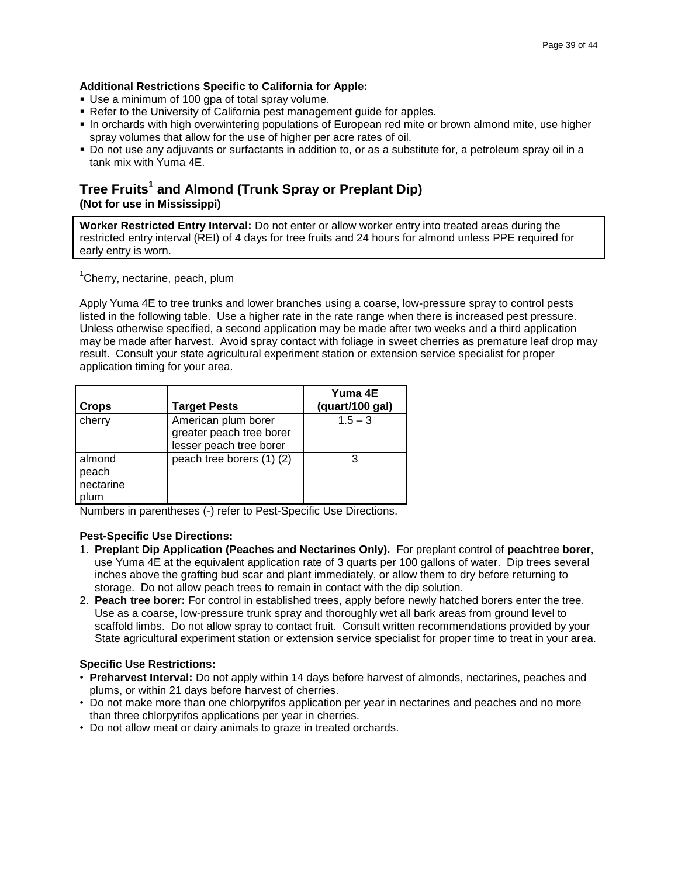**Additional Restrictions Specific to California for Apple:**

- Use a minimum of 100 gpa of total spray volume.
- Refer to the University of California pest management guide for apples.
- In orchards with high overwintering populations of European red mite or brown almond mite, use higher spray volumes that allow for the use of higher per acre rates of oil.
- Do not use any adjuvants or surfactants in addition to, or as a substitute for, a petroleum spray oil in a tank mix with Yuma 4E.

## Tree Fruits[1] and Almond (Trunk Spray or Preplant Dip)

**(Not for use in Mississippi)**

**Worker Restricted Entry Interval:** Do not enter or allow worker entry into treated areas during the restricted entry interval (REI) of 4 days for tree fruits and 24 hours for almond unless PPE required for early entry is worn.

[1]Cherry, nectarine, peach, plum

Apply Yuma 4E to tree trunks and lower branches using a coarse, low-pressure spray to control pests listed in the following table. Use a higher rate in the rate range when there is increased pest pressure. Unless otherwise specified, a second application may be made after two weeks and a third application may be made after harvest. Avoid spray contact with foliage in sweet cherries as premature leaf drop may result. Consult your state agricultural experiment station or extension service specialist for proper application timing for your area.

| Crops | Target Pests | Yuma 4E (quart/100 gal) |
|---|---|---|
| cherry | American plum borer<br>greater peach tree borer<br>lesser peach tree borer | 1.5 – 3 |
| almond<br>peach<br>nectarine<br>plum | peach tree borers (1) (2) | 3 |

Numbers in parentheses (-) refer to Pest-Specific Use Directions.

**Pest-Specific Use Directions:**

1. **Preplant Dip Application (Peaches and Nectarines Only).** For preplant control of **peachtree borer**, use Yuma 4E at the equivalent application rate of 3 quarts per 100 gallons of water. Dip trees several inches above the grafting bud scar and plant immediately, or allow them to dry before returning to storage. Do not allow peach trees to remain in contact with the dip solution.
2. **Peach tree borer:** For control in established trees, apply before newly hatched borers enter the tree. Use as a coarse, low-pressure trunk spray and thoroughly wet all bark areas from ground level to scaffold limbs. Do not allow spray to contact fruit. Consult written recommendations provided by your State agricultural experiment station or extension service specialist for proper time to treat in your area.

**Specific Use Restrictions:**

- **Preharvest Interval:** Do not apply within 14 days before harvest of almonds, nectarines, peaches and plums, or within 21 days before harvest of cherries.
- Do not make more than one chlorpyrifos application per year in nectarines and peaches and no more than three chlorpyrifos applications per year in cherries.
- Do not allow meat or dairy animals to graze in treated orchards.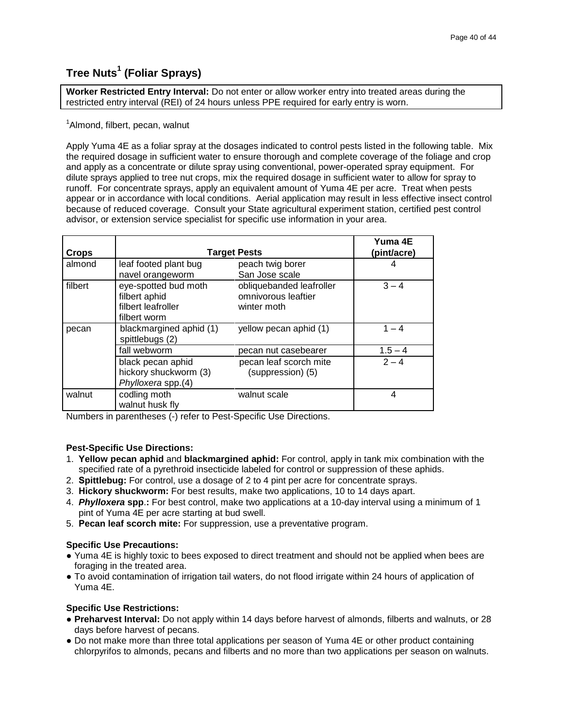## Tree Nuts[1] (Foliar Sprays)

**Worker Restricted Entry Interval:** Do not enter or allow worker entry into treated areas during the restricted entry interval (REI) of 24 hours unless PPE required for early entry is worn.

[1]Almond, filbert, pecan, walnut

Apply Yuma 4E as a foliar spray at the dosages indicated to control pests listed in the following table. Mix the required dosage in sufficient water to ensure thorough and complete coverage of the foliage and crop and apply as a concentrate or dilute spray using conventional, power-operated spray equipment. For dilute sprays applied to tree nut crops, mix the required dosage in sufficient water to allow for spray to runoff. For concentrate sprays, apply an equivalent amount of Yuma 4E per acre. Treat when pests appear or in accordance with local conditions. Aerial application may result in less effective insect control because of reduced coverage. Consult your State agricultural experiment station, certified pest control advisor, or extension service specialist for specific use information in your area.

| Crops | Target Pests | | Yuma 4E (pint/acre) |
|---|---|---|---|
| almond | leaf footed plant bug<br>navel orangeworm | peach twig borer<br>San Jose scale | 4 |
| filbert | eye-spotted bud moth<br>filbert aphid<br>filbert leafroller<br>filbert worm | obliquebanded leafroller<br>omnivorous leaftier<br>winter moth | 3 – 4 |
| pecan | blackmargined aphid (1)<br>spittlebugs (2) | yellow pecan aphid (1) | 1 – 4 |
| | fall webworm | pecan nut casebearer | 1.5 – 4 |
| | black pecan aphid<br>hickory shuckworm (3)<br>*Phylloxera* spp.(4) | pecan leaf scorch mite<br>(suppression) (5) | 2 – 4 |
| walnut | codling moth<br>walnut husk fly | walnut scale | 4 |

Numbers in parentheses (-) refer to Pest-Specific Use Directions.

**Pest-Specific Use Directions:**

1. **Yellow pecan aphid** and **blackmargined aphid:** For control, apply in tank mix combination with the specified rate of a pyrethroid insecticide labeled for control or suppression of these aphids.
2. **Spittlebug:** For control, use a dosage of 2 to 4 pint per acre for concentrate sprays.
3. **Hickory shuckworm:** For best results, make two applications, 10 to 14 days apart.
4. ***Phylloxera* spp.:** For best control, make two applications at a 10-day interval using a minimum of 1 pint of Yuma 4E per acre starting at bud swell.
5. **Pecan leaf scorch mite:** For suppression, use a preventative program.

**Specific Use Precautions:**

- Yuma 4E is highly toxic to bees exposed to direct treatment and should not be applied when bees are foraging in the treated area.
- To avoid contamination of irrigation tail waters, do not flood irrigate within 24 hours of application of Yuma 4E.

**Specific Use Restrictions:**

- **Preharvest Interval:** Do not apply within 14 days before harvest of almonds, filberts and walnuts, or 28 days before harvest of pecans.
- Do not make more than three total applications per season of Yuma 4E or other product containing chlorpyrifos to almonds, pecans and filberts and no more than two applications per season on walnuts.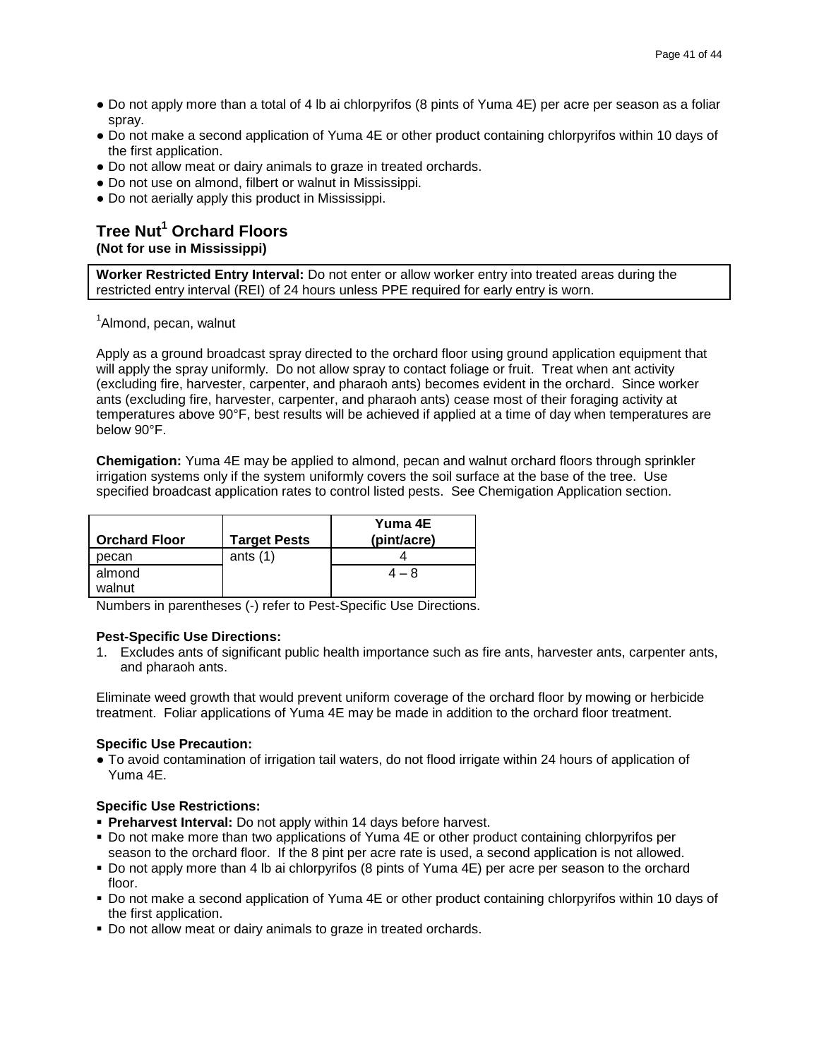- Do not apply more than a total of 4 lb ai chlorpyrifos (8 pints of Yuma 4E) per acre per season as a foliar spray.
- Do not make a second application of Yuma 4E or other product containing chlorpyrifos within 10 days of the first application.
- Do not allow meat or dairy animals to graze in treated orchards.
- Do not use on almond, filbert or walnut in Mississippi.
- Do not aerially apply this product in Mississippi.

## Tree Nut[1] Orchard Floors

**(Not for use in Mississippi)**

**Worker Restricted Entry Interval:** Do not enter or allow worker entry into treated areas during the restricted entry interval (REI) of 24 hours unless PPE required for early entry is worn.

[1]Almond, pecan, walnut

Apply as a ground broadcast spray directed to the orchard floor using ground application equipment that will apply the spray uniformly. Do not allow spray to contact foliage or fruit. Treat when ant activity (excluding fire, harvester, carpenter, and pharaoh ants) becomes evident in the orchard. Since worker ants (excluding fire, harvester, carpenter, and pharaoh ants) cease most of their foraging activity at temperatures above 90°F, best results will be achieved if applied at a time of day when temperatures are below 90°F.

**Chemigation:** Yuma 4E may be applied to almond, pecan and walnut orchard floors through sprinkler irrigation systems only if the system uniformly covers the soil surface at the base of the tree. Use specified broadcast application rates to control listed pests. See Chemigation Application section.

| Orchard Floor | Target Pests | Yuma 4E (pint/acre) |
|---|---|---|
| pecan | ants (1) | 4 |
| almond walnut | | 4 – 8 |

Numbers in parentheses (-) refer to Pest-Specific Use Directions.

**Pest-Specific Use Directions:**

1. Excludes ants of significant public health importance such as fire ants, harvester ants, carpenter ants, and pharaoh ants.

Eliminate weed growth that would prevent uniform coverage of the orchard floor by mowing or herbicide treatment. Foliar applications of Yuma 4E may be made in addition to the orchard floor treatment.

**Specific Use Precaution:**

- To avoid contamination of irrigation tail waters, do not flood irrigate within 24 hours of application of Yuma 4E.

**Specific Use Restrictions:**

- **Preharvest Interval:** Do not apply within 14 days before harvest.
- Do not make more than two applications of Yuma 4E or other product containing chlorpyrifos per season to the orchard floor. If the 8 pint per acre rate is used, a second application is not allowed.
- Do not apply more than 4 lb ai chlorpyrifos (8 pints of Yuma 4E) per acre per season to the orchard floor.
- Do not make a second application of Yuma 4E or other product containing chlorpyrifos within 10 days of the first application.
- Do not allow meat or dairy animals to graze in treated orchards.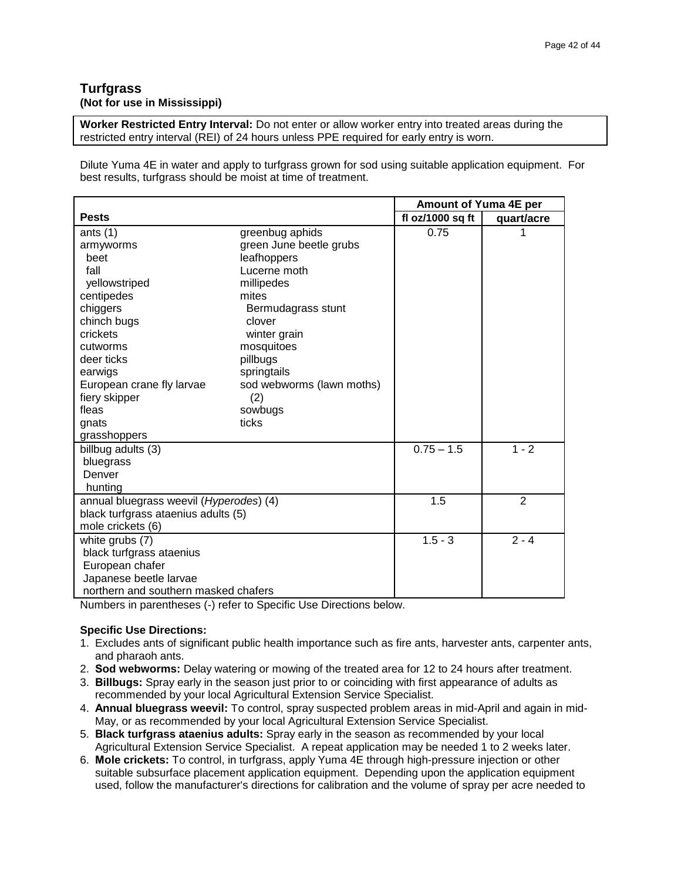## Turfgrass
**(Not for use in Mississippi)**

**Worker Restricted Entry Interval:** Do not enter or allow worker entry into treated areas during the restricted entry interval (REI) of 24 hours unless PPE required for early entry is worn.

Dilute Yuma 4E in water and apply to turfgrass grown for sod using suitable application equipment. For best results, turfgrass should be moist at time of treatment.

| Pests | | Amount of Yuma 4E per | |
|---|---|---|---|
| | | fl oz/1000 sq ft | quart/acre |
| ants (1)<br>armyworms<br>beet<br>fall<br>yellowstriped<br>centipedes<br>chiggers<br>chinch bugs<br>crickets<br>cutworms<br>deer ticks<br>earwigs<br>European crane fly larvae<br>fiery skipper<br>fleas<br>gnats<br>grasshoppers | greenbug aphids<br>green June beetle grubs<br>leafhoppers<br>Lucerne moth<br>millipedes<br>mites<br>Bermudagrass stunt<br>clover<br>winter grain<br>mosquitoes<br>pillbugs<br>springtails<br>sod webworms (lawn moths) (2)<br>sowbugs<br>ticks | 0.75 | 1 |
| billbug adults (3)<br>bluegrass<br>Denver<br>hunting | | 0.75 – 1.5 | 1 - 2 |
| annual bluegrass weevil (*Hyperodes*) (4)<br>black turfgrass ataenius adults (5)<br>mole crickets (6) | | 1.5 | 2 |
| white grubs (7)<br>black turfgrass ataenius<br>European chafer<br>Japanese beetle larvae<br>northern and southern masked chafers | | 1.5 - 3 | 2 - 4 |

Numbers in parentheses (-) refer to Specific Use Directions below.

**Specific Use Directions:**

1. Excludes ants of significant public health importance such as fire ants, harvester ants, carpenter ants, and pharaoh ants.
2. **Sod webworms:** Delay watering or mowing of the treated area for 12 to 24 hours after treatment.
3. **Billbugs:** Spray early in the season just prior to or coinciding with first appearance of adults as recommended by your local Agricultural Extension Service Specialist.
4. **Annual bluegrass weevil:** To control, spray suspected problem areas in mid-April and again in mid-May, or as recommended by your local Agricultural Extension Service Specialist.
5. **Black turfgrass ataenius adults:** Spray early in the season as recommended by your local Agricultural Extension Service Specialist. A repeat application may be needed 1 to 2 weeks later.
6. **Mole crickets:** To control, in turfgrass, apply Yuma 4E through high-pressure injection or other suitable subsurface placement application equipment. Depending upon the application equipment used, follow the manufacturer's directions for calibration and the volume of spray per acre needed to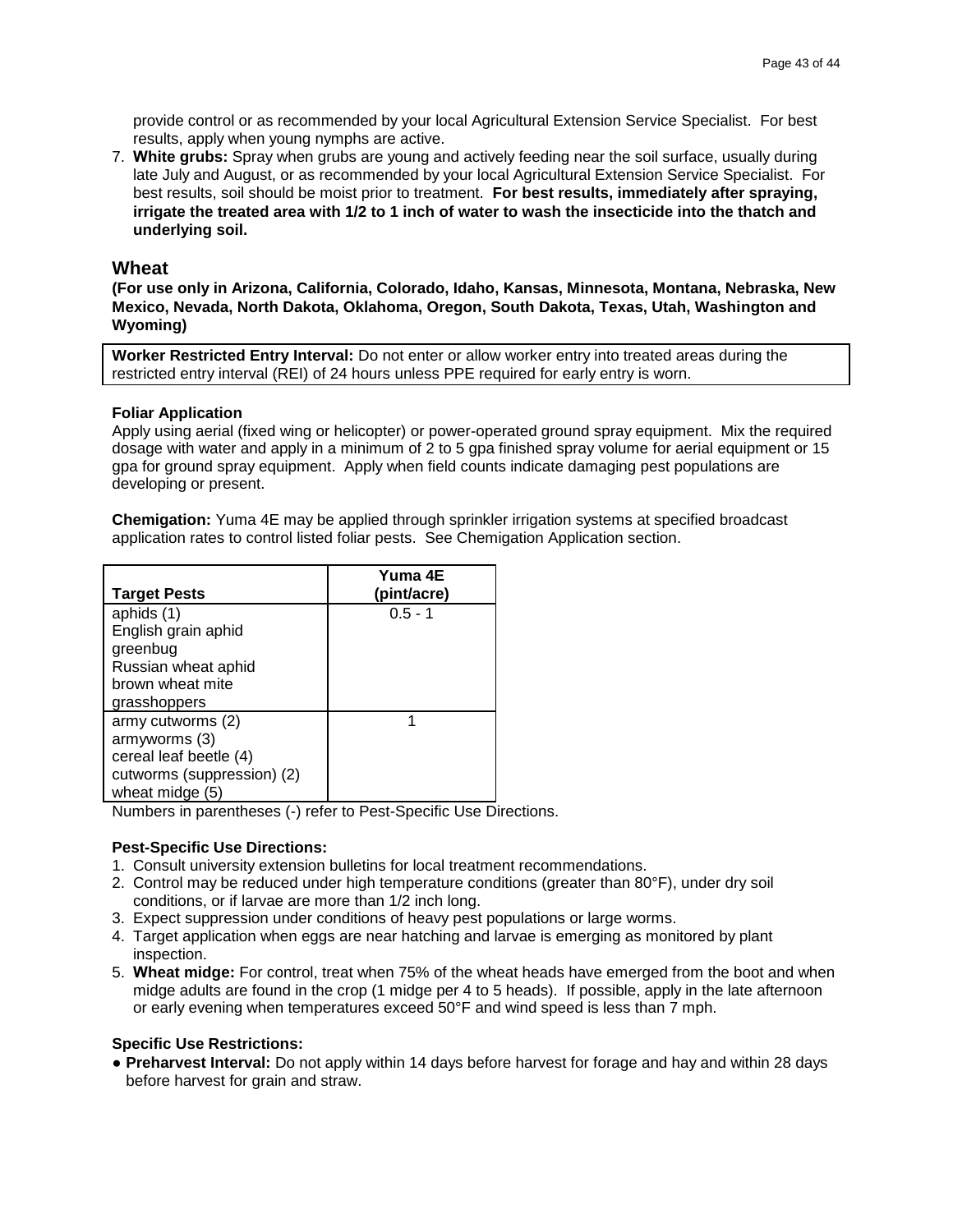provide control or as recommended by your local Agricultural Extension Service Specialist. For best results, apply when young nymphs are active.

7. **White grubs:** Spray when grubs are young and actively feeding near the soil surface, usually during late July and August, or as recommended by your local Agricultural Extension Service Specialist. For best results, soil should be moist prior to treatment. **For best results, immediately after spraying, irrigate the treated area with 1/2 to 1 inch of water to wash the insecticide into the thatch and underlying soil.**

## Wheat

**(For use only in Arizona, California, Colorado, Idaho, Kansas, Minnesota, Montana, Nebraska, New Mexico, Nevada, North Dakota, Oklahoma, Oregon, South Dakota, Texas, Utah, Washington and Wyoming)**

**Worker Restricted Entry Interval:** Do not enter or allow worker entry into treated areas during the restricted entry interval (REI) of 24 hours unless PPE required for early entry is worn.

**Foliar Application**

Apply using aerial (fixed wing or helicopter) or power-operated ground spray equipment. Mix the required dosage with water and apply in a minimum of 2 to 5 gpa finished spray volume for aerial equipment or 15 gpa for ground spray equipment. Apply when field counts indicate damaging pest populations are developing or present.

**Chemigation:** Yuma 4E may be applied through sprinkler irrigation systems at specified broadcast application rates to control listed foliar pests. See Chemigation Application section.

| Target Pests | Yuma 4E (pint/acre) |
|---|---|
| aphids (1)<br>English grain aphid<br>greenbug<br>Russian wheat aphid<br>brown wheat mite<br>grasshoppers | 0.5 - 1 |
| army cutworms (2)<br>armyworms (3)<br>cereal leaf beetle (4)<br>cutworms (suppression) (2)<br>wheat midge (5) | 1 |

Numbers in parentheses (-) refer to Pest-Specific Use Directions.

**Pest-Specific Use Directions:**

1. Consult university extension bulletins for local treatment recommendations.
2. Control may be reduced under high temperature conditions (greater than 80°F), under dry soil conditions, or if larvae are more than 1/2 inch long.
3. Expect suppression under conditions of heavy pest populations or large worms.
4. Target application when eggs are near hatching and larvae is emerging as monitored by plant inspection.
5. **Wheat midge:** For control, treat when 75% of the wheat heads have emerged from the boot and when midge adults are found in the crop (1 midge per 4 to 5 heads). If possible, apply in the late afternoon or early evening when temperatures exceed 50°F and wind speed is less than 7 mph.

**Specific Use Restrictions:**

- **Preharvest Interval:** Do not apply within 14 days before harvest for forage and hay and within 28 days before harvest for grain and straw.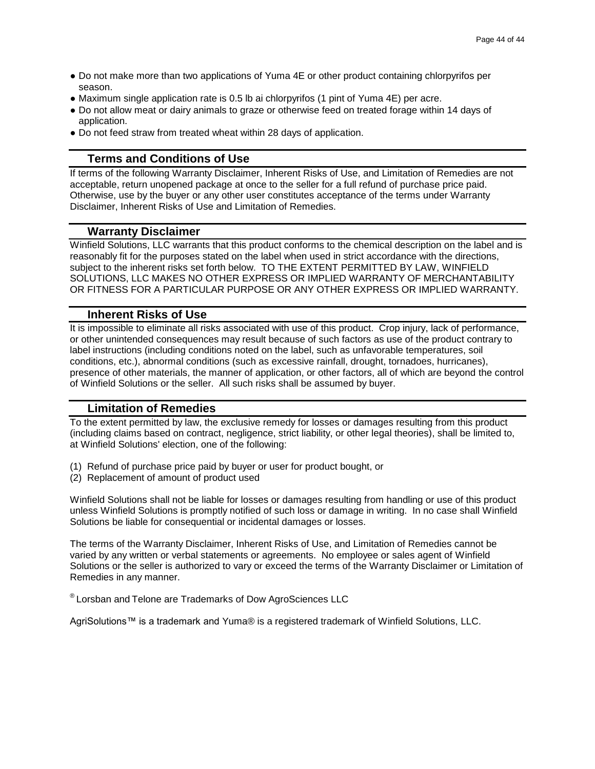- Do not make more than two applications of Yuma 4E or other product containing chlorpyrifos per season.
- Maximum single application rate is 0.5 lb ai chlorpyrifos (1 pint of Yuma 4E) per acre.
- Do not allow meat or dairy animals to graze or otherwise feed on treated forage within 14 days of application.
- Do not feed straw from treated wheat within 28 days of application.

## Terms and Conditions of Use

If terms of the following Warranty Disclaimer, Inherent Risks of Use, and Limitation of Remedies are not acceptable, return unopened package at once to the seller for a full refund of purchase price paid. Otherwise, use by the buyer or any other user constitutes acceptance of the terms under Warranty Disclaimer, Inherent Risks of Use and Limitation of Remedies.

## Warranty Disclaimer

Winfield Solutions, LLC warrants that this product conforms to the chemical description on the label and is reasonably fit for the purposes stated on the label when used in strict accordance with the directions, subject to the inherent risks set forth below. TO THE EXTENT PERMITTED BY LAW, WINFIELD SOLUTIONS, LLC MAKES NO OTHER EXPRESS OR IMPLIED WARRANTY OF MERCHANTABILITY OR FITNESS FOR A PARTICULAR PURPOSE OR ANY OTHER EXPRESS OR IMPLIED WARRANTY.

## Inherent Risks of Use

It is impossible to eliminate all risks associated with use of this product. Crop injury, lack of performance, or other unintended consequences may result because of such factors as use of the product contrary to label instructions (including conditions noted on the label, such as unfavorable temperatures, soil conditions, etc.), abnormal conditions (such as excessive rainfall, drought, tornadoes, hurricanes), presence of other materials, the manner of application, or other factors, all of which are beyond the control of Winfield Solutions or the seller. All such risks shall be assumed by buyer.

## Limitation of Remedies

To the extent permitted by law, the exclusive remedy for losses or damages resulting from this product (including claims based on contract, negligence, strict liability, or other legal theories), shall be limited to, at Winfield Solutions' election, one of the following:

(1) Refund of purchase price paid by buyer or user for product bought, or
(2) Replacement of amount of product used

Winfield Solutions shall not be liable for losses or damages resulting from handling or use of this product unless Winfield Solutions is promptly notified of such loss or damage in writing. In no case shall Winfield Solutions be liable for consequential or incidental damages or losses.

The terms of the Warranty Disclaimer, Inherent Risks of Use, and Limitation of Remedies cannot be varied by any written or verbal statements or agreements. No employee or sales agent of Winfield Solutions or the seller is authorized to vary or exceed the terms of the Warranty Disclaimer or Limitation of Remedies in any manner.

® Lorsban and Telone are Trademarks of Dow AgroSciences LLC

AgriSolutions™ is a trademark and Yuma® is a registered trademark of Winfield Solutions, LLC.